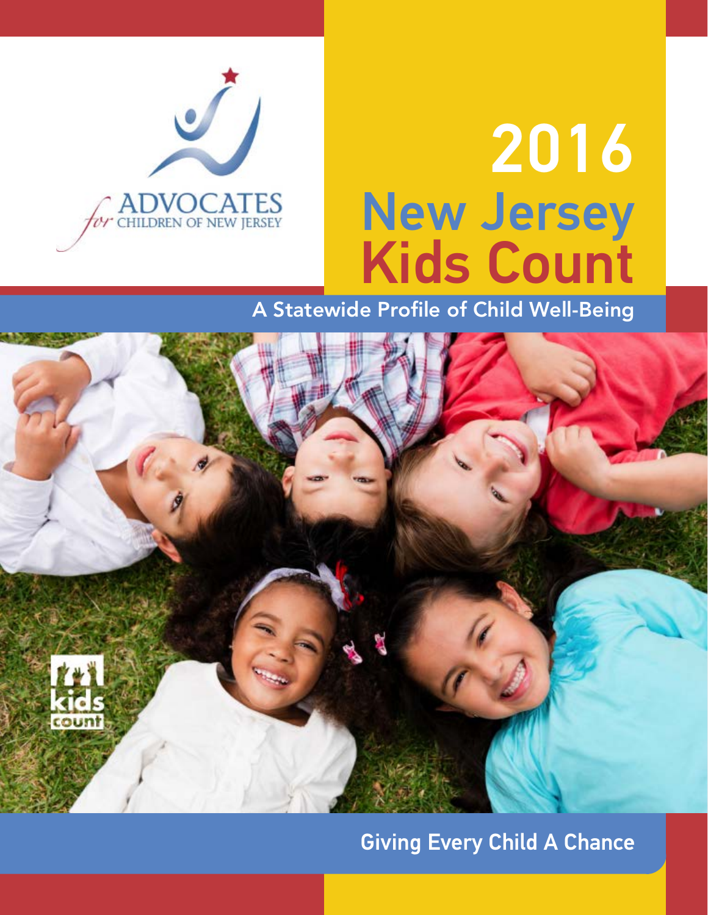ADVOCATES *for* CHILDREN OF NEW JERSEY

# 2016 New Jersey Kids Count

## A Statewide Profile of Child Well-Being

kids count

**Giving Every Child A Chance**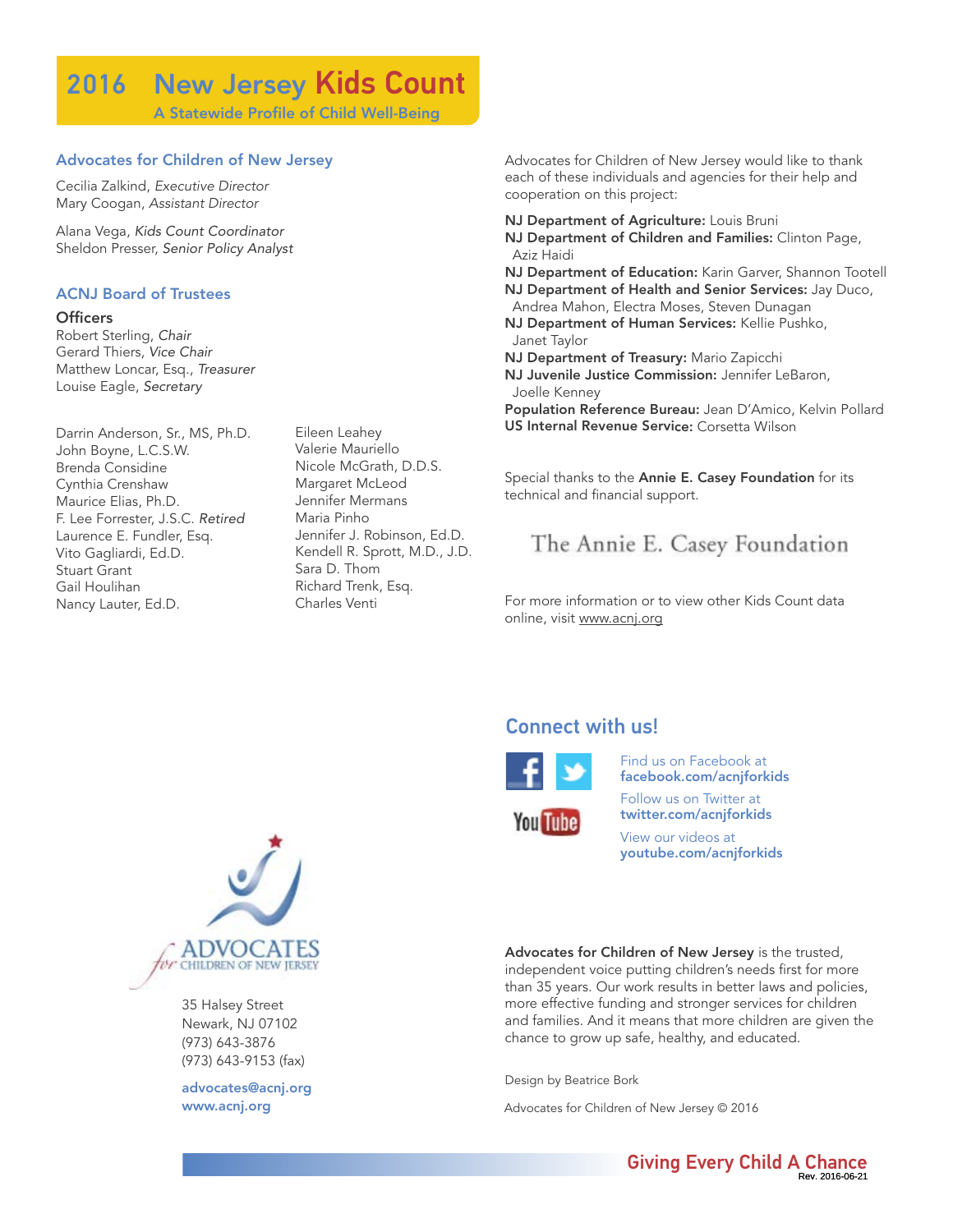# 2016 New Jersey Kids Count

A Statewide Profile of Child Well-Being

## Advocates for Children of New Jersey

Cecilia Zalkind, *Executive Director*
Mary Coogan, *Assistant Director*

Alana Vega, *Kids Count Coordinator*
Sheldon Presser, *Senior Policy Analyst*

## ACNJ Board of Trustees

### Officers

Robert Sterling, *Chair*
Gerard Thiers, *Vice Chair*
Matthew Loncar, Esq., *Treasurer*
Louise Eagle, *Secretary*

Darrin Anderson, Sr., MS, Ph.D.
John Boyne, L.C.S.W.
Brenda Considine
Cynthia Crenshaw
Maurice Elias, Ph.D.
F. Lee Forrester, J.S.C. *Retired*
Laurence E. Fundler, Esq.
Vito Gagliardi, Ed.D.
Stuart Grant
Gail Houlihan
Nancy Lauter, Ed.D.
Eileen Leahey
Valerie Mauriello
Nicole McGrath, D.D.S.
Margaret McLeod
Jennifer Mermans
Maria Pinho
Jennifer J. Robinson, Ed.D.
Kendell R. Sprott, M.D., J.D.
Sara D. Thom
Richard Trenk, Esq.
Charles Venti

ADVOCATES for CHILDREN OF NEW JERSEY

35 Halsey Street
Newark, NJ 07102
(973) 643-3876
(973) 643-9153 (fax)

**advocates@acnj.org**
**www.acnj.org**

Advocates for Children of New Jersey would like to thank each of these individuals and agencies for their help and cooperation on this project:

**NJ Department of Agriculture:** Louis Bruni
**NJ Department of Children and Families:** Clinton Page, Aziz Haidi
**NJ Department of Education:** Karin Garver, Shannon Tootell
**NJ Department of Health and Senior Services:** Jay Duco, Andrea Mahon, Electra Moses, Steven Dunagan
**NJ Department of Human Services:** Kellie Pushko, Janet Taylor
**NJ Department of Treasury:** Mario Zapicchi
**NJ Juvenile Justice Commission:** Jennifer LeBaron, Joelle Kenney
**Population Reference Bureau:** Jean D'Amico, Kelvin Pollard
**US Internal Revenue Service:** Corsetta Wilson

Special thanks to the **Annie E. Casey Foundation** for its technical and financial support.

The Annie E. Casey Foundation

For more information or to view other Kids Count data online, visit www.acnj.org

## Connect with us!

Find us on Facebook at **facebook.com/acnjforkids**

Follow us on Twitter at **twitter.com/acnjforkids**

View our videos at **youtube.com/acnjforkids**

**Advocates for Children of New Jersey** is the trusted, independent voice putting children's needs first for more than 35 years. Our work results in better laws and policies, more effective funding and stronger services for children and families. And it means that more children are given the chance to grow up safe, healthy, and educated.

Design by Beatrice Bork

Advocates for Children of New Jersey © 2016

Giving Every Child A Chance

Rev. 2016-06-21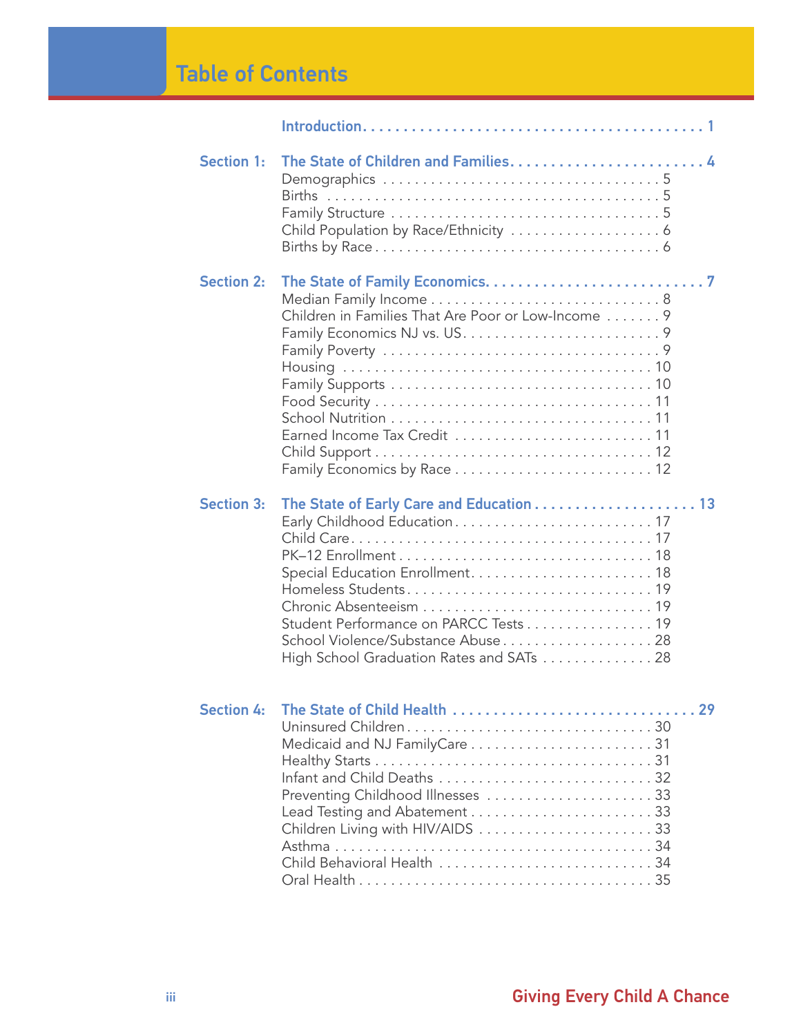# Table of Contents

**Introduction** . . . . . . . . . . 1

**Section 1: The State of Children and Families** . . . . . . . . . . 4

- Demographics . . . . . . . . . . 5
- Births . . . . . . . . . . 5
- Family Structure . . . . . . . . . . 5
- Child Population by Race/Ethnicity . . . . . . . . . . 6
- Births by Race . . . . . . . . . . 6

**Section 2: The State of Family Economics** . . . . . . . . . . 7

- Median Family Income . . . . . . . . . . 8
- Children in Families That Are Poor or Low-Income . . . . . . . . . . 9
- Family Economics NJ vs. US . . . . . . . . . . 9
- Family Poverty . . . . . . . . . . 9
- Housing . . . . . . . . . . 10
- Family Supports . . . . . . . . . . 10
- Food Security . . . . . . . . . . 11
- School Nutrition . . . . . . . . . . 11
- Earned Income Tax Credit . . . . . . . . . . 11
- Child Support . . . . . . . . . . 12
- Family Economics by Race . . . . . . . . . . 12

**Section 3: The State of Early Care and Education** . . . . . . . . . . 13

- Early Childhood Education . . . . . . . . . . 17
- Child Care . . . . . . . . . . 17
- PK–12 Enrollment . . . . . . . . . . 18
- Special Education Enrollment . . . . . . . . . . 18
- Homeless Students . . . . . . . . . . 19
- Chronic Absenteeism . . . . . . . . . . 19
- Student Performance on PARCC Tests . . . . . . . . . . 19
- School Violence/Substance Abuse . . . . . . . . . . 28
- High School Graduation Rates and SATs . . . . . . . . . . 28

**Section 4: The State of Child Health** . . . . . . . . . . 29

- Uninsured Children . . . . . . . . . . 30
- Medicaid and NJ FamilyCare . . . . . . . . . . 31
- Healthy Starts . . . . . . . . . . 31
- Infant and Child Deaths . . . . . . . . . . 32
- Preventing Childhood Illnesses . . . . . . . . . . 33
- Lead Testing and Abatement . . . . . . . . . . 33
- Children Living with HIV/AIDS . . . . . . . . . . 33
- Asthma . . . . . . . . . . 34
- Child Behavioral Health . . . . . . . . . . 34
- Oral Health . . . . . . . . . . 35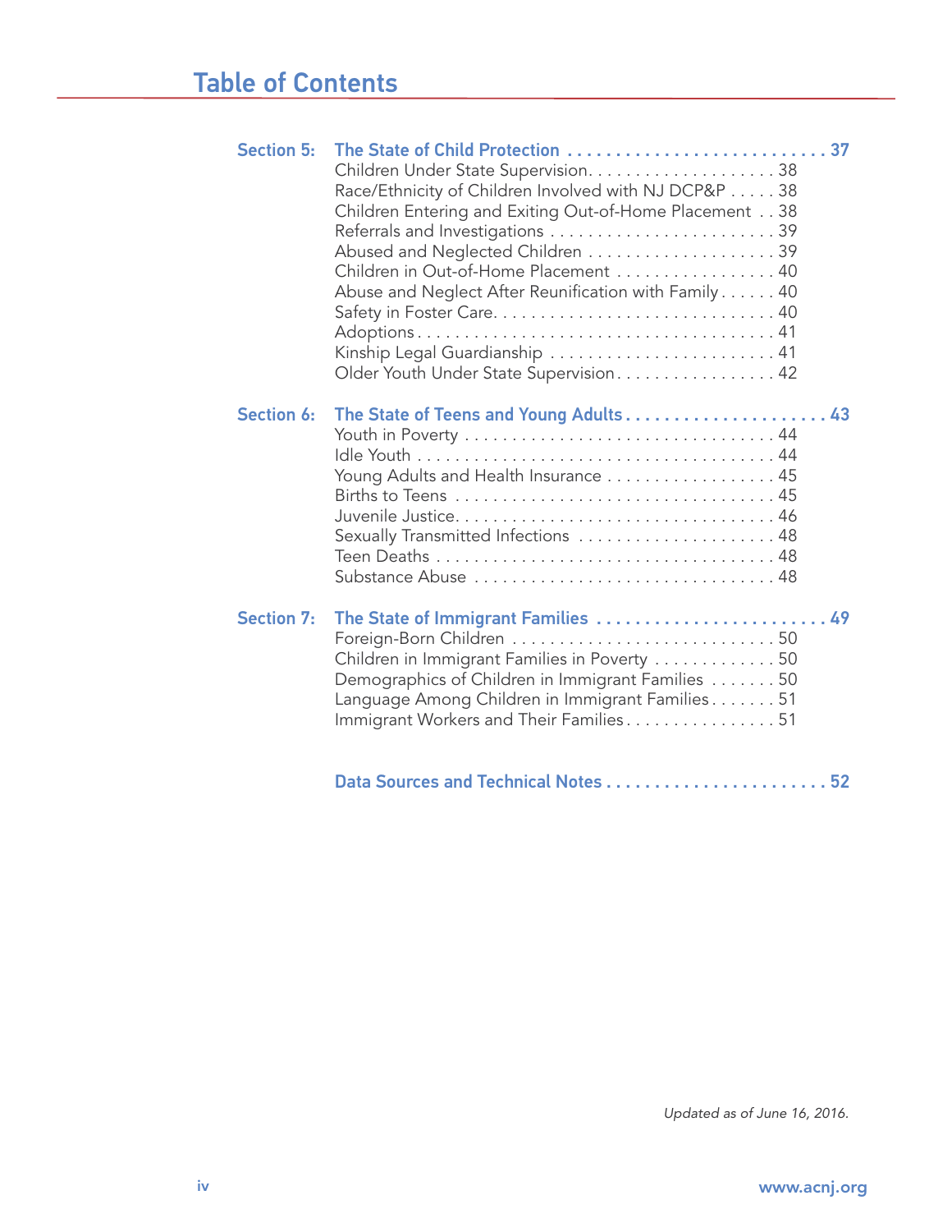# Table of Contents

**Section 5: The State of Child Protection** . . . . . . . . . . . . . . . . . . . . . . . . . . . 37

- Children Under State Supervision. . . . . . . . . . . . . . . . . . . . 38
- Race/Ethnicity of Children Involved with NJ DCP&P . . . . . 38
- Children Entering and Exiting Out-of-Home Placement . . 38
- Referrals and Investigations . . . . . . . . . . . . . . . . . . . . . . . . 39
- Abused and Neglected Children . . . . . . . . . . . . . . . . . . . . . 39
- Children in Out-of-Home Placement . . . . . . . . . . . . . . . . . 40
- Abuse and Neglect After Reunification with Family . . . . . . 40
- Safety in Foster Care. . . . . . . . . . . . . . . . . . . . . . . . . . . . . 40
- Adoptions . . . . . . . . . . . . . . . . . . . . . . . . . . . . . . . . . . . . . 41
- Kinship Legal Guardianship . . . . . . . . . . . . . . . . . . . . . . . . 41
- Older Youth Under State Supervision. . . . . . . . . . . . . . . . . 42

**Section 6: The State of Teens and Young Adults** . . . . . . . . . . . . . . . . . . . . . 43

- Youth in Poverty . . . . . . . . . . . . . . . . . . . . . . . . . . . . . . . . . 44
- Idle Youth . . . . . . . . . . . . . . . . . . . . . . . . . . . . . . . . . . . . . 44
- Young Adults and Health Insurance . . . . . . . . . . . . . . . . . . 45
- Births to Teens . . . . . . . . . . . . . . . . . . . . . . . . . . . . . . . . . 45
- Juvenile Justice. . . . . . . . . . . . . . . . . . . . . . . . . . . . . . . . . 46
- Sexually Transmitted Infections . . . . . . . . . . . . . . . . . . . . . 48
- Teen Deaths . . . . . . . . . . . . . . . . . . . . . . . . . . . . . . . . . . . 48
- Substance Abuse . . . . . . . . . . . . . . . . . . . . . . . . . . . . . . . 48

**Section 7: The State of Immigrant Families** . . . . . . . . . . . . . . . . . . . . . . . . 49

- Foreign-Born Children . . . . . . . . . . . . . . . . . . . . . . . . . . . . 50
- Children in Immigrant Families in Poverty . . . . . . . . . . . . . 50
- Demographics of Children in Immigrant Families . . . . . . . 50
- Language Among Children in Immigrant Families. . . . . . . 51
- Immigrant Workers and Their Families. . . . . . . . . . . . . . . . 51

**Data Sources and Technical Notes** . . . . . . . . . . . . . . . . . . . . . . . 52

*Updated as of June 16, 2016.*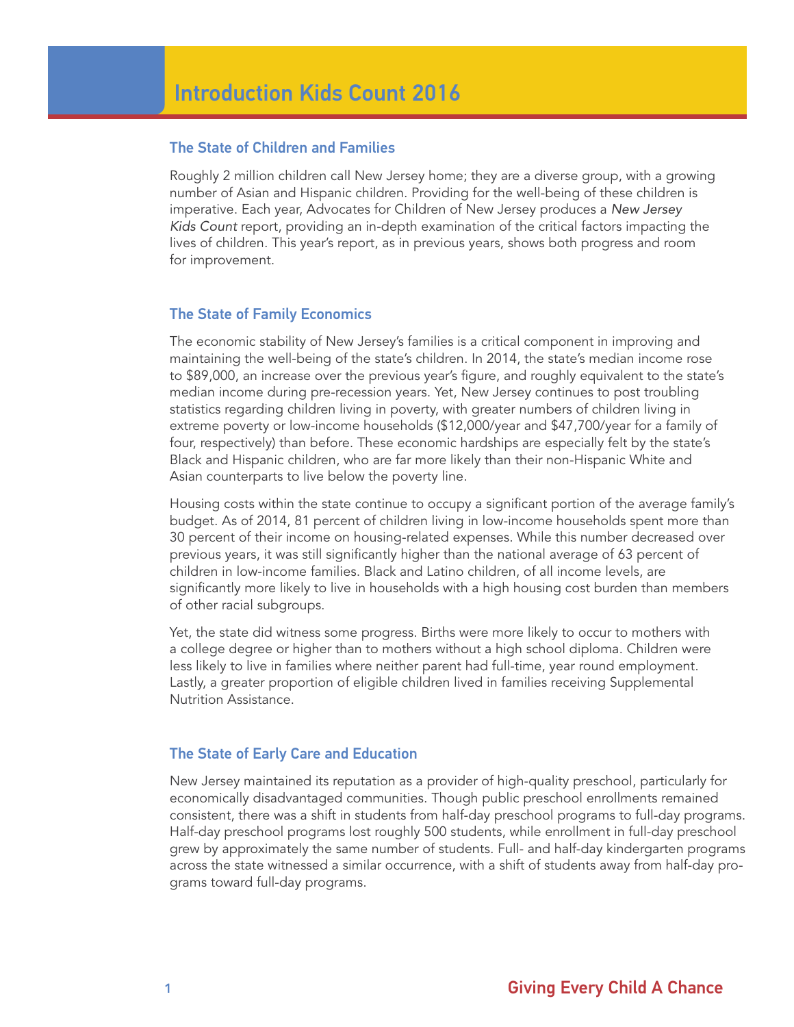# Introduction Kids Count 2016

## The State of Children and Families

Roughly 2 million children call New Jersey home; they are a diverse group, with a growing number of Asian and Hispanic children. Providing for the well-being of these children is imperative. Each year, Advocates for Children of New Jersey produces a *New Jersey Kids Count* report, providing an in-depth examination of the critical factors impacting the lives of children. This year's report, as in previous years, shows both progress and room for improvement.

## The State of Family Economics

The economic stability of New Jersey's families is a critical component in improving and maintaining the well-being of the state's children. In 2014, the state's median income rose to $89,000, an increase over the previous year's figure, and roughly equivalent to the state's median income during pre-recession years. Yet, New Jersey continues to post troubling statistics regarding children living in poverty, with greater numbers of children living in extreme poverty or low-income households ($12,000/year and $47,700/year for a family of four, respectively) than before. These economic hardships are especially felt by the state's Black and Hispanic children, who are far more likely than their non-Hispanic White and Asian counterparts to live below the poverty line.

Housing costs within the state continue to occupy a significant portion of the average family's budget. As of 2014, 81 percent of children living in low-income households spent more than 30 percent of their income on housing-related expenses. While this number decreased over previous years, it was still significantly higher than the national average of 63 percent of children in low-income families. Black and Latino children, of all income levels, are significantly more likely to live in households with a high housing cost burden than members of other racial subgroups.

Yet, the state did witness some progress. Births were more likely to occur to mothers with a college degree or higher than to mothers without a high school diploma. Children were less likely to live in families where neither parent had full-time, year round employment. Lastly, a greater proportion of eligible children lived in families receiving Supplemental Nutrition Assistance.

## The State of Early Care and Education

New Jersey maintained its reputation as a provider of high-quality preschool, particularly for economically disadvantaged communities. Though public preschool enrollments remained consistent, there was a shift in students from half-day preschool programs to full-day programs. Half-day preschool programs lost roughly 500 students, while enrollment in full-day preschool grew by approximately the same number of students. Full- and half-day kindergarten programs across the state witnessed a similar occurrence, with a shift of students away from half-day programs toward full-day programs.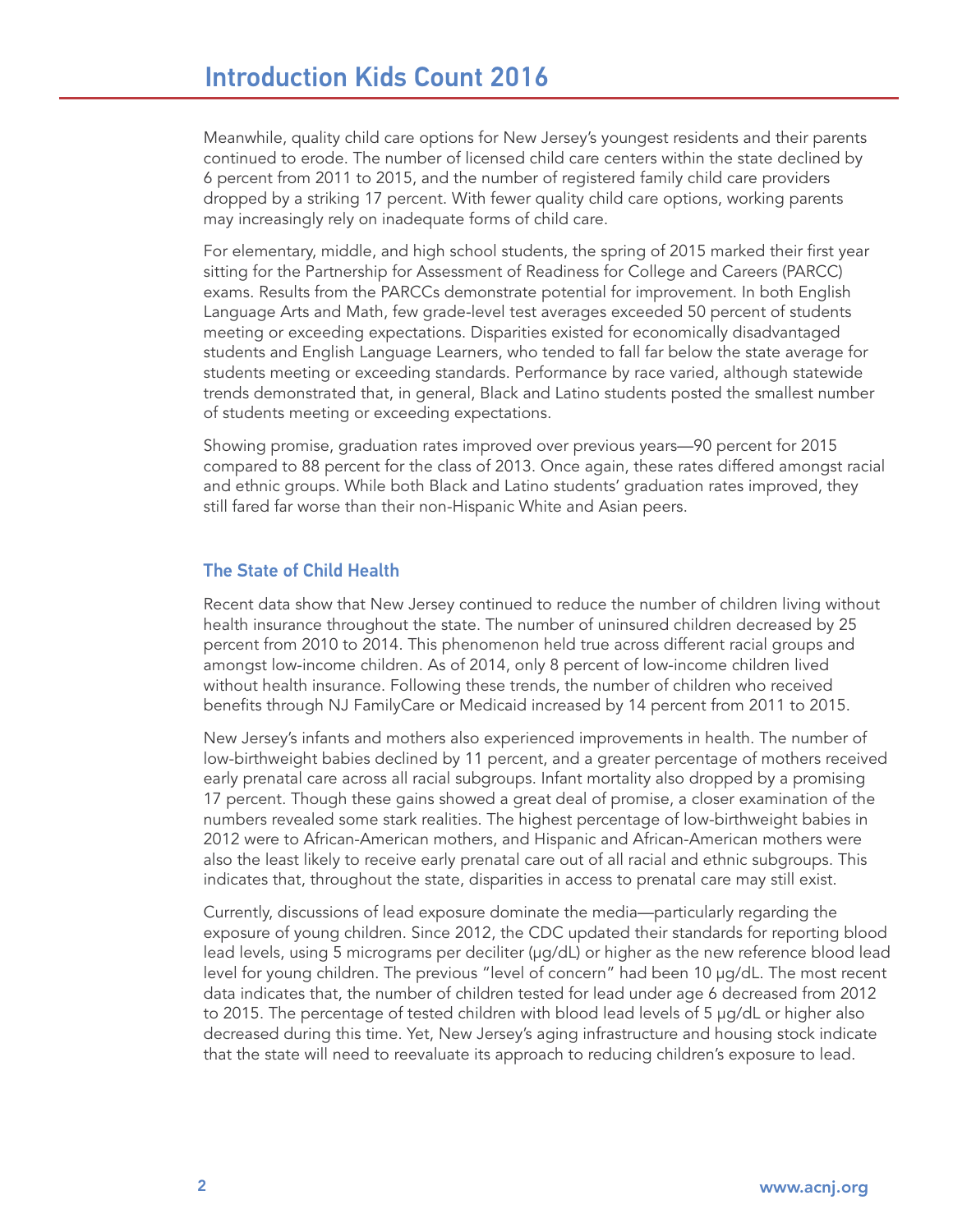Meanwhile, quality child care options for New Jersey's youngest residents and their parents continued to erode. The number of licensed child care centers within the state declined by 6 percent from 2011 to 2015, and the number of registered family child care providers dropped by a striking 17 percent. With fewer quality child care options, working parents may increasingly rely on inadequate forms of child care.

For elementary, middle, and high school students, the spring of 2015 marked their first year sitting for the Partnership for Assessment of Readiness for College and Careers (PARCC) exams. Results from the PARCCs demonstrate potential for improvement. In both English Language Arts and Math, few grade-level test averages exceeded 50 percent of students meeting or exceeding expectations. Disparities existed for economically disadvantaged students and English Language Learners, who tended to fall far below the state average for students meeting or exceeding standards. Performance by race varied, although statewide trends demonstrated that, in general, Black and Latino students posted the smallest number of students meeting or exceeding expectations.

Showing promise, graduation rates improved over previous years—90 percent for 2015 compared to 88 percent for the class of 2013. Once again, these rates differed amongst racial and ethnic groups. While both Black and Latino students' graduation rates improved, they still fared far worse than their non-Hispanic White and Asian peers.

### The State of Child Health

Recent data show that New Jersey continued to reduce the number of children living without health insurance throughout the state. The number of uninsured children decreased by 25 percent from 2010 to 2014. This phenomenon held true across different racial groups and amongst low-income children. As of 2014, only 8 percent of low-income children lived without health insurance. Following these trends, the number of children who received benefits through NJ FamilyCare or Medicaid increased by 14 percent from 2011 to 2015.

New Jersey's infants and mothers also experienced improvements in health. The number of low-birthweight babies declined by 11 percent, and a greater percentage of mothers received early prenatal care across all racial subgroups. Infant mortality also dropped by a promising 17 percent. Though these gains showed a great deal of promise, a closer examination of the numbers revealed some stark realities. The highest percentage of low-birthweight babies in 2012 were to African-American mothers, and Hispanic and African-American mothers were also the least likely to receive early prenatal care out of all racial and ethnic subgroups. This indicates that, throughout the state, disparities in access to prenatal care may still exist.

Currently, discussions of lead exposure dominate the media—particularly regarding the exposure of young children. Since 2012, the CDC updated their standards for reporting blood lead levels, using 5 micrograms per deciliter (μg/dL) or higher as the new reference blood lead level for young children. The previous "level of concern" had been 10 μg/dL. The most recent data indicates that, the number of children tested for lead under age 6 decreased from 2012 to 2015. The percentage of tested children with blood lead levels of 5 μg/dL or higher also decreased during this time. Yet, New Jersey's aging infrastructure and housing stock indicate that the state will need to reevaluate its approach to reducing children's exposure to lead.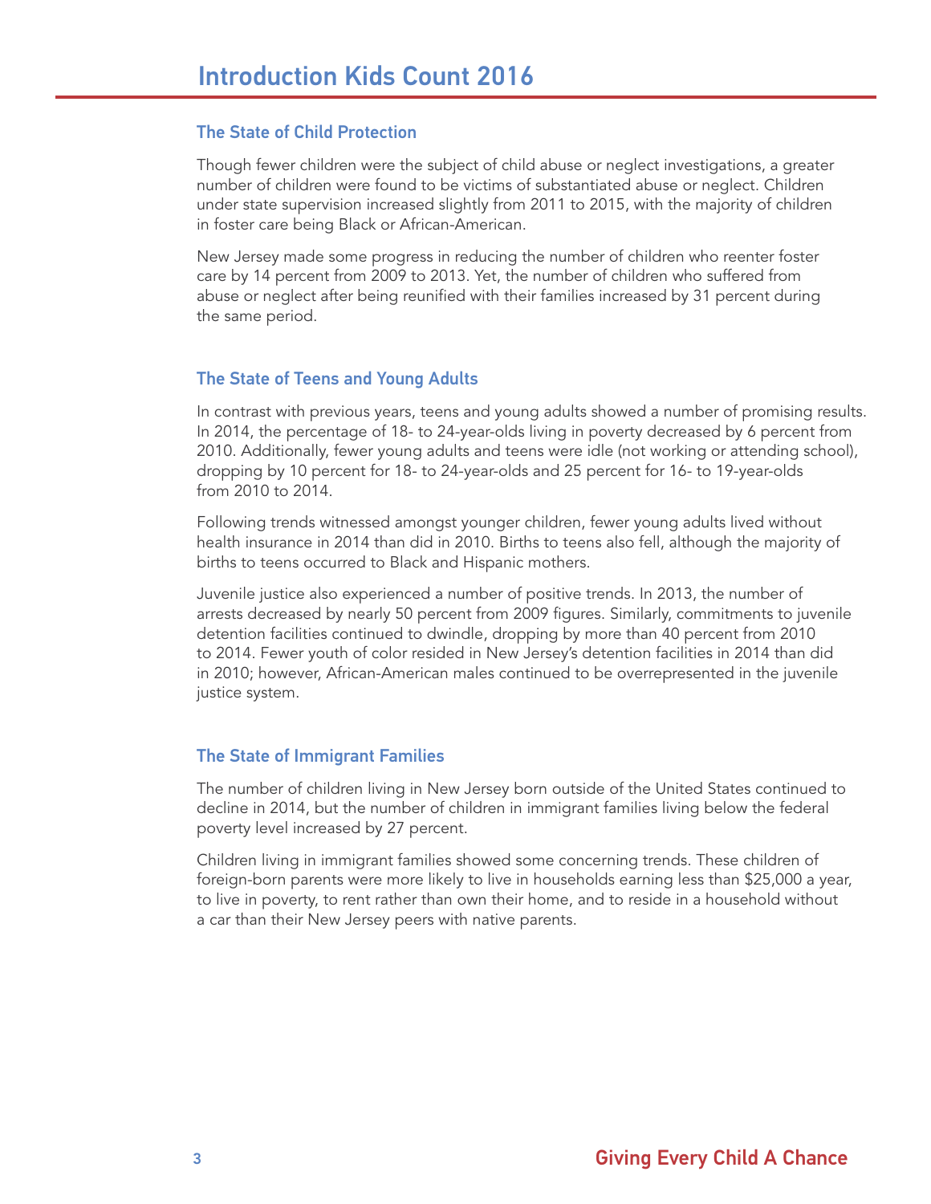# Introduction Kids Count 2016

## The State of Child Protection

Though fewer children were the subject of child abuse or neglect investigations, a greater number of children were found to be victims of substantiated abuse or neglect. Children under state supervision increased slightly from 2011 to 2015, with the majority of children in foster care being Black or African-American.

New Jersey made some progress in reducing the number of children who reenter foster care by 14 percent from 2009 to 2013. Yet, the number of children who suffered from abuse or neglect after being reunified with their families increased by 31 percent during the same period.

## The State of Teens and Young Adults

In contrast with previous years, teens and young adults showed a number of promising results. In 2014, the percentage of 18- to 24-year-olds living in poverty decreased by 6 percent from 2010. Additionally, fewer young adults and teens were idle (not working or attending school), dropping by 10 percent for 18- to 24-year-olds and 25 percent for 16- to 19-year-olds from 2010 to 2014.

Following trends witnessed amongst younger children, fewer young adults lived without health insurance in 2014 than did in 2010. Births to teens also fell, although the majority of births to teens occurred to Black and Hispanic mothers.

Juvenile justice also experienced a number of positive trends. In 2013, the number of arrests decreased by nearly 50 percent from 2009 figures. Similarly, commitments to juvenile detention facilities continued to dwindle, dropping by more than 40 percent from 2010 to 2014. Fewer youth of color resided in New Jersey's detention facilities in 2014 than did in 2010; however, African-American males continued to be overrepresented in the juvenile justice system.

## The State of Immigrant Families

The number of children living in New Jersey born outside of the United States continued to decline in 2014, but the number of children in immigrant families living below the federal poverty level increased by 27 percent.

Children living in immigrant families showed some concerning trends. These children of foreign-born parents were more likely to live in households earning less than $25,000 a year, to live in poverty, to rent rather than own their home, and to reside in a household without a car than their New Jersey peers with native parents.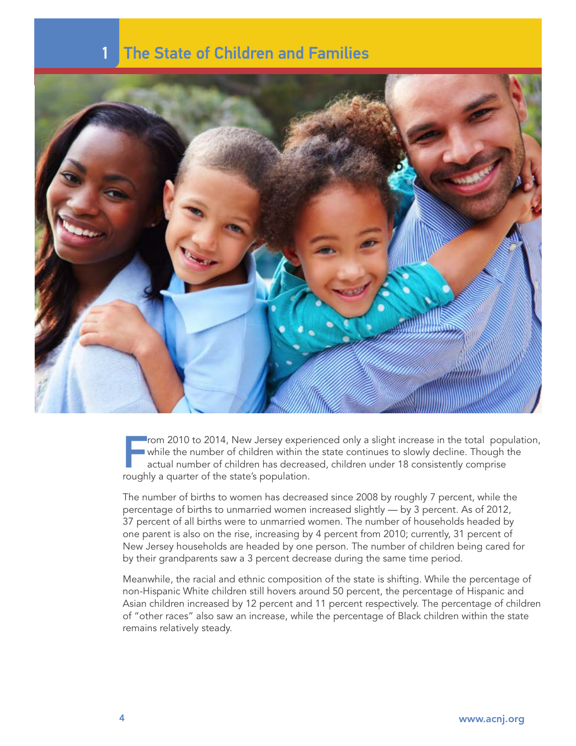# 1 The State of Children and Families

From 2010 to 2014, New Jersey experienced only a slight increase in the total population, while the number of children within the state continues to slowly decline. Though the actual number of children has decreased, children under 18 consistently comprise roughly a quarter of the state's population.

The number of births to women has decreased since 2008 by roughly 7 percent, while the percentage of births to unmarried women increased slightly — by 3 percent. As of 2012, 37 percent of all births were to unmarried women. The number of households headed by one parent is also on the rise, increasing by 4 percent from 2010; currently, 31 percent of New Jersey households are headed by one person. The number of children being cared for by their grandparents saw a 3 percent decrease during the same time period.

Meanwhile, the racial and ethnic composition of the state is shifting. While the percentage of non-Hispanic White children still hovers around 50 percent, the percentage of Hispanic and Asian children increased by 12 percent and 11 percent respectively. The percentage of children of "other races" also saw an increase, while the percentage of Black children within the state remains relatively steady.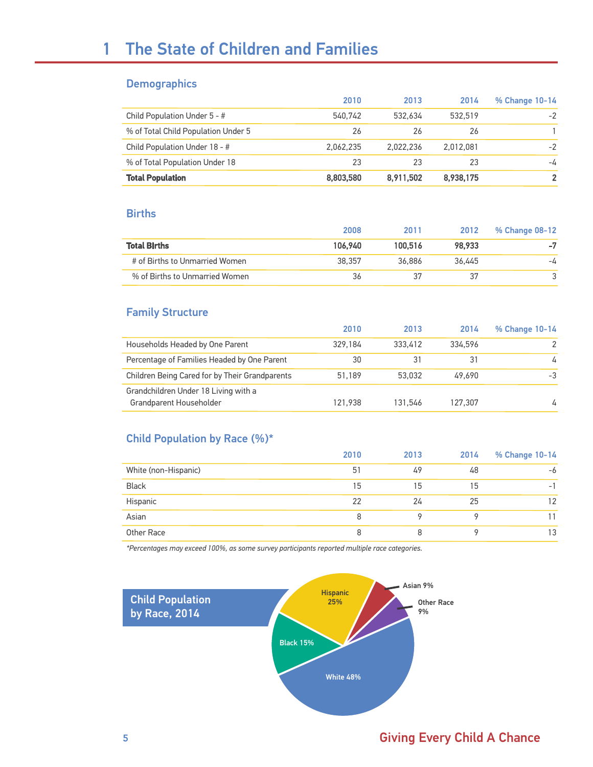# 1 The State of Children and Families

## Demographics

| | 2010 | 2013 | 2014 | % Change 10-14 |
|---|---|---|---|---|
| Child Population Under 5 - # | 540,742 | 532,634 | 532,519 | -2 |
| % of Total Child Population Under 5 | 26 | 26 | 26 | 1 |
| Child Population Under 18 - # | 2,062,235 | 2,022,236 | 2,012,081 | -2 |
| % of Total Population Under 18 | 23 | 23 | 23 | -4 |
| **Total Population** | **8,803,580** | **8,911,502** | **8,938,175** | **2** |

## Births

| | 2008 | 2011 | 2012 | % Change 08-12 |
|---|---|---|---|---|
| **Total Births** | **106,940** | **100,516** | **98,933** | **-7** |
| # of Births to Unmarried Women | 38,357 | 36,886 | 36,445 | -4 |
| % of Births to Unmarried Women | 36 | 37 | 37 | 3 |

## Family Structure

| | 2010 | 2013 | 2014 | % Change 10-14 |
|---|---|---|---|---|
| Households Headed by One Parent | 329,184 | 333,412 | 334,596 | 2 |
| Percentage of Families Headed by One Parent | 30 | 31 | 31 | 4 |
| Children Being Cared for by Their Grandparents | 51,189 | 53,032 | 49,690 | -3 |
| Grandchildren Under 18 Living with a Grandparent Householder | 121,938 | 131,546 | 127,307 | 4 |

## Child Population by Race (%)*

| | 2010 | 2013 | 2014 | % Change 10-14 |
|---|---|---|---|---|
| White (non-Hispanic) | 51 | 49 | 48 | -6 |
| Black | 15 | 15 | 15 | -1 |
| Hispanic | 22 | 24 | 25 | 12 |
| Asian | 8 | 9 | 9 | 11 |
| Other Race | 8 | 8 | 9 | 13 |

*\*Percentages may exceed 100%, as some survey participants reported multiple race categories.*

**Child Population by Race, 2014**

Hispanic 25%
Asian 9%
Other Race 9%
Black 15%
White 48%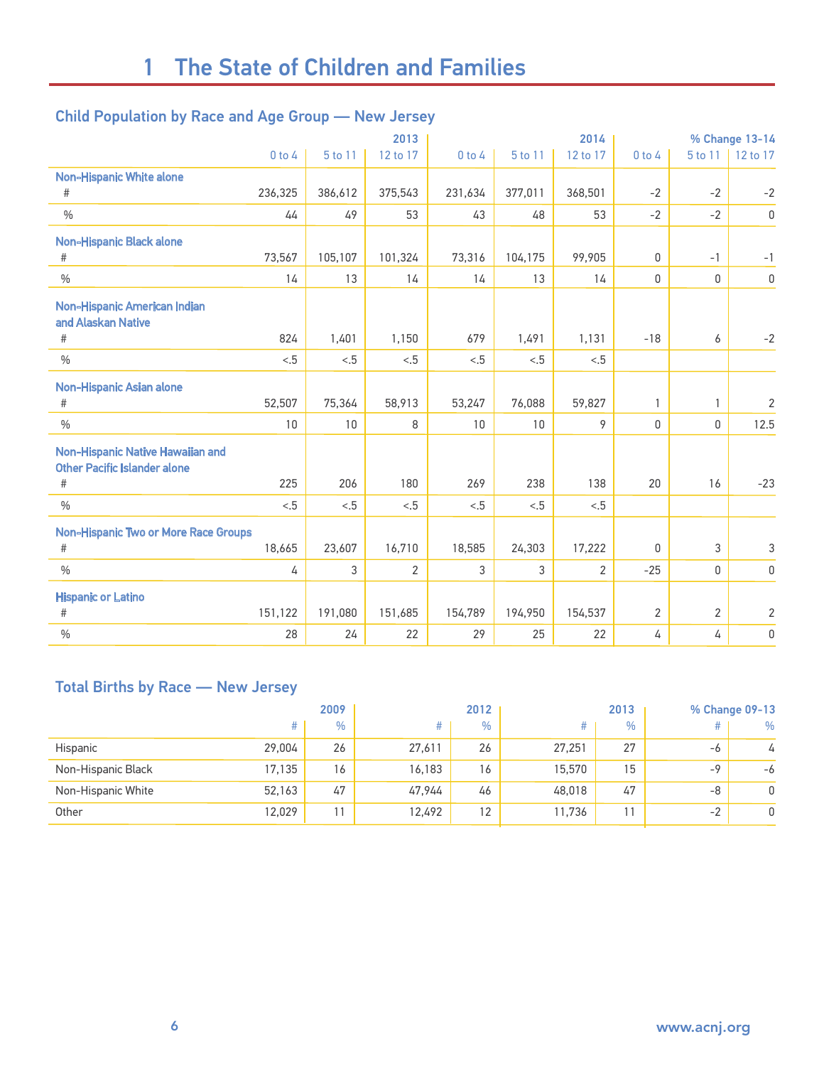# 1 The State of Children and Families

## Child Population by Race and Age Group — New Jersey

| | 2013 | | | 2014 | | | % Change 13-14 | | |
|---|---|---|---|---|---|---|---|---|---|
| | 0 to 4 | 5 to 11 | 12 to 17 | 0 to 4 | 5 to 11 | 12 to 17 | 0 to 4 | 5 to 11 | 12 to 17 |
| **Non-Hispanic White alone** | | | | | | | | | |
| # | 236,325 | 386,612 | 375,543 | 231,634 | 377,011 | 368,501 | -2 | -2 | -2 |
| % | 44 | 49 | 53 | 43 | 48 | 53 | -2 | -2 | 0 |
| **Non-Hispanic Black alone** | | | | | | | | | |
| # | 73,567 | 105,107 | 101,324 | 73,316 | 104,175 | 99,905 | 0 | -1 | -1 |
| % | 14 | 13 | 14 | 14 | 13 | 14 | 0 | 0 | 0 |
| **Non-Hispanic American Indian and Alaskan Native** | | | | | | | | | |
| # | 824 | 1,401 | 1,150 | 679 | 1,491 | 1,131 | -18 | 6 | -2 |
| % | <.5 | <.5 | <.5 | <.5 | <.5 | <.5 | | | |
| **Non-Hispanic Asian alone** | | | | | | | | | |
| # | 52,507 | 75,364 | 58,913 | 53,247 | 76,088 | 59,827 | 1 | 1 | 2 |
| % | 10 | 10 | 8 | 10 | 10 | 9 | 0 | 0 | 12.5 |
| **Non-Hispanic Native Hawaiian and Other Pacific Islander alone** | | | | | | | | | |
| # | 225 | 206 | 180 | 269 | 238 | 138 | 20 | 16 | -23 |
| % | <.5 | <.5 | <.5 | <.5 | <.5 | <.5 | | | |
| **Non-Hispanic Two or More Race Groups** | | | | | | | | | |
| # | 18,665 | 23,607 | 16,710 | 18,585 | 24,303 | 17,222 | 0 | 3 | 3 |
| % | 4 | 3 | 2 | 3 | 3 | 2 | -25 | 0 | 0 |
| **Hispanic or Latino** | | | | | | | | | |
| # | 151,122 | 191,080 | 151,685 | 154,789 | 194,950 | 154,537 | 2 | 2 | 2 |
| % | 28 | 24 | 22 | 29 | 25 | 22 | 4 | 4 | 0 |

## Total Births by Race — New Jersey

| | 2009 | | 2012 | | 2013 | | % Change 09-13 | |
|---|---|---|---|---|---|---|---|---|
| | # | % | # | % | # | % | # | % |
| Hispanic | 29,004 | 26 | 27,611 | 26 | 27,251 | 27 | -6 | 4 |
| Non-Hispanic Black | 17,135 | 16 | 16,183 | 16 | 15,570 | 15 | -9 | -6 |
| Non-Hispanic White | 52,163 | 47 | 47,944 | 46 | 48,018 | 47 | -8 | 0 |
| Other | 12,029 | 11 | 12,492 | 12 | 11,736 | 11 | -2 | 0 |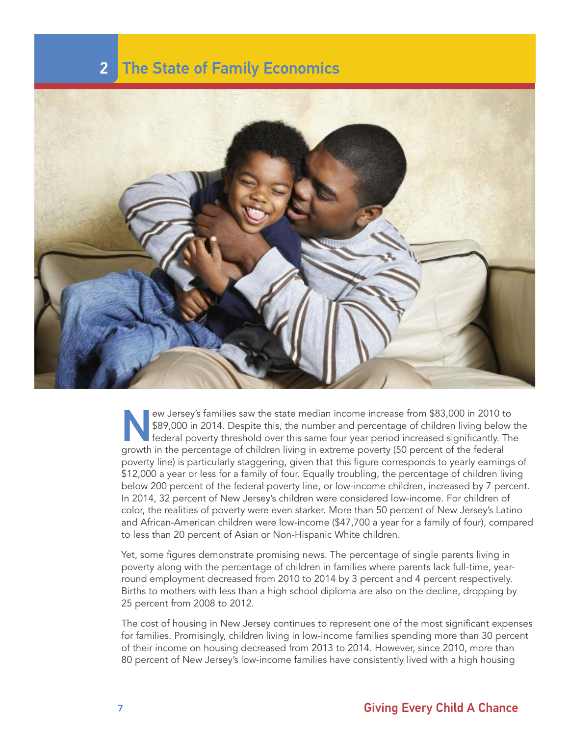# 2 The State of Family Economics

New Jersey's families saw the state median income increase from $83,000 in 2010 to $89,000 in 2014. Despite this, the number and percentage of children living below the federal poverty threshold over this same four year period increased significantly. The growth in the percentage of children living in extreme poverty (50 percent of the federal poverty line) is particularly staggering, given that this figure corresponds to yearly earnings of $12,000 a year or less for a family of four. Equally troubling, the percentage of children living below 200 percent of the federal poverty line, or low-income children, increased by 7 percent. In 2014, 32 percent of New Jersey's children were considered low-income. For children of color, the realities of poverty were even starker. More than 50 percent of New Jersey's Latino and African-American children were low-income ($47,700 a year for a family of four), compared to less than 20 percent of Asian or Non-Hispanic White children.

Yet, some figures demonstrate promising news. The percentage of single parents living in poverty along with the percentage of children in families where parents lack full-time, year-round employment decreased from 2010 to 2014 by 3 percent and 4 percent respectively. Births to mothers with less than a high school diploma are also on the decline, dropping by 25 percent from 2008 to 2012.

The cost of housing in New Jersey continues to represent one of the most significant expenses for families. Promisingly, children living in low-income families spending more than 30 percent of their income on housing decreased from 2013 to 2014. However, since 2010, more than 80 percent of New Jersey's low-income families have consistently lived with a high housing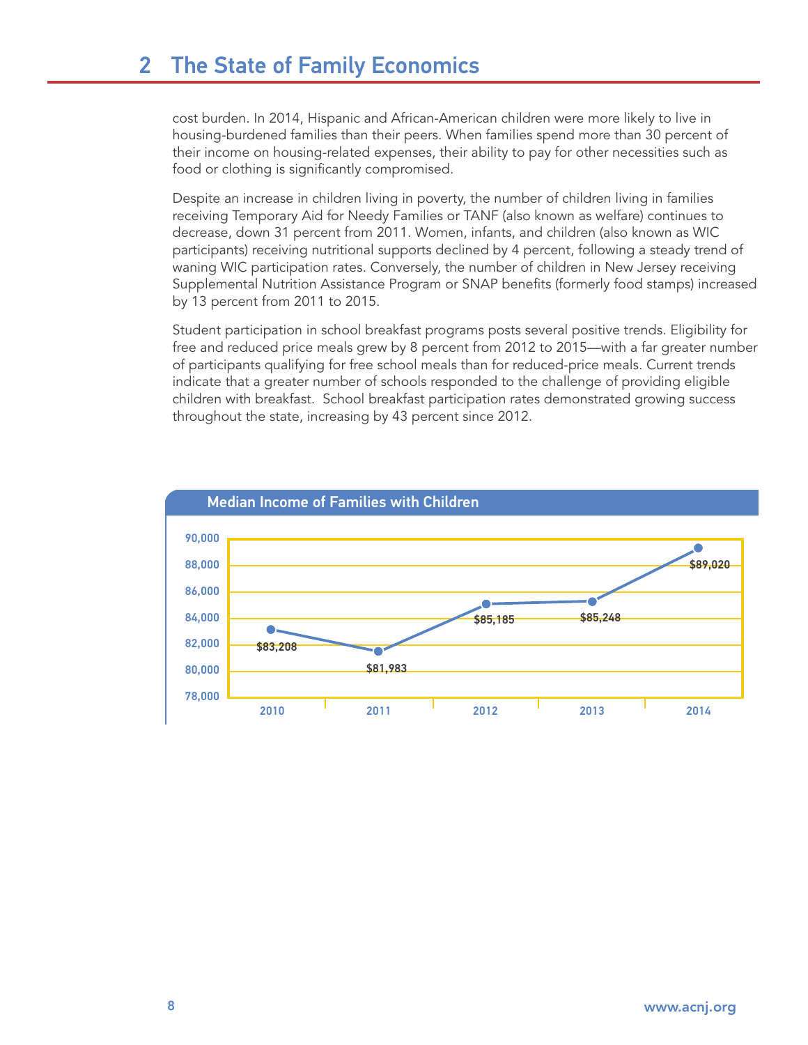cost burden. In 2014, Hispanic and African-American children were more likely to live in housing-burdened families than their peers. When families spend more than 30 percent of their income on housing-related expenses, their ability to pay for other necessities such as food or clothing is significantly compromised.

Despite an increase in children living in poverty, the number of children living in families receiving Temporary Aid for Needy Families or TANF (also known as welfare) continues to decrease, down 31 percent from 2011. Women, infants, and children (also known as WIC participants) receiving nutritional supports declined by 4 percent, following a steady trend of waning WIC participation rates. Conversely, the number of children in New Jersey receiving Supplemental Nutrition Assistance Program or SNAP benefits (formerly food stamps) increased by 13 percent from 2011 to 2015.

Student participation in school breakfast programs posts several positive trends. Eligibility for free and reduced price meals grew by 8 percent from 2012 to 2015—with a far greater number of participants qualifying for free school meals than for reduced-price meals. Current trends indicate that a greater number of schools responded to the challenge of providing eligible children with breakfast. School breakfast participation rates demonstrated growing success throughout the state, increasing by 43 percent since 2012.

**Median Income of Families with Children**

| Year | Median Income |
|---|---|
| 2010 | $83,208 |
| 2011 | $81,983 |
| 2012 | $85,185 |
| 2013 | $85,248 |
| 2014 | $89,020 |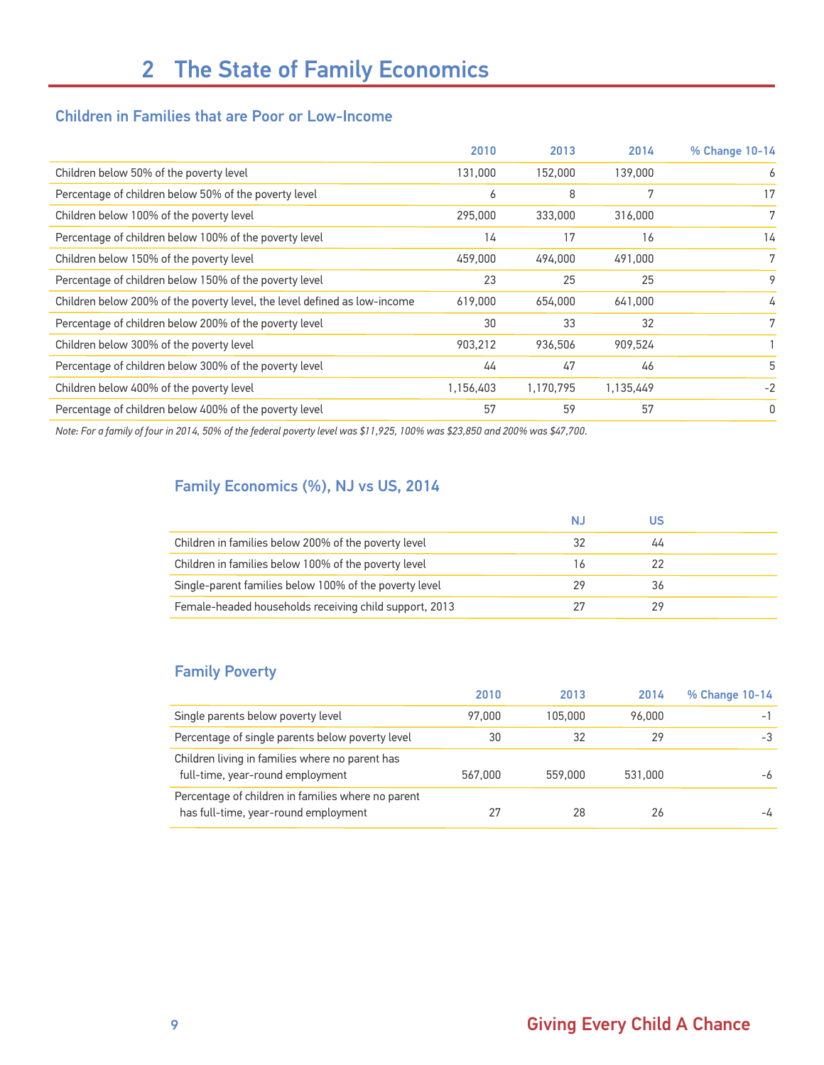# 2 The State of Family Economics

## Children in Families that are Poor or Low-Income

| | 2010 | 2013 | 2014 | % Change 10-14 |
|---|---|---|---|---|
| Children below 50% of the poverty level | 131,000 | 152,000 | 139,000 | 6 |
| Percentage of children below 50% of the poverty level | 6 | 8 | 7 | 17 |
| Children below 100% of the poverty level | 295,000 | 333,000 | 316,000 | 7 |
| Percentage of children below 100% of the poverty level | 14 | 17 | 16 | 14 |
| Children below 150% of the poverty level | 459,000 | 494,000 | 491,000 | 7 |
| Percentage of children below 150% of the poverty level | 23 | 25 | 25 | 9 |
| Children below 200% of the poverty level, the level defined as low-income | 619,000 | 654,000 | 641,000 | 4 |
| Percentage of children below 200% of the poverty level | 30 | 33 | 32 | 7 |
| Children below 300% of the poverty level | 903,212 | 936,506 | 909,524 | 1 |
| Percentage of children below 300% of the poverty level | 44 | 47 | 46 | 5 |
| Children below 400% of the poverty level | 1,156,403 | 1,170,795 | 1,135,449 | -2 |
| Percentage of children below 400% of the poverty level | 57 | 59 | 57 | 0 |

*Note: For a family of four in 2014, 50% of the federal poverty level was $11,925, 100% was $23,850 and 200% was $47,700.*

## Family Economics (%), NJ vs US, 2014

| | NJ | US |
|---|---|---|
| Children in families below 200% of the poverty level | 32 | 44 |
| Children in families below 100% of the poverty level | 16 | 22 |
| Single-parent families below 100% of the poverty level | 29 | 36 |
| Female-headed households receiving child support, 2013 | 27 | 29 |

## Family Poverty

| | 2010 | 2013 | 2014 | % Change 10-14 |
|---|---|---|---|---|
| Single parents below poverty level | 97,000 | 105,000 | 96,000 | -1 |
| Percentage of single parents below poverty level | 30 | 32 | 29 | -3 |
| Children living in families where no parent has full-time, year-round employment | 567,000 | 559,000 | 531,000 | -6 |
| Percentage of children in families where no parent has full-time, year-round employment | 27 | 28 | 26 | -4 |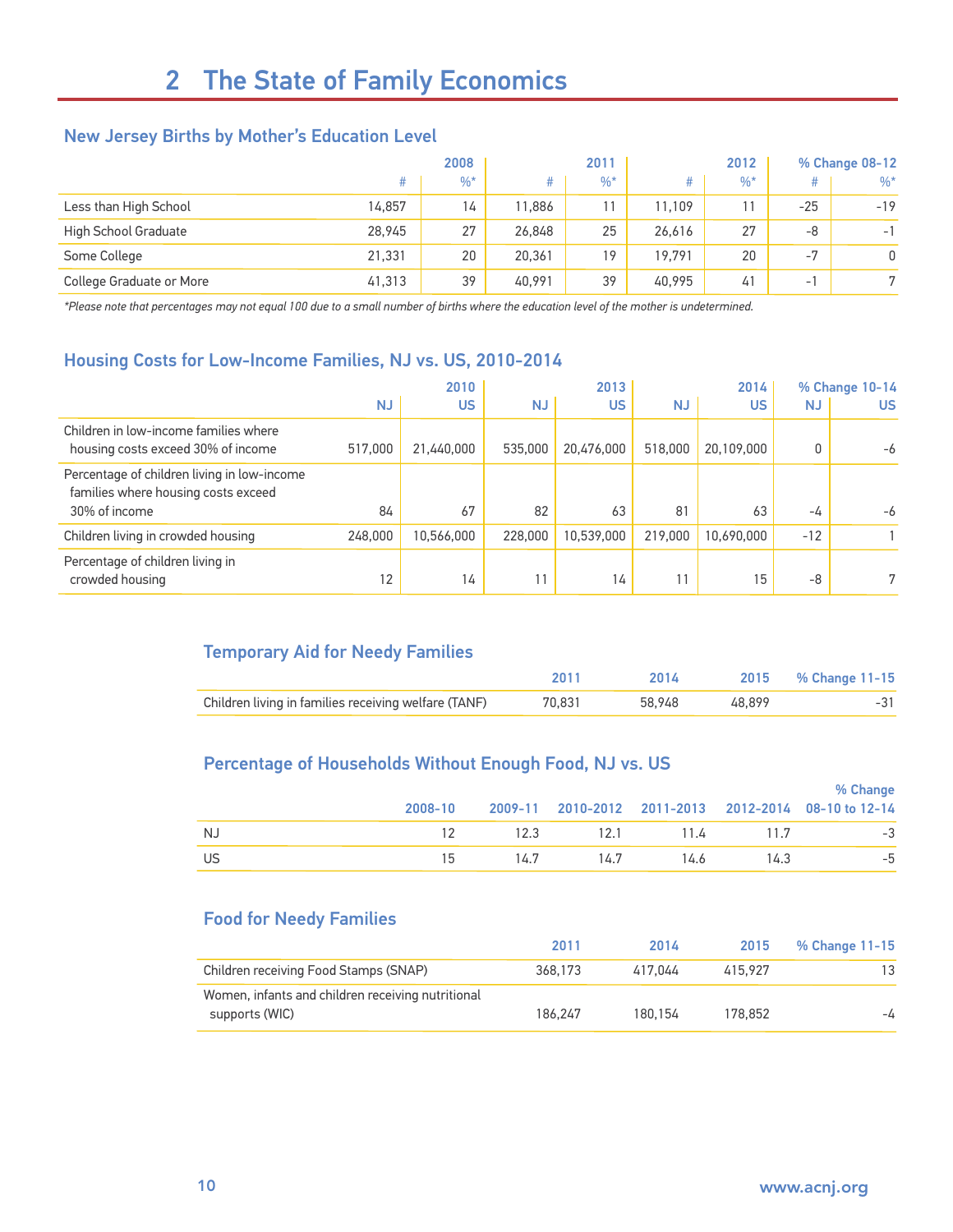# 2 The State of Family Economics

## New Jersey Births by Mother's Education Level

| | 2008 | | 2011 | | 2012 | | % Change 08-12 | |
|---|---|---|---|---|---|---|---|---|
| | # | %* | # | %* | # | %* | # | %* |
| Less than High School | 14,857 | 14 | 11,886 | 11 | 11,109 | 11 | -25 | -19 |
| High School Graduate | 28,945 | 27 | 26,848 | 25 | 26,616 | 27 | -8 | -1 |
| Some College | 21,331 | 20 | 20,361 | 19 | 19,791 | 20 | -7 | 0 |
| College Graduate or More | 41,313 | 39 | 40,991 | 39 | 40,995 | 41 | -1 | 7 |

*Please note that percentages may not equal 100 due to a small number of births where the education level of the mother is undetermined.*

## Housing Costs for Low-Income Families, NJ vs. US, 2010-2014

| | 2010 | | 2013 | | 2014 | | % Change 10-14 | |
|---|---|---|---|---|---|---|---|---|
| | NJ | US | NJ | US | NJ | US | NJ | US |
| Children in low-income families where housing costs exceed 30% of income | 517,000 | 21,440,000 | 535,000 | 20,476,000 | 518,000 | 20,109,000 | 0 | -6 |
| Percentage of children living in low-income families where housing costs exceed 30% of income | 84 | 67 | 82 | 63 | 81 | 63 | -4 | -6 |
| Children living in crowded housing | 248,000 | 10,566,000 | 228,000 | 10,539,000 | 219,000 | 10,690,000 | -12 | 1 |
| Percentage of children living in crowded housing | 12 | 14 | 11 | 14 | 11 | 15 | -8 | 7 |

## Temporary Aid for Needy Families

| | 2011 | 2014 | 2015 | % Change 11-15 |
|---|---|---|---|---|
| Children living in families receiving welfare (TANF) | 70,831 | 58,948 | 48,899 | -31 |

## Percentage of Households Without Enough Food, NJ vs. US

| | 2008-10 | 2009-11 | 2010-2012 | 2011-2013 | 2012-2014 | % Change 08-10 to 12-14 |
|---|---|---|---|---|---|---|
| NJ | 12 | 12.3 | 12.1 | 11.4 | 11.7 | -3 |
| US | 15 | 14.7 | 14.7 | 14.6 | 14.3 | -5 |

## Food for Needy Families

| | 2011 | 2014 | 2015 | % Change 11-15 |
|---|---|---|---|---|
| Children receiving Food Stamps (SNAP) | 368,173 | 417,044 | 415,927 | 13 |
| Women, infants and children receiving nutritional supports (WIC) | 186,247 | 180,154 | 178,852 | -4 |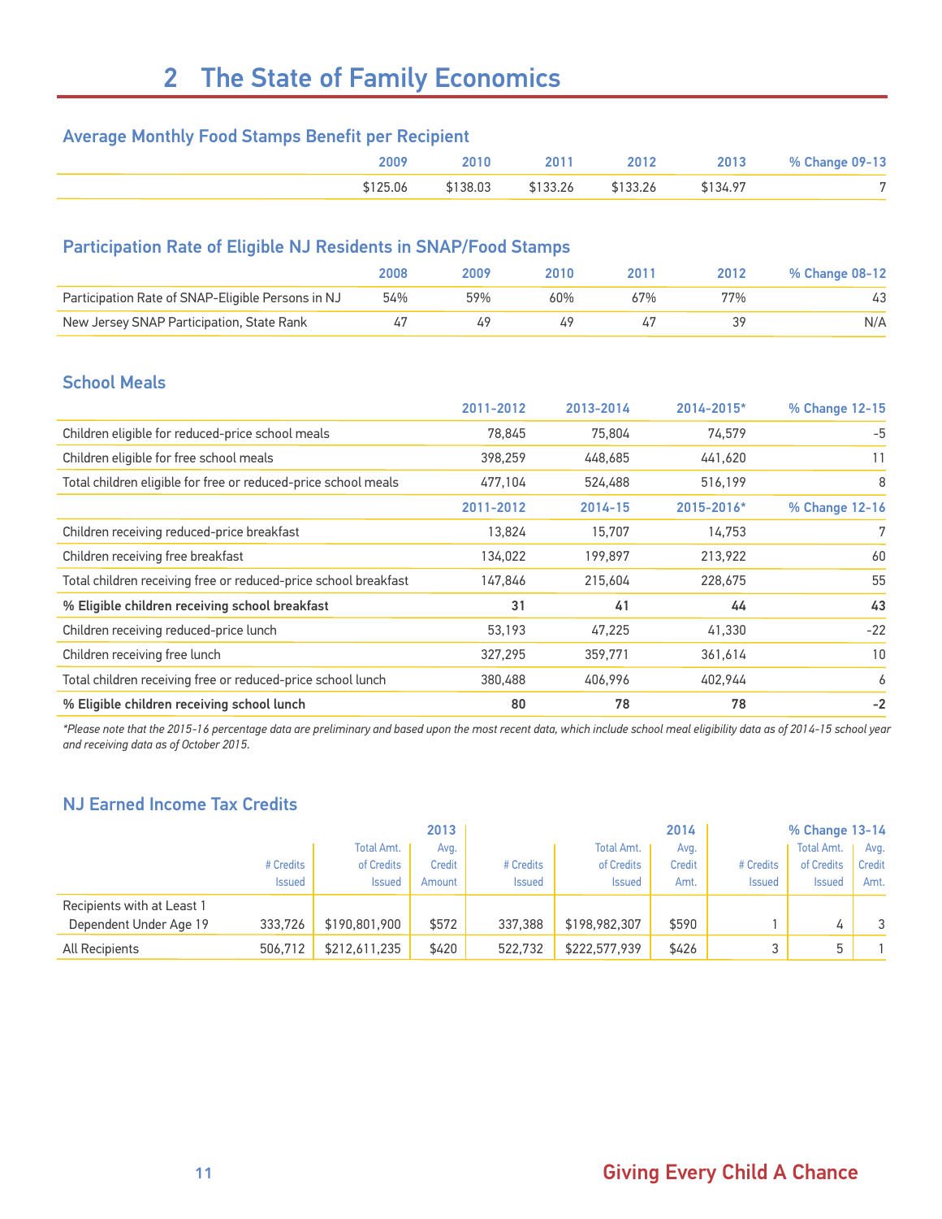# 2 The State of Family Economics

## Average Monthly Food Stamps Benefit per Recipient

| | 2009 | 2010 | 2011 | 2012 | 2013 | % Change 09-13 |
|---|---|---|---|---|---|---|
| | $125.06 | $138.03 | $133.26 | $133.26 | $134.97 | 7 |

## Participation Rate of Eligible NJ Residents in SNAP/Food Stamps

| | 2008 | 2009 | 2010 | 2011 | 2012 | % Change 08-12 |
|---|---|---|---|---|---|---|
| Participation Rate of SNAP-Eligible Persons in NJ | 54% | 59% | 60% | 67% | 77% | 43 |
| New Jersey SNAP Participation, State Rank | 47 | 49 | 49 | 47 | 39 | N/A |

## School Meals

| | 2011-2012 | 2013-2014 | 2014-2015* | % Change 12-15 |
|---|---|---|---|---|
| Children eligible for reduced-price school meals | 78,845 | 75,804 | 74,579 | -5 |
| Children eligible for free school meals | 398,259 | 448,685 | 441,620 | 11 |
| Total children eligible for free or reduced-price school meals | 477,104 | 524,488 | 516,199 | 8 |
| | **2011-2012** | **2014-15** | **2015-2016*** | **% Change 12-16** |
| Children receiving reduced-price breakfast | 13,824 | 15,707 | 14,753 | 7 |
| Children receiving free breakfast | 134,022 | 199,897 | 213,922 | 60 |
| Total children receiving free or reduced-price school breakfast | 147,846 | 215,604 | 228,675 | 55 |
| **% Eligible children receiving school breakfast** | **31** | **41** | **44** | **43** |
| Children receiving reduced-price lunch | 53,193 | 47,225 | 41,330 | -22 |
| Children receiving free lunch | 327,295 | 359,771 | 361,614 | 10 |
| Total children receiving free or reduced-price school lunch | 380,488 | 406,996 | 402,944 | 6 |
| **% Eligible children receiving school lunch** | **80** | **78** | **78** | **-2** |

*\*Please note that the 2015-16 percentage data are preliminary and based upon the most recent data, which include school meal eligibility data as of 2014-15 school year and receiving data as of October 2015.*

## NJ Earned Income Tax Credits

| | 2013 | | | 2014 | | | % Change 13-14 | | |
|---|---|---|---|---|---|---|---|---|---|
| | # Credits Issued | Total Amt. of Credits Issued | Avg. Credit Amount | # Credits Issued | Total Amt. of Credits Issued | Avg. Credit Amt. | # Credits Issued | Total Amt. of Credits Issued | Avg. Credit Amt. |
| Recipients with at Least 1 Dependent Under Age 19 | 333,726 | $190,801,900 | $572 | 337,388 | $198,982,307 | $590 | 1 | 4 | 3 |
| All Recipients | 506,712 | $212,611,235 | $420 | 522,732 | $222,577,939 | $426 | 3 | 5 | 1 |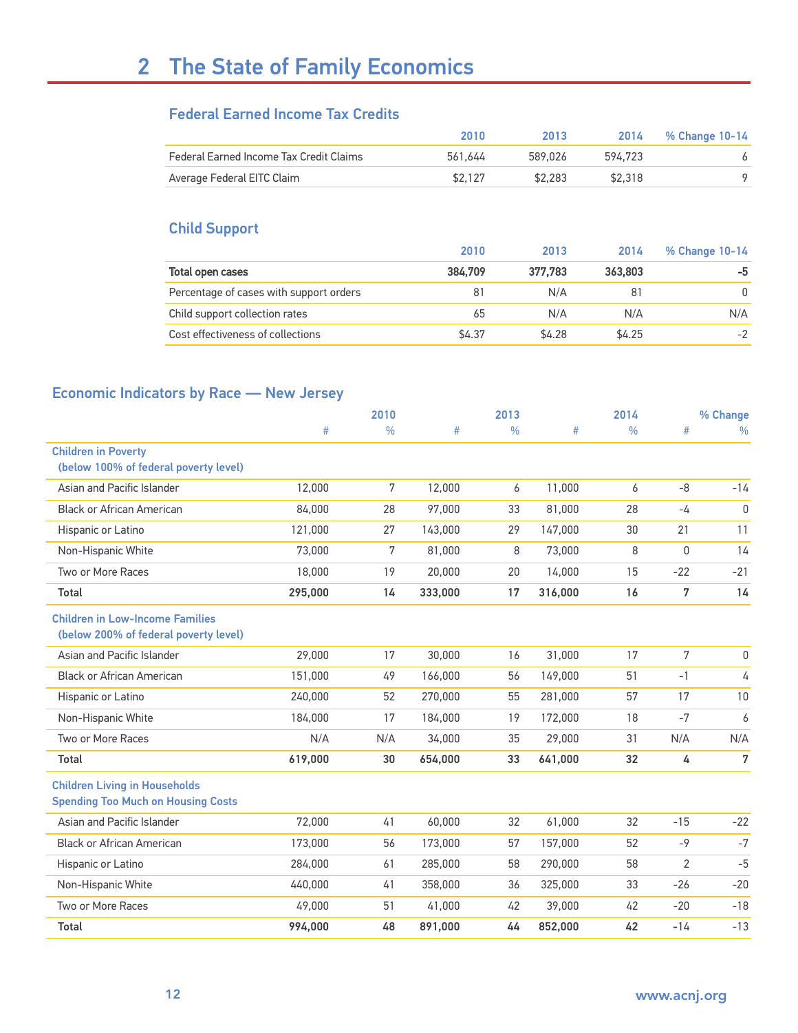# 2 The State of Family Economics

## Federal Earned Income Tax Credits

| | 2010 | 2013 | 2014 | % Change 10-14 |
|---|---|---|---|---|
| Federal Earned Income Tax Credit Claims | 561,644 | 589,026 | 594,723 | 6 |
| Average Federal EITC Claim | $2,127 | $2,283 | $2,318 | 9 |

## Child Support

| | 2010 | 2013 | 2014 | % Change 10-14 |
|---|---|---|---|---|
| **Total open cases** | **384,709** | **377,783** | **363,803** | **-5** |
| Percentage of cases with support orders | 81 | N/A | 81 | 0 |
| Child support collection rates | 65 | N/A | N/A | N/A |
| Cost effectiveness of collections | $4.37 | $4.28 | $4.25 | -2 |

## Economic Indicators by Race — New Jersey

| | 2010 | | 2013 | | 2014 | | % Change | |
|---|---|---|---|---|---|---|---|---|
| | # | % | # | % | # | % | # | % |
| **Children in Poverty (below 100% of federal poverty level)** | | | | | | | | |
| Asian and Pacific Islander | 12,000 | 7 | 12,000 | 6 | 11,000 | 6 | -8 | -14 |
| Black or African American | 84,000 | 28 | 97,000 | 33 | 81,000 | 28 | -4 | 0 |
| Hispanic or Latino | 121,000 | 27 | 143,000 | 29 | 147,000 | 30 | 21 | 11 |
| Non-Hispanic White | 73,000 | 7 | 81,000 | 8 | 73,000 | 8 | 0 | 14 |
| Two or More Races | 18,000 | 19 | 20,000 | 20 | 14,000 | 15 | -22 | -21 |
| **Total** | **295,000** | **14** | **333,000** | **17** | **316,000** | **16** | **7** | **14** |
| **Children in Low-Income Families (below 200% of federal poverty level)** | | | | | | | | |
| Asian and Pacific Islander | 29,000 | 17 | 30,000 | 16 | 31,000 | 17 | 7 | 0 |
| Black or African American | 151,000 | 49 | 166,000 | 56 | 149,000 | 51 | -1 | 4 |
| Hispanic or Latino | 240,000 | 52 | 270,000 | 55 | 281,000 | 57 | 17 | 10 |
| Non-Hispanic White | 184,000 | 17 | 184,000 | 19 | 172,000 | 18 | -7 | 6 |
| Two or More Races | N/A | N/A | 34,000 | 35 | 29,000 | 31 | N/A | N/A |
| **Total** | **619,000** | **30** | **654,000** | **33** | **641,000** | **32** | **4** | **7** |
| **Children Living in Households Spending Too Much on Housing Costs** | | | | | | | | |
| Asian and Pacific Islander | 72,000 | 41 | 60,000 | 32 | 61,000 | 32 | -15 | -22 |
| Black or African American | 173,000 | 56 | 173,000 | 57 | 157,000 | 52 | -9 | -7 |
| Hispanic or Latino | 284,000 | 61 | 285,000 | 58 | 290,000 | 58 | 2 | -5 |
| Non-Hispanic White | 440,000 | 41 | 358,000 | 36 | 325,000 | 33 | -26 | -20 |
| Two or More Races | 49,000 | 51 | 41,000 | 42 | 39,000 | 42 | -20 | -18 |
| **Total** | **994,000** | **48** | **891,000** | **44** | **852,000** | **42** | **-14** | **-13** |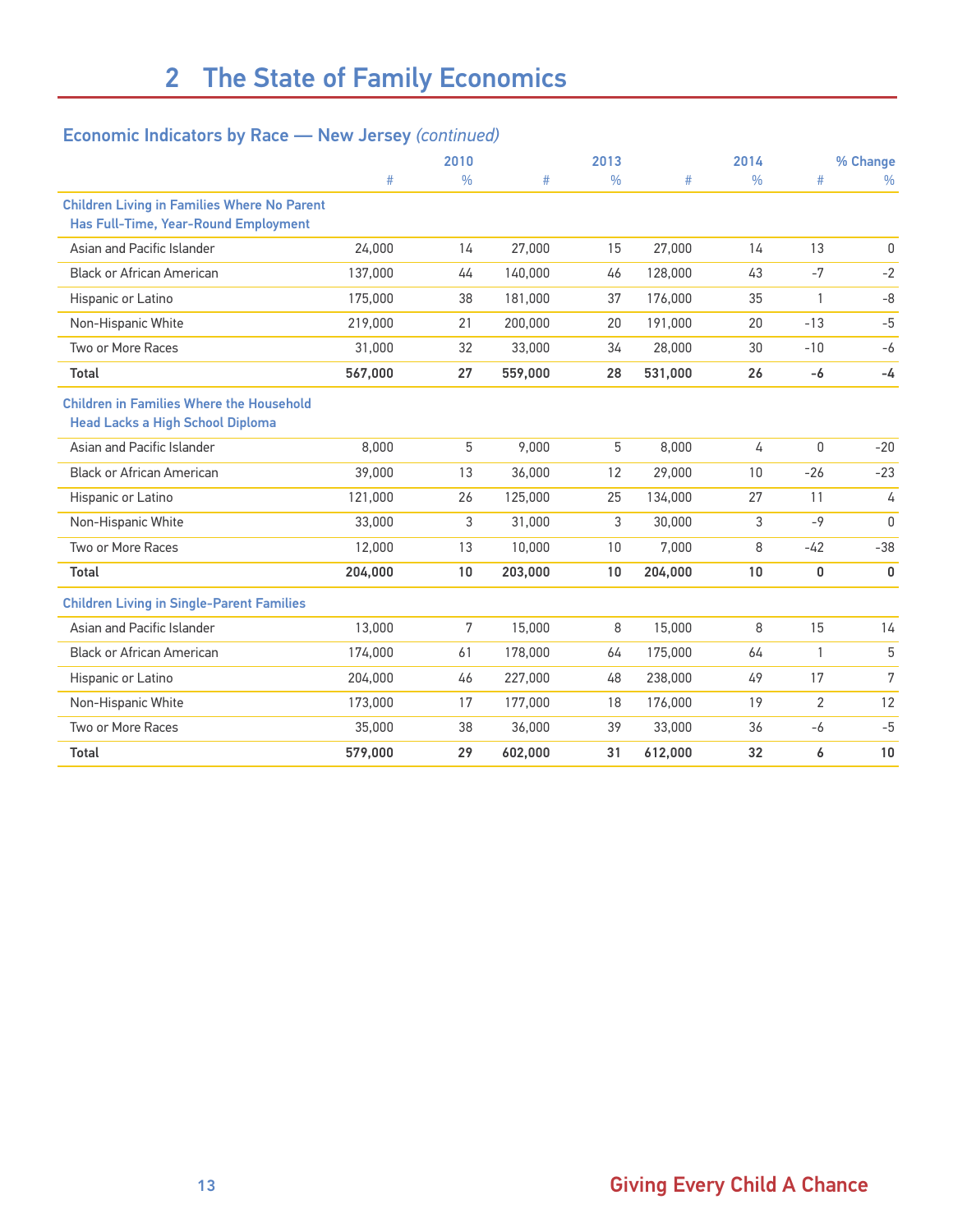# 2 The State of Family Economics

## Economic Indicators by Race — New Jersey *(continued)*

| | 2010 | | 2013 | | 2014 | | % Change | |
|---|---|---|---|---|---|---|---|---|
| | # | % | # | % | # | % | # | % |
| **Children Living in Families Where No Parent Has Full-Time, Year-Round Employment** | | | | | | | | |
| Asian and Pacific Islander | 24,000 | 14 | 27,000 | 15 | 27,000 | 14 | 13 | 0 |
| Black or African American | 137,000 | 44 | 140,000 | 46 | 128,000 | 43 | -7 | -2 |
| Hispanic or Latino | 175,000 | 38 | 181,000 | 37 | 176,000 | 35 | 1 | -8 |
| Non-Hispanic White | 219,000 | 21 | 200,000 | 20 | 191,000 | 20 | -13 | -5 |
| Two or More Races | 31,000 | 32 | 33,000 | 34 | 28,000 | 30 | -10 | -6 |
| **Total** | **567,000** | **27** | **559,000** | **28** | **531,000** | **26** | **-6** | **-4** |
| **Children in Families Where the Household Head Lacks a High School Diploma** | | | | | | | | |
| Asian and Pacific Islander | 8,000 | 5 | 9,000 | 5 | 8,000 | 4 | 0 | -20 |
| Black or African American | 39,000 | 13 | 36,000 | 12 | 29,000 | 10 | -26 | -23 |
| Hispanic or Latino | 121,000 | 26 | 125,000 | 25 | 134,000 | 27 | 11 | 4 |
| Non-Hispanic White | 33,000 | 3 | 31,000 | 3 | 30,000 | 3 | -9 | 0 |
| Two or More Races | 12,000 | 13 | 10,000 | 10 | 7,000 | 8 | -42 | -38 |
| **Total** | **204,000** | **10** | **203,000** | **10** | **204,000** | **10** | **0** | **0** |
| **Children Living in Single-Parent Families** | | | | | | | | |
| Asian and Pacific Islander | 13,000 | 7 | 15,000 | 8 | 15,000 | 8 | 15 | 14 |
| Black or African American | 174,000 | 61 | 178,000 | 64 | 175,000 | 64 | 1 | 5 |
| Hispanic or Latino | 204,000 | 46 | 227,000 | 48 | 238,000 | 49 | 17 | 7 |
| Non-Hispanic White | 173,000 | 17 | 177,000 | 18 | 176,000 | 19 | 2 | 12 |
| Two or More Races | 35,000 | 38 | 36,000 | 39 | 33,000 | 36 | -6 | -5 |
| **Total** | **579,000** | **29** | **602,000** | **31** | **612,000** | **32** | **6** | **10** |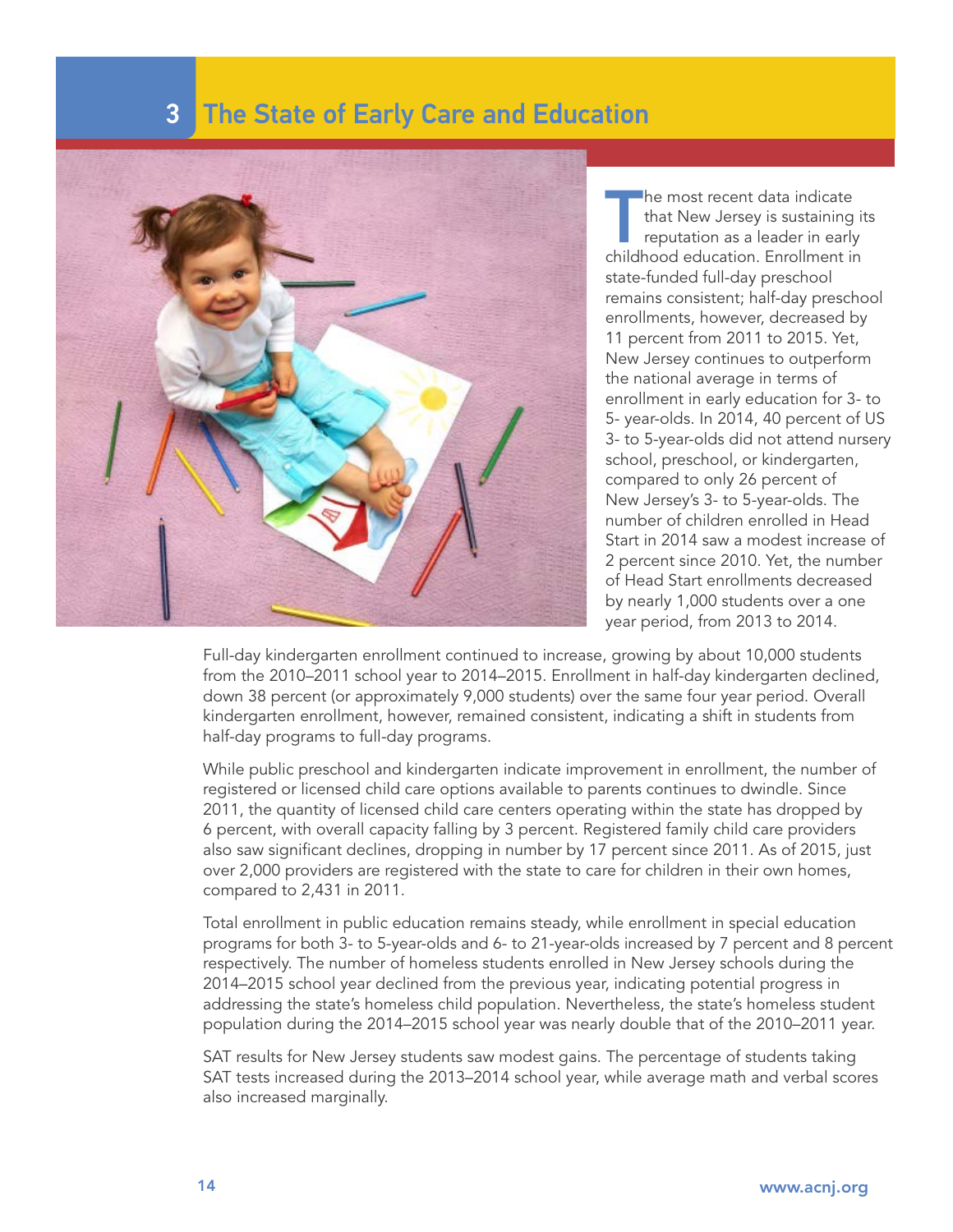# 3 The State of Early Care and Education

The most recent data indicate that New Jersey is sustaining its reputation as a leader in early childhood education. Enrollment in state-funded full-day preschool remains consistent; half-day preschool enrollments, however, decreased by 11 percent from 2011 to 2015. Yet, New Jersey continues to outperform the national average in terms of enrollment in early education for 3- to 5- year-olds. In 2014, 40 percent of US 3- to 5-year-olds did not attend nursery school, preschool, or kindergarten, compared to only 26 percent of New Jersey's 3- to 5-year-olds. The number of children enrolled in Head Start in 2014 saw a modest increase of 2 percent since 2010. Yet, the number of Head Start enrollments decreased by nearly 1,000 students over a one year period, from 2013 to 2014.

Full-day kindergarten enrollment continued to increase, growing by about 10,000 students from the 2010–2011 school year to 2014–2015. Enrollment in half-day kindergarten declined, down 38 percent (or approximately 9,000 students) over the same four year period. Overall kindergarten enrollment, however, remained consistent, indicating a shift in students from half-day programs to full-day programs.

While public preschool and kindergarten indicate improvement in enrollment, the number of registered or licensed child care options available to parents continues to dwindle. Since 2011, the quantity of licensed child care centers operating within the state has dropped by 6 percent, with overall capacity falling by 3 percent. Registered family child care providers also saw significant declines, dropping in number by 17 percent since 2011. As of 2015, just over 2,000 providers are registered with the state to care for children in their own homes, compared to 2,431 in 2011.

Total enrollment in public education remains steady, while enrollment in special education programs for both 3- to 5-year-olds and 6- to 21-year-olds increased by 7 percent and 8 percent respectively. The number of homeless students enrolled in New Jersey schools during the 2014–2015 school year declined from the previous year, indicating potential progress in addressing the state's homeless child population. Nevertheless, the state's homeless student population during the 2014–2015 school year was nearly double that of the 2010–2011 year.

SAT results for New Jersey students saw modest gains. The percentage of students taking SAT tests increased during the 2013–2014 school year, while average math and verbal scores also increased marginally.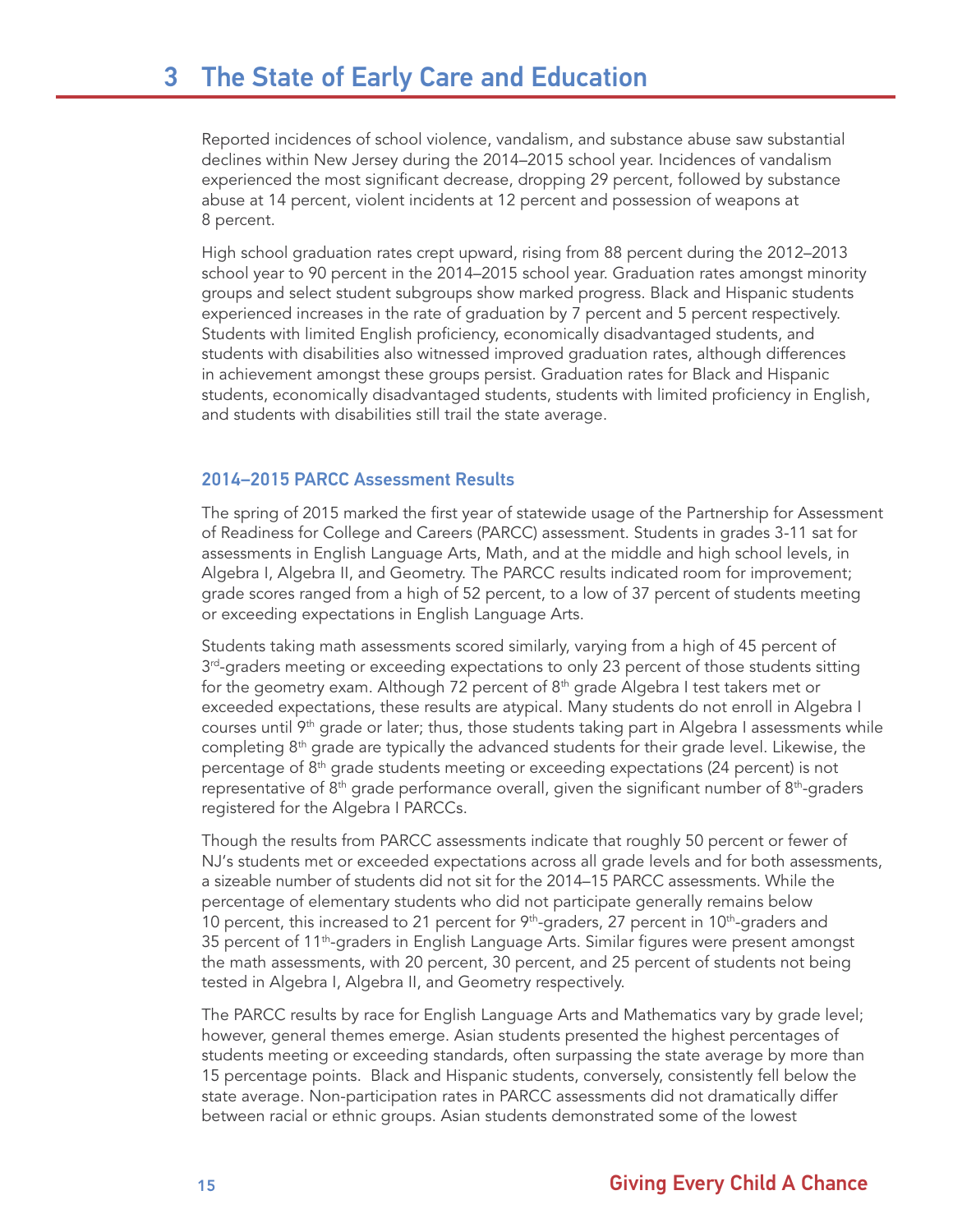# 3 The State of Early Care and Education

Reported incidences of school violence, vandalism, and substance abuse saw substantial declines within New Jersey during the 2014–2015 school year. Incidences of vandalism experienced the most significant decrease, dropping 29 percent, followed by substance abuse at 14 percent, violent incidents at 12 percent and possession of weapons at 8 percent.

High school graduation rates crept upward, rising from 88 percent during the 2012–2013 school year to 90 percent in the 2014–2015 school year. Graduation rates amongst minority groups and select student subgroups show marked progress. Black and Hispanic students experienced increases in the rate of graduation by 7 percent and 5 percent respectively. Students with limited English proficiency, economically disadvantaged students, and students with disabilities also witnessed improved graduation rates, although differences in achievement amongst these groups persist. Graduation rates for Black and Hispanic students, economically disadvantaged students, students with limited proficiency in English, and students with disabilities still trail the state average.

## 2014–2015 PARCC Assessment Results

The spring of 2015 marked the first year of statewide usage of the Partnership for Assessment of Readiness for College and Careers (PARCC) assessment. Students in grades 3-11 sat for assessments in English Language Arts, Math, and at the middle and high school levels, in Algebra I, Algebra II, and Geometry. The PARCC results indicated room for improvement; grade scores ranged from a high of 52 percent, to a low of 37 percent of students meeting or exceeding expectations in English Language Arts.

Students taking math assessments scored similarly, varying from a high of 45 percent of 3rd-graders meeting or exceeding expectations to only 23 percent of those students sitting for the geometry exam. Although 72 percent of 8th grade Algebra I test takers met or exceeded expectations, these results are atypical. Many students do not enroll in Algebra I courses until 9th grade or later; thus, those students taking part in Algebra I assessments while completing 8th grade are typically the advanced students for their grade level. Likewise, the percentage of 8th grade students meeting or exceeding expectations (24 percent) is not representative of 8th grade performance overall, given the significant number of 8th-graders registered for the Algebra I PARCCs.

Though the results from PARCC assessments indicate that roughly 50 percent or fewer of NJ's students met or exceeded expectations across all grade levels and for both assessments, a sizeable number of students did not sit for the 2014–15 PARCC assessments. While the percentage of elementary students who did not participate generally remains below 10 percent, this increased to 21 percent for 9th-graders, 27 percent in 10th-graders and 35 percent of 11th-graders in English Language Arts. Similar figures were present amongst the math assessments, with 20 percent, 30 percent, and 25 percent of students not being tested in Algebra I, Algebra II, and Geometry respectively.

The PARCC results by race for English Language Arts and Mathematics vary by grade level; however, general themes emerge. Asian students presented the highest percentages of students meeting or exceeding standards, often surpassing the state average by more than 15 percentage points. Black and Hispanic students, conversely, consistently fell below the state average. Non-participation rates in PARCC assessments did not dramatically differ between racial or ethnic groups. Asian students demonstrated some of the lowest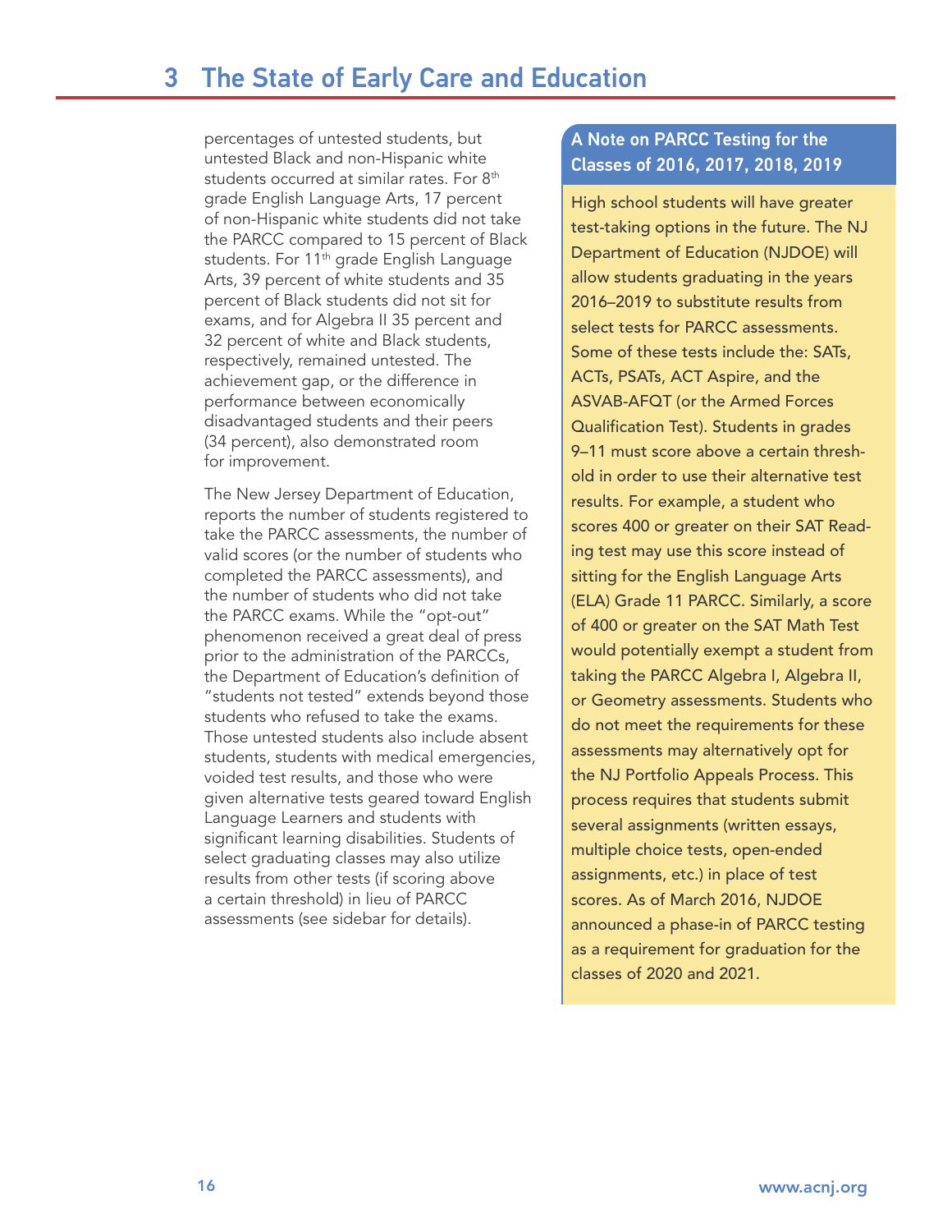percentages of untested students, but untested Black and non-Hispanic white students occurred at similar rates. For 8th grade English Language Arts, 17 percent of non-Hispanic white students did not take the PARCC compared to 15 percent of Black students. For 11th grade English Language Arts, 39 percent of white students and 35 percent of Black students did not sit for exams, and for Algebra II 35 percent and 32 percent of white and Black students, respectively, remained untested. The achievement gap, or the difference in performance between economically disadvantaged students and their peers (34 percent), also demonstrated room for improvement.

The New Jersey Department of Education, reports the number of students registered to take the PARCC assessments, the number of valid scores (or the number of students who completed the PARCC assessments), and the number of students who did not take the PARCC exams. While the "opt-out" phenomenon received a great deal of press prior to the administration of the PARCCs, the Department of Education's definition of "students not tested" extends beyond those students who refused to take the exams. Those untested students also include absent students, students with medical emergencies, voided test results, and those who were given alternative tests geared toward English Language Learners and students with significant learning disabilities. Students of select graduating classes may also utilize results from other tests (if scoring above a certain threshold) in lieu of PARCC assessments (see sidebar for details).

### A Note on PARCC Testing for the Classes of 2016, 2017, 2018, 2019

High school students will have greater test-taking options in the future. The NJ Department of Education (NJDOE) will allow students graduating in the years 2016–2019 to substitute results from select tests for PARCC assessments. Some of these tests include the: SATs, ACTs, PSATs, ACT Aspire, and the ASVAB-AFQT (or the Armed Forces Qualification Test). Students in grades 9–11 must score above a certain threshold in order to use their alternative test results. For example, a student who scores 400 or greater on their SAT Reading test may use this score instead of sitting for the English Language Arts (ELA) Grade 11 PARCC. Similarly, a score of 400 or greater on the SAT Math Test would potentially exempt a student from taking the PARCC Algebra I, Algebra II, or Geometry assessments. Students who do not meet the requirements for these assessments may alternatively opt for the NJ Portfolio Appeals Process. This process requires that students submit several assignments (written essays, multiple choice tests, open-ended assignments, etc.) in place of test scores. As of March 2016, NJDOE announced a phase-in of PARCC testing as a requirement for graduation for the classes of 2020 and 2021.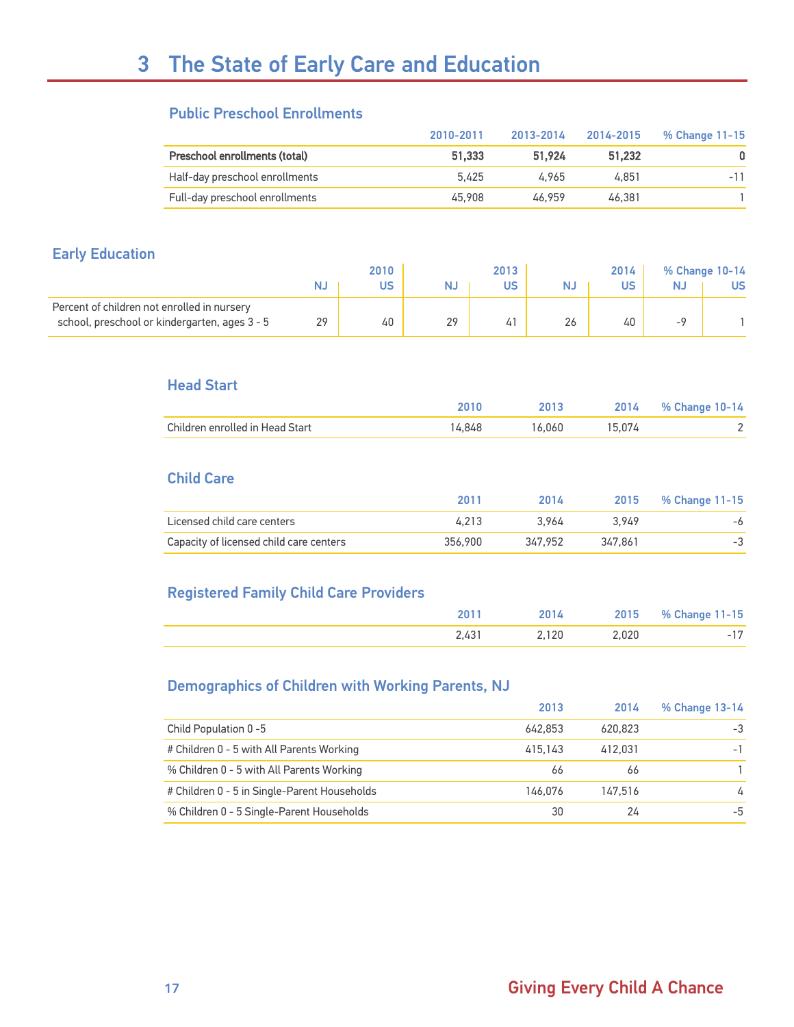# 3 The State of Early Care and Education

## Public Preschool Enrollments

| | 2010-2011 | 2013-2014 | 2014-2015 | % Change 11-15 |
|---|---|---|---|---|
| **Preschool enrollments (total)** | **51,333** | **51,924** | **51,232** | **0** |
| Half-day preschool enrollments | 5,425 | 4,965 | 4,851 | -11 |
| Full-day preschool enrollments | 45,908 | 46,959 | 46,381 | 1 |

## Early Education

| | 2010 | | 2013 | | 2014 | | % Change 10-14 | |
|---|---|---|---|---|---|---|---|---|
| | NJ | US | NJ | US | NJ | US | NJ | US |
| Percent of children not enrolled in nursery school, preschool or kindergarten, ages 3 - 5 | 29 | 40 | 29 | 41 | 26 | 40 | -9 | 1 |

## Head Start

| | 2010 | 2013 | 2014 | % Change 10-14 |
|---|---|---|---|---|
| Children enrolled in Head Start | 14,848 | 16,060 | 15,074 | 2 |

## Child Care

| | 2011 | 2014 | 2015 | % Change 11-15 |
|---|---|---|---|---|
| Licensed child care centers | 4,213 | 3,964 | 3,949 | -6 |
| Capacity of licensed child care centers | 356,900 | 347,952 | 347,861 | -3 |

## Registered Family Child Care Providers

| | 2011 | 2014 | 2015 | % Change 11-15 |
|---|---|---|---|---|
| | 2,431 | 2,120 | 2,020 | -17 |

## Demographics of Children with Working Parents, NJ

| | 2013 | 2014 | % Change 13-14 |
|---|---|---|---|
| Child Population 0 -5 | 642,853 | 620,823 | -3 |
| # Children 0 - 5 with All Parents Working | 415,143 | 412,031 | -1 |
| % Children 0 - 5 with All Parents Working | 66 | 66 | 1 |
| # Children 0 - 5 in Single-Parent Households | 146,076 | 147,516 | 4 |
| % Children 0 - 5 Single-Parent Households | 30 | 24 | -5 |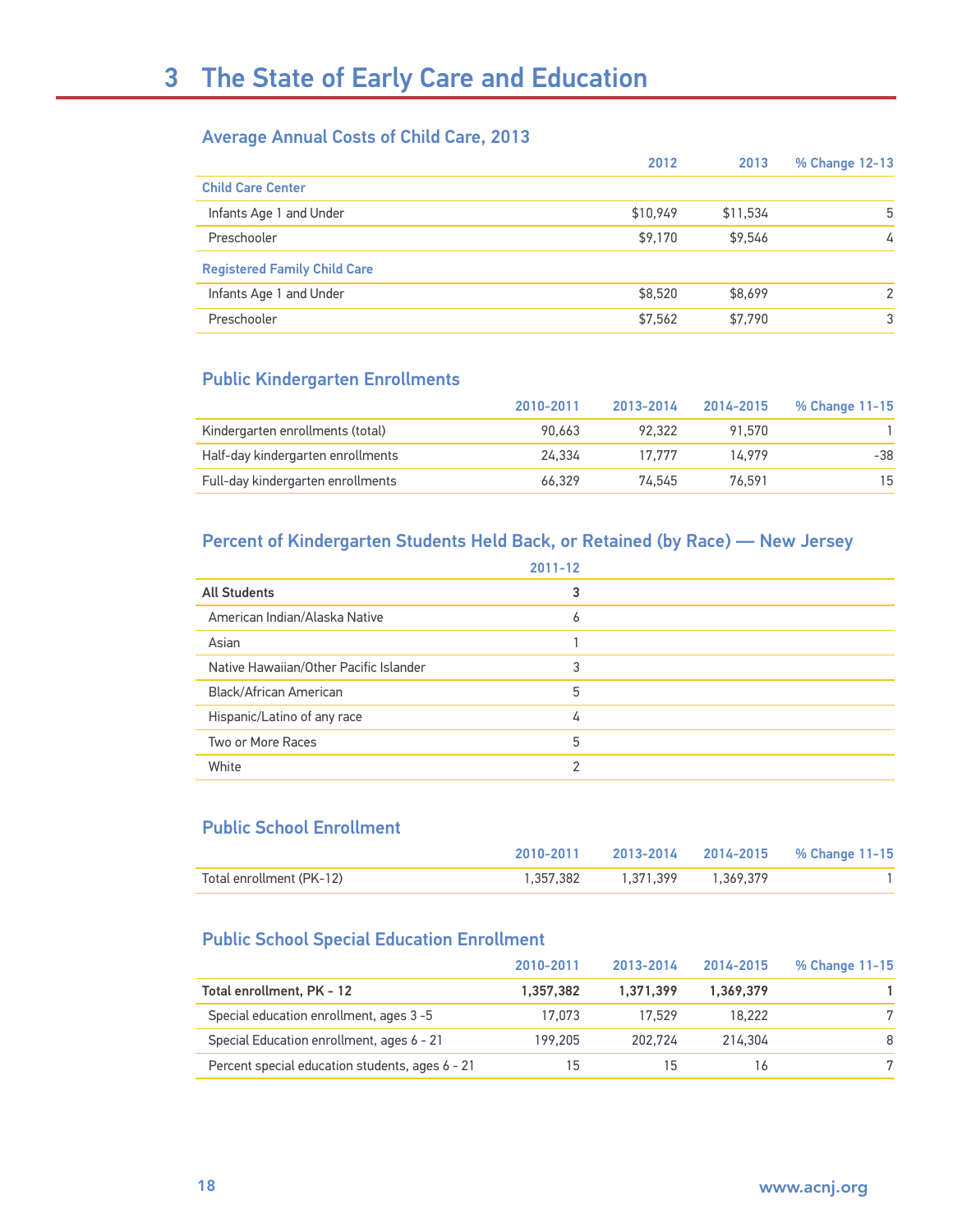# 3 The State of Early Care and Education

## Average Annual Costs of Child Care, 2013

| | 2012 | 2013 | % Change 12-13 |
|---|---|---|---|
| **Child Care Center** | | | |
| Infants Age 1 and Under | $10,949 | $11,534 | 5 |
| Preschooler | $9,170 | $9,546 | 4 |
| **Registered Family Child Care** | | | |
| Infants Age 1 and Under | $8,520 | $8,699 | 2 |
| Preschooler | $7,562 | $7,790 | 3 |

## Public Kindergarten Enrollments

| | 2010-2011 | 2013-2014 | 2014-2015 | % Change 11-15 |
|---|---|---|---|---|
| Kindergarten enrollments (total) | 90,663 | 92,322 | 91,570 | 1 |
| Half-day kindergarten enrollments | 24,334 | 17,777 | 14,979 | -38 |
| Full-day kindergarten enrollments | 66,329 | 74,545 | 76,591 | 15 |

## Percent of Kindergarten Students Held Back, or Retained (by Race) — New Jersey

| | 2011-12 |
|---|---|
| **All Students** | **3** |
| American Indian/Alaska Native | 6 |
| Asian | 1 |
| Native Hawaiian/Other Pacific Islander | 3 |
| Black/African American | 5 |
| Hispanic/Latino of any race | 4 |
| Two or More Races | 5 |
| White | 2 |

## Public School Enrollment

| | 2010-2011 | 2013-2014 | 2014-2015 | % Change 11-15 |
|---|---|---|---|---|
| Total enrollment (PK-12) | 1,357,382 | 1,371,399 | 1,369,379 | 1 |

## Public School Special Education Enrollment

| | 2010-2011 | 2013-2014 | 2014-2015 | % Change 11-15 |
|---|---|---|---|---|
| **Total enrollment, PK - 12** | **1,357,382** | **1,371,399** | **1,369,379** | **1** |
| Special education enrollment, ages 3 -5 | 17,073 | 17,529 | 18,222 | 7 |
| Special Education enrollment, ages 6 - 21 | 199,205 | 202,724 | 214,304 | 8 |
| Percent special education students, ages 6 - 21 | 15 | 15 | 16 | 7 |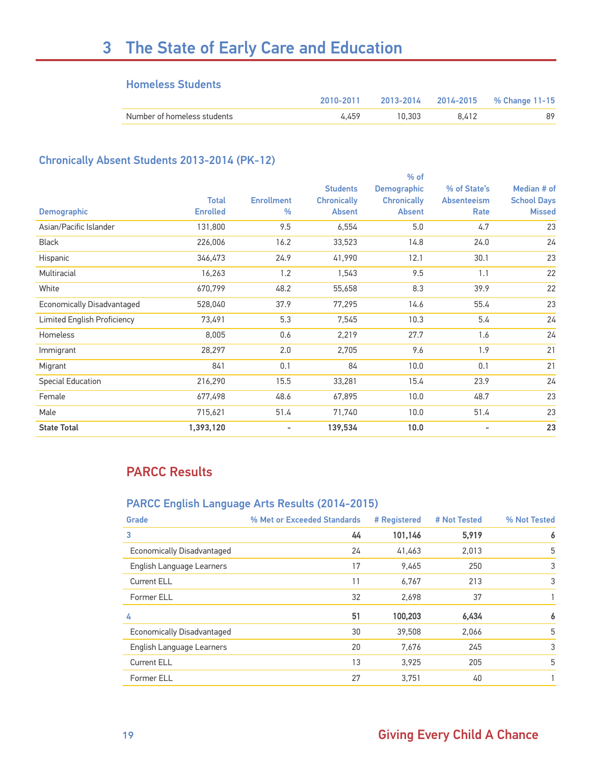# 3 The State of Early Care and Education

### Homeless Students

| | 2010-2011 | 2013-2014 | 2014-2015 | % Change 11-15 |
|---|---|---|---|---|
| Number of homeless students | 4,459 | 10,303 | 8,412 | 89 |

### Chronically Absent Students 2013-2014 (PK-12)

| Demographic | Total Enrolled | Enrollment % | Students Chronically Absent | % of Demographic Chronically Absent | % of State's Absenteeism Rate | Median # of School Days Missed |
|---|---|---|---|---|---|---|
| Asian/Pacific Islander | 131,800 | 9.5 | 6,554 | 5.0 | 4.7 | 23 |
| Black | 226,006 | 16.2 | 33,523 | 14.8 | 24.0 | 24 |
| Hispanic | 346,473 | 24.9 | 41,990 | 12.1 | 30.1 | 23 |
| Multiracial | 16,263 | 1.2 | 1,543 | 9.5 | 1.1 | 22 |
| White | 670,799 | 48.2 | 55,658 | 8.3 | 39.9 | 22 |
| Economically Disadvantaged | 528,040 | 37.9 | 77,295 | 14.6 | 55.4 | 23 |
| Limited English Proficiency | 73,491 | 5.3 | 7,545 | 10.3 | 5.4 | 24 |
| Homeless | 8,005 | 0.6 | 2,219 | 27.7 | 1.6 | 24 |
| Immigrant | 28,297 | 2.0 | 2,705 | 9.6 | 1.9 | 21 |
| Migrant | 841 | 0.1 | 84 | 10.0 | 0.1 | 21 |
| Special Education | 216,290 | 15.5 | 33,281 | 15.4 | 23.9 | 24 |
| Female | 677,498 | 48.6 | 67,895 | 10.0 | 48.7 | 23 |
| Male | 715,621 | 51.4 | 71,740 | 10.0 | 51.4 | 23 |
| **State Total** | **1,393,120** | **-** | **139,534** | **10.0** | **-** | **23** |

## PARCC Results

### PARCC English Language Arts Results (2014-2015)

| Grade | % Met or Exceeded Standards | # Registered | # Not Tested | % Not Tested |
|---|---|---|---|---|
| **3** | **44** | **101,146** | **5,919** | **6** |
| Economically Disadvantaged | 24 | 41,463 | 2,013 | 5 |
| English Language Learners | 17 | 9,465 | 250 | 3 |
| Current ELL | 11 | 6,767 | 213 | 3 |
| Former ELL | 32 | 2,698 | 37 | 1 |
| **4** | **51** | **100,203** | **6,434** | **6** |
| Economically Disadvantaged | 30 | 39,508 | 2,066 | 5 |
| English Language Learners | 20 | 7,676 | 245 | 3 |
| Current ELL | 13 | 3,925 | 205 | 5 |
| Former ELL | 27 | 3,751 | 40 | 1 |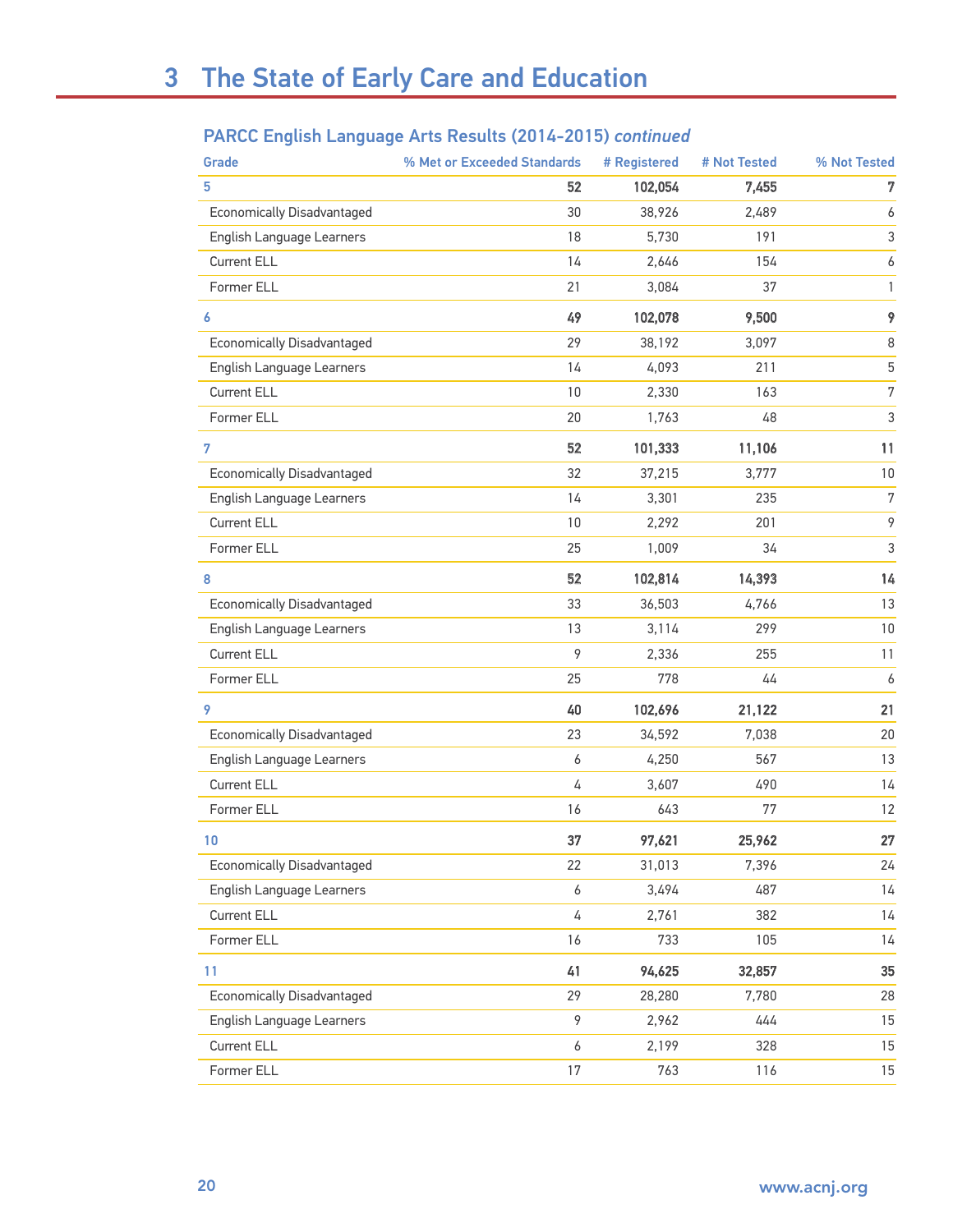# 3 The State of Early Care and Education

## PARCC English Language Arts Results (2014-2015) *continued*

| Grade | % Met or Exceeded Standards | # Registered | # Not Tested | % Not Tested |
|---|---|---|---|---|
| **5** | **52** | **102,054** | **7,455** | **7** |
| Economically Disadvantaged | 30 | 38,926 | 2,489 | 6 |
| English Language Learners | 18 | 5,730 | 191 | 3 |
| Current ELL | 14 | 2,646 | 154 | 6 |
| Former ELL | 21 | 3,084 | 37 | 1 |
| **6** | **49** | **102,078** | **9,500** | **9** |
| Economically Disadvantaged | 29 | 38,192 | 3,097 | 8 |
| English Language Learners | 14 | 4,093 | 211 | 5 |
| Current ELL | 10 | 2,330 | 163 | 7 |
| Former ELL | 20 | 1,763 | 48 | 3 |
| **7** | **52** | **101,333** | **11,106** | **11** |
| Economically Disadvantaged | 32 | 37,215 | 3,777 | 10 |
| English Language Learners | 14 | 3,301 | 235 | 7 |
| Current ELL | 10 | 2,292 | 201 | 9 |
| Former ELL | 25 | 1,009 | 34 | 3 |
| **8** | **52** | **102,814** | **14,393** | **14** |
| Economically Disadvantaged | 33 | 36,503 | 4,766 | 13 |
| English Language Learners | 13 | 3,114 | 299 | 10 |
| Current ELL | 9 | 2,336 | 255 | 11 |
| Former ELL | 25 | 778 | 44 | 6 |
| **9** | **40** | **102,696** | **21,122** | **21** |
| Economically Disadvantaged | 23 | 34,592 | 7,038 | 20 |
| English Language Learners | 6 | 4,250 | 567 | 13 |
| Current ELL | 4 | 3,607 | 490 | 14 |
| Former ELL | 16 | 643 | 77 | 12 |
| **10** | **37** | **97,621** | **25,962** | **27** |
| Economically Disadvantaged | 22 | 31,013 | 7,396 | 24 |
| English Language Learners | 6 | 3,494 | 487 | 14 |
| Current ELL | 4 | 2,761 | 382 | 14 |
| Former ELL | 16 | 733 | 105 | 14 |
| **11** | **41** | **94,625** | **32,857** | **35** |
| Economically Disadvantaged | 29 | 28,280 | 7,780 | 28 |
| English Language Learners | 9 | 2,962 | 444 | 15 |
| Current ELL | 6 | 2,199 | 328 | 15 |
| Former ELL | 17 | 763 | 116 | 15 |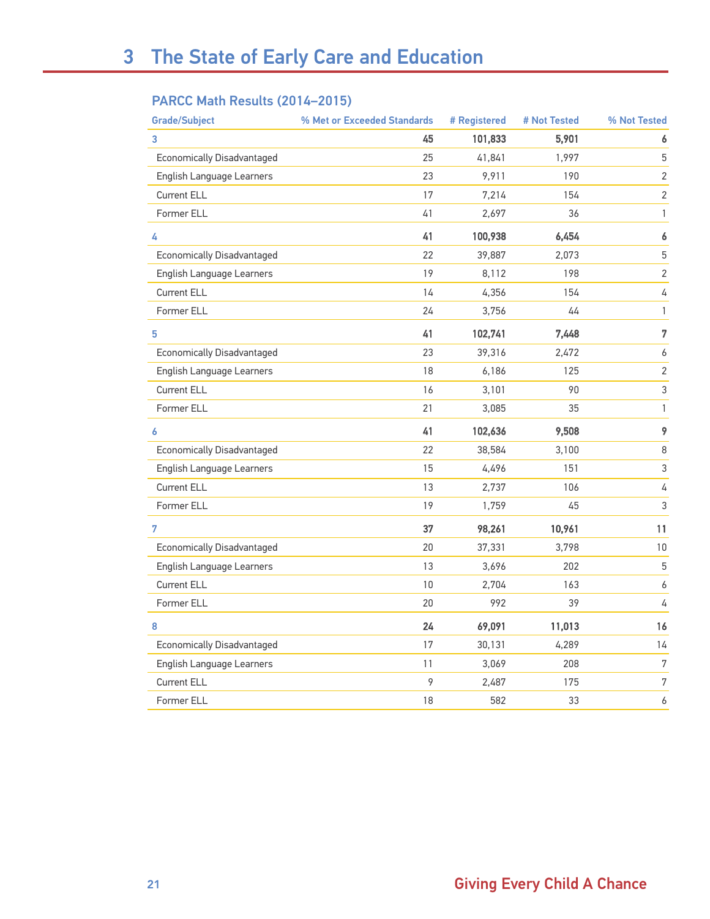## 3 The State of Early Care and Education

### PARCC Math Results (2014–2015)

| Grade/Subject | % Met or Exceeded Standards | # Registered | # Not Tested | % Not Tested |
|---|---|---|---|---|
| **3** | **45** | **101,833** | **5,901** | **6** |
| Economically Disadvantaged | 25 | 41,841 | 1,997 | 5 |
| English Language Learners | 23 | 9,911 | 190 | 2 |
| Current ELL | 17 | 7,214 | 154 | 2 |
| Former ELL | 41 | 2,697 | 36 | 1 |
| **4** | **41** | **100,938** | **6,454** | **6** |
| Economically Disadvantaged | 22 | 39,887 | 2,073 | 5 |
| English Language Learners | 19 | 8,112 | 198 | 2 |
| Current ELL | 14 | 4,356 | 154 | 4 |
| Former ELL | 24 | 3,756 | 44 | 1 |
| **5** | **41** | **102,741** | **7,448** | **7** |
| Economically Disadvantaged | 23 | 39,316 | 2,472 | 6 |
| English Language Learners | 18 | 6,186 | 125 | 2 |
| Current ELL | 16 | 3,101 | 90 | 3 |
| Former ELL | 21 | 3,085 | 35 | 1 |
| **6** | **41** | **102,636** | **9,508** | **9** |
| Economically Disadvantaged | 22 | 38,584 | 3,100 | 8 |
| English Language Learners | 15 | 4,496 | 151 | 3 |
| Current ELL | 13 | 2,737 | 106 | 4 |
| Former ELL | 19 | 1,759 | 45 | 3 |
| **7** | **37** | **98,261** | **10,961** | **11** |
| Economically Disadvantaged | 20 | 37,331 | 3,798 | 10 |
| English Language Learners | 13 | 3,696 | 202 | 5 |
| Current ELL | 10 | 2,704 | 163 | 6 |
| Former ELL | 20 | 992 | 39 | 4 |
| **8** | **24** | **69,091** | **11,013** | **16** |
| Economically Disadvantaged | 17 | 30,131 | 4,289 | 14 |
| English Language Learners | 11 | 3,069 | 208 | 7 |
| Current ELL | 9 | 2,487 | 175 | 7 |
| Former ELL | 18 | 582 | 33 | 6 |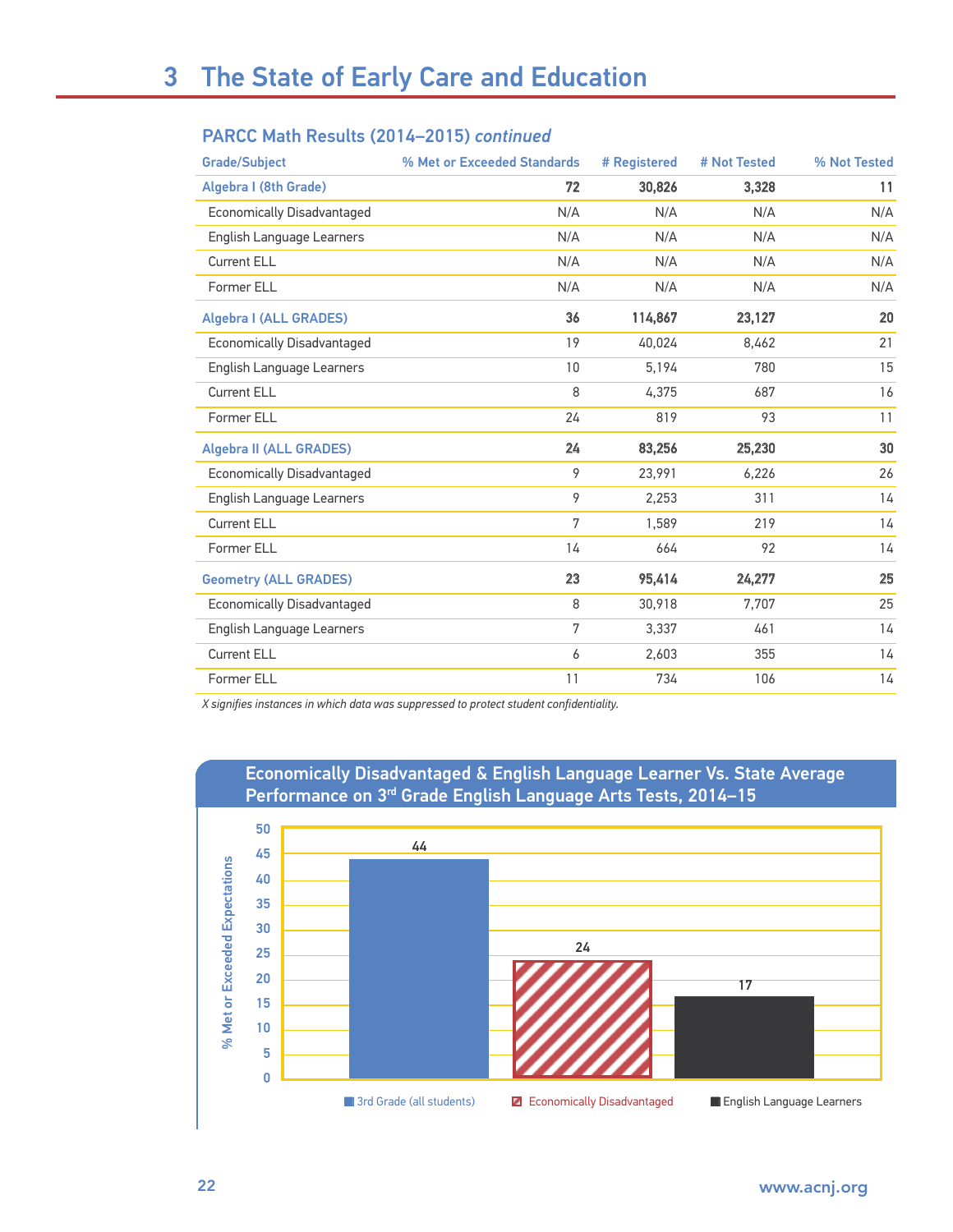# 3 The State of Early Care and Education

## PARCC Math Results (2014–2015) *continued*

| Grade/Subject | % Met or Exceeded Standards | # Registered | # Not Tested | % Not Tested |
|---|---|---|---|---|
| **Algebra I (8th Grade)** | **72** | **30,826** | **3,328** | **11** |
| Economically Disadvantaged | N/A | N/A | N/A | N/A |
| English Language Learners | N/A | N/A | N/A | N/A |
| Current ELL | N/A | N/A | N/A | N/A |
| Former ELL | N/A | N/A | N/A | N/A |
| **Algebra I (ALL GRADES)** | **36** | **114,867** | **23,127** | **20** |
| Economically Disadvantaged | 19 | 40,024 | 8,462 | 21 |
| English Language Learners | 10 | 5,194 | 780 | 15 |
| Current ELL | 8 | 4,375 | 687 | 16 |
| Former ELL | 24 | 819 | 93 | 11 |
| **Algebra II (ALL GRADES)** | **24** | **83,256** | **25,230** | **30** |
| Economically Disadvantaged | 9 | 23,991 | 6,226 | 26 |
| English Language Learners | 9 | 2,253 | 311 | 14 |
| Current ELL | 7 | 1,589 | 219 | 14 |
| Former ELL | 14 | 664 | 92 | 14 |
| **Geometry (ALL GRADES)** | **23** | **95,414** | **24,277** | **25** |
| Economically Disadvantaged | 8 | 30,918 | 7,707 | 25 |
| English Language Learners | 7 | 3,337 | 461 | 14 |
| Current ELL | 6 | 2,603 | 355 | 14 |
| Former ELL | 11 | 734 | 106 | 14 |

*X signifies instances in which data was suppressed to protect student confidentiality.*

## Economically Disadvantaged & English Language Learner Vs. State Average Performance on 3rd Grade English Language Arts Tests, 2014–15

| Group | % Met or Exceeded Expectations |
|---|---|
| 3rd Grade (all students) | 44 |
| Economically Disadvantaged | 24 |
| English Language Learners | 17 |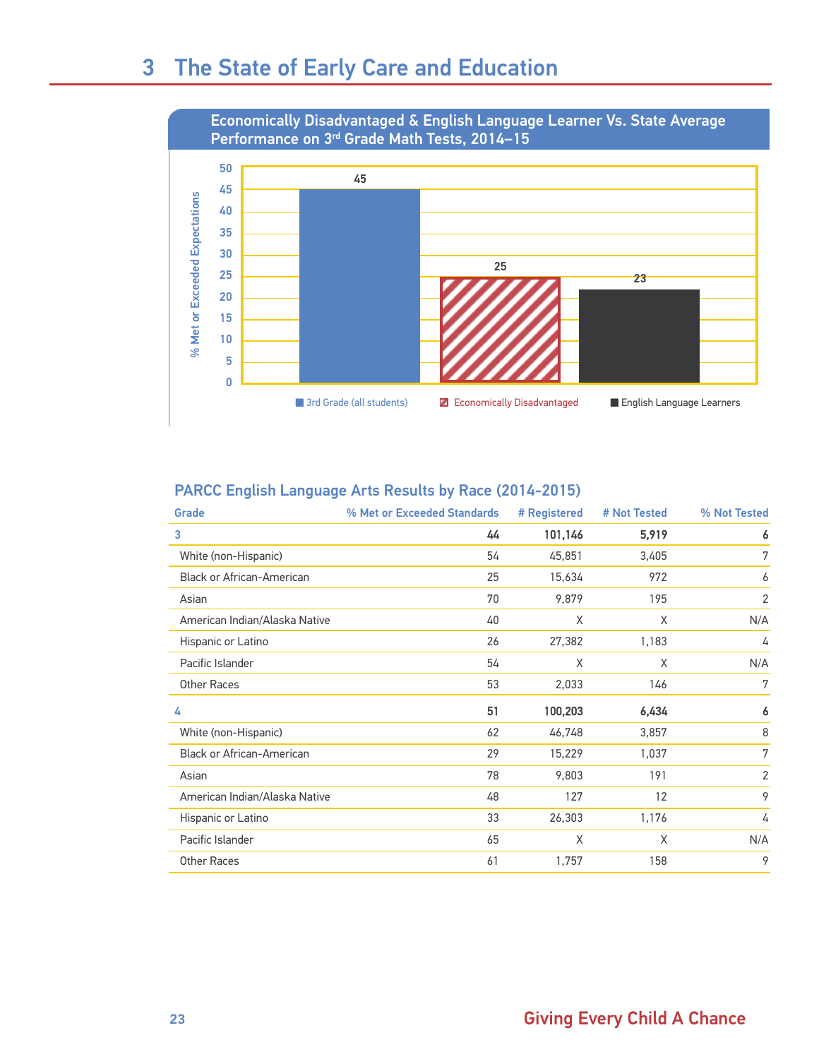# 3 The State of Early Care and Education

## Economically Disadvantaged & English Language Learner Vs. State Average Performance on 3rd Grade Math Tests, 2014–15

| | % Met or Exceeded Expectations |
|---|---|
| 3rd Grade (all students) | 45 |
| Economically Disadvantaged | 25 |
| English Language Learners | 23 |

## PARCC English Language Arts Results by Race (2014-2015)

| Grade | % Met or Exceeded Standards | # Registered | # Not Tested | % Not Tested |
|---|---|---|---|---|
| **3** | **44** | **101,146** | **5,919** | **6** |
| White (non-Hispanic) | 54 | 45,851 | 3,405 | 7 |
| Black or African-American | 25 | 15,634 | 972 | 6 |
| Asian | 70 | 9,879 | 195 | 2 |
| American Indian/Alaska Native | 40 | X | X | N/A |
| Hispanic or Latino | 26 | 27,382 | 1,183 | 4 |
| Pacific Islander | 54 | X | X | N/A |
| Other Races | 53 | 2,033 | 146 | 7 |
| **4** | **51** | **100,203** | **6,434** | **6** |
| White (non-Hispanic) | 62 | 46,748 | 3,857 | 8 |
| Black or African-American | 29 | 15,229 | 1,037 | 7 |
| Asian | 78 | 9,803 | 191 | 2 |
| American Indian/Alaska Native | 48 | 127 | 12 | 9 |
| Hispanic or Latino | 33 | 26,303 | 1,176 | 4 |
| Pacific Islander | 65 | X | X | N/A |
| Other Races | 61 | 1,757 | 158 | 9 |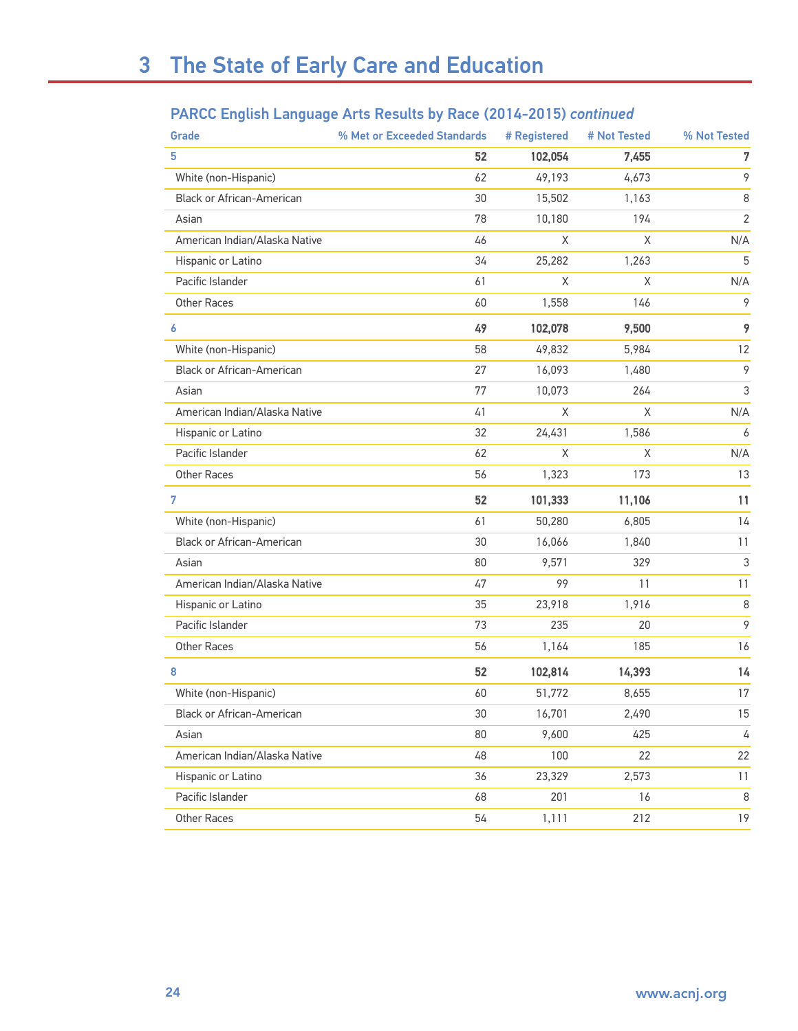# 3 The State of Early Care and Education

## PARCC English Language Arts Results by Race (2014-2015) *continued*

| Grade | % Met or Exceeded Standards | # Registered | # Not Tested | % Not Tested |
|---|---|---|---|---|
| **5** | **52** | **102,054** | **7,455** | **7** |
| White (non-Hispanic) | 62 | 49,193 | 4,673 | 9 |
| Black or African-American | 30 | 15,502 | 1,163 | 8 |
| Asian | 78 | 10,180 | 194 | 2 |
| American Indian/Alaska Native | 46 | X | X | N/A |
| Hispanic or Latino | 34 | 25,282 | 1,263 | 5 |
| Pacific Islander | 61 | X | X | N/A |
| Other Races | 60 | 1,558 | 146 | 9 |
| **6** | **49** | **102,078** | **9,500** | **9** |
| White (non-Hispanic) | 58 | 49,832 | 5,984 | 12 |
| Black or African-American | 27 | 16,093 | 1,480 | 9 |
| Asian | 77 | 10,073 | 264 | 3 |
| American Indian/Alaska Native | 41 | X | X | N/A |
| Hispanic or Latino | 32 | 24,431 | 1,586 | 6 |
| Pacific Islander | 62 | X | X | N/A |
| Other Races | 56 | 1,323 | 173 | 13 |
| **7** | **52** | **101,333** | **11,106** | **11** |
| White (non-Hispanic) | 61 | 50,280 | 6,805 | 14 |
| Black or African-American | 30 | 16,066 | 1,840 | 11 |
| Asian | 80 | 9,571 | 329 | 3 |
| American Indian/Alaska Native | 47 | 99 | 11 | 11 |
| Hispanic or Latino | 35 | 23,918 | 1,916 | 8 |
| Pacific Islander | 73 | 235 | 20 | 9 |
| Other Races | 56 | 1,164 | 185 | 16 |
| **8** | **52** | **102,814** | **14,393** | **14** |
| White (non-Hispanic) | 60 | 51,772 | 8,655 | 17 |
| Black or African-American | 30 | 16,701 | 2,490 | 15 |
| Asian | 80 | 9,600 | 425 | 4 |
| American Indian/Alaska Native | 48 | 100 | 22 | 22 |
| Hispanic or Latino | 36 | 23,329 | 2,573 | 11 |
| Pacific Islander | 68 | 201 | 16 | 8 |
| Other Races | 54 | 1,111 | 212 | 19 |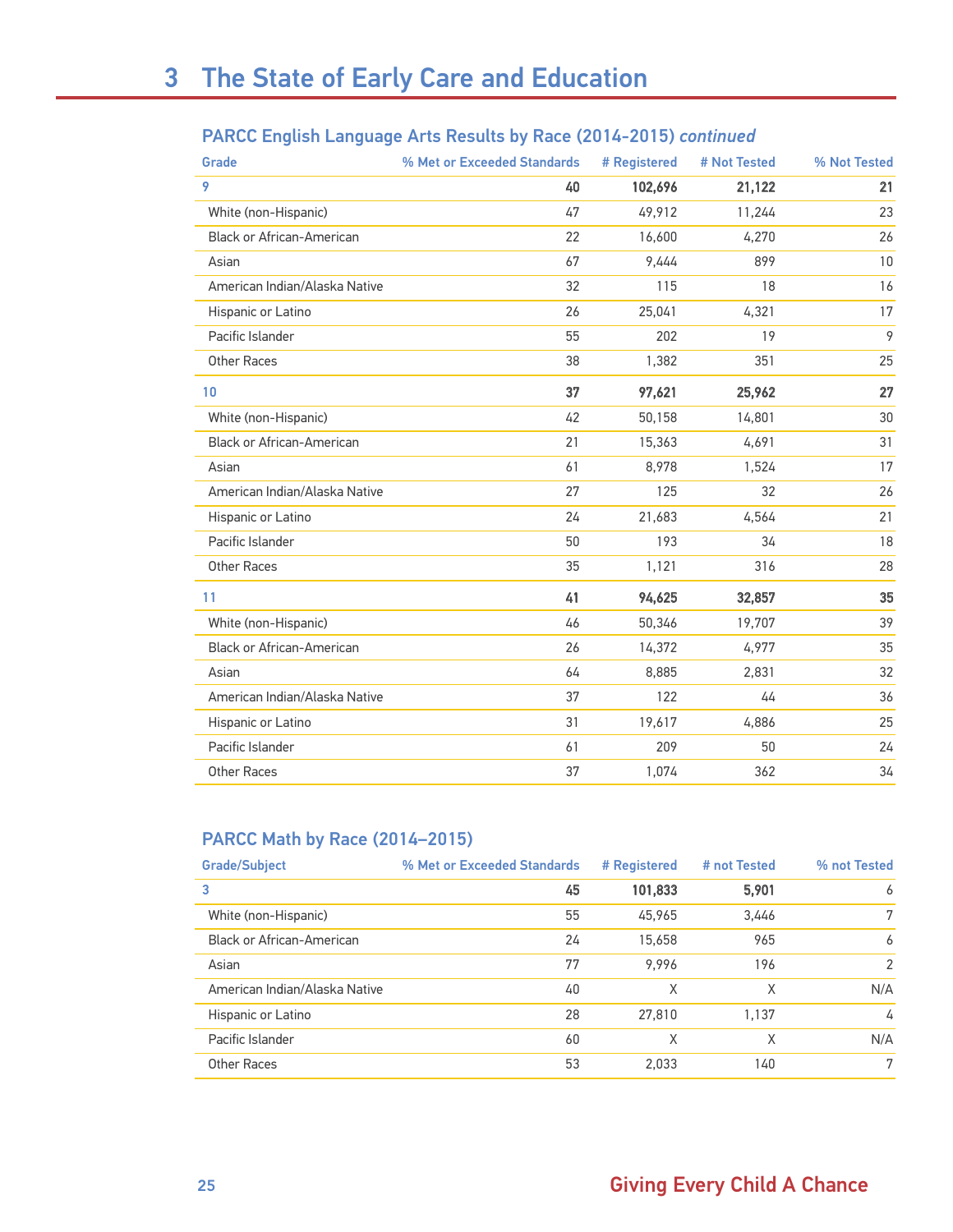# 3 The State of Early Care and Education

## PARCC English Language Arts Results by Race (2014-2015) *continued*

| Grade | % Met or Exceeded Standards | # Registered | # Not Tested | % Not Tested |
|---|---|---|---|---|
| **9** | **40** | **102,696** | **21,122** | **21** |
| White (non-Hispanic) | 47 | 49,912 | 11,244 | 23 |
| Black or African-American | 22 | 16,600 | 4,270 | 26 |
| Asian | 67 | 9,444 | 899 | 10 |
| American Indian/Alaska Native | 32 | 115 | 18 | 16 |
| Hispanic or Latino | 26 | 25,041 | 4,321 | 17 |
| Pacific Islander | 55 | 202 | 19 | 9 |
| Other Races | 38 | 1,382 | 351 | 25 |
| **10** | **37** | **97,621** | **25,962** | **27** |
| White (non-Hispanic) | 42 | 50,158 | 14,801 | 30 |
| Black or African-American | 21 | 15,363 | 4,691 | 31 |
| Asian | 61 | 8,978 | 1,524 | 17 |
| American Indian/Alaska Native | 27 | 125 | 32 | 26 |
| Hispanic or Latino | 24 | 21,683 | 4,564 | 21 |
| Pacific Islander | 50 | 193 | 34 | 18 |
| Other Races | 35 | 1,121 | 316 | 28 |
| **11** | **41** | **94,625** | **32,857** | **35** |
| White (non-Hispanic) | 46 | 50,346 | 19,707 | 39 |
| Black or African-American | 26 | 14,372 | 4,977 | 35 |
| Asian | 64 | 8,885 | 2,831 | 32 |
| American Indian/Alaska Native | 37 | 122 | 44 | 36 |
| Hispanic or Latino | 31 | 19,617 | 4,886 | 25 |
| Pacific Islander | 61 | 209 | 50 | 24 |
| Other Races | 37 | 1,074 | 362 | 34 |

## PARCC Math by Race (2014–2015)

| Grade/Subject | % Met or Exceeded Standards | # Registered | # not Tested | % not Tested |
|---|---|---|---|---|
| **3** | **45** | **101,833** | **5,901** | 6 |
| White (non-Hispanic) | 55 | 45,965 | 3,446 | 7 |
| Black or African-American | 24 | 15,658 | 965 | 6 |
| Asian | 77 | 9,996 | 196 | 2 |
| American Indian/Alaska Native | 40 | X | X | N/A |
| Hispanic or Latino | 28 | 27,810 | 1,137 | 4 |
| Pacific Islander | 60 | X | X | N/A |
| Other Races | 53 | 2,033 | 140 | 7 |

Giving Every Child A Chance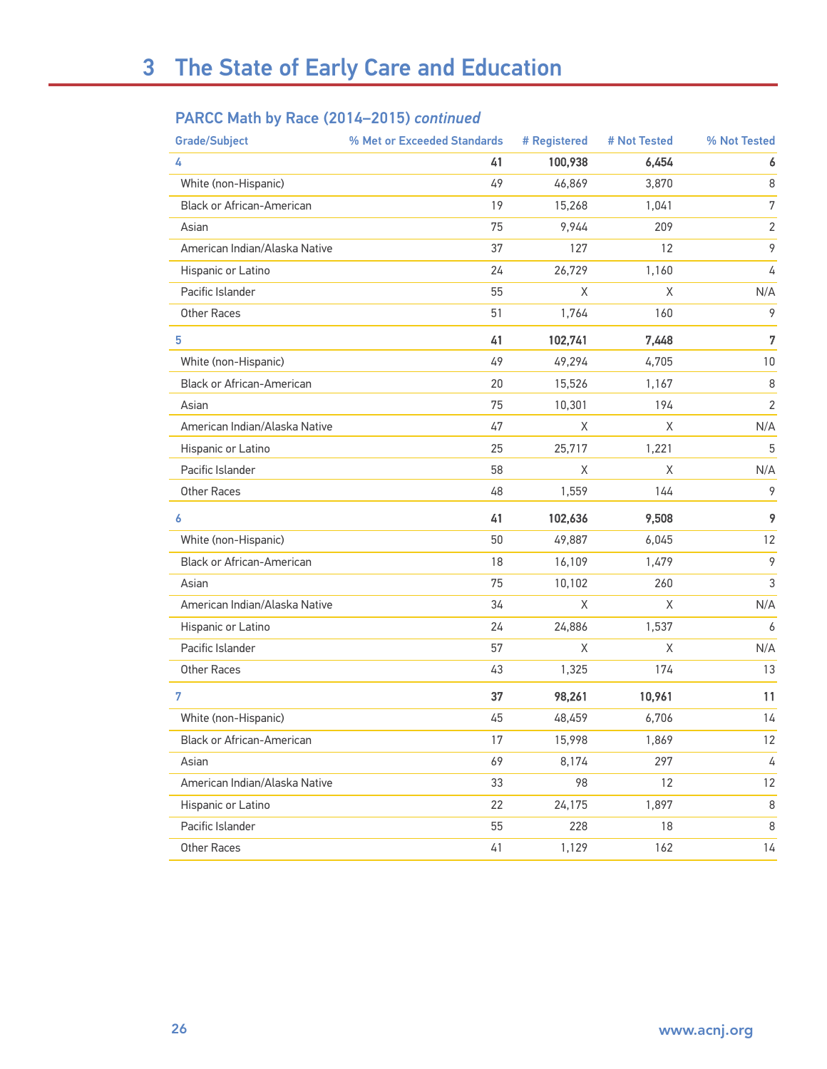# 3 The State of Early Care and Education

## PARCC Math by Race (2014–2015) *continued*

| Grade/Subject | % Met or Exceeded Standards | # Registered | # Not Tested | % Not Tested |
|---|---|---|---|---|
| **4** | **41** | **100,938** | **6,454** | **6** |
| White (non-Hispanic) | 49 | 46,869 | 3,870 | 8 |
| Black or African-American | 19 | 15,268 | 1,041 | 7 |
| Asian | 75 | 9,944 | 209 | 2 |
| American Indian/Alaska Native | 37 | 127 | 12 | 9 |
| Hispanic or Latino | 24 | 26,729 | 1,160 | 4 |
| Pacific Islander | 55 | X | X | N/A |
| Other Races | 51 | 1,764 | 160 | 9 |
| **5** | **41** | **102,741** | **7,448** | **7** |
| White (non-Hispanic) | 49 | 49,294 | 4,705 | 10 |
| Black or African-American | 20 | 15,526 | 1,167 | 8 |
| Asian | 75 | 10,301 | 194 | 2 |
| American Indian/Alaska Native | 47 | X | X | N/A |
| Hispanic or Latino | 25 | 25,717 | 1,221 | 5 |
| Pacific Islander | 58 | X | X | N/A |
| Other Races | 48 | 1,559 | 144 | 9 |
| **6** | **41** | **102,636** | **9,508** | **9** |
| White (non-Hispanic) | 50 | 49,887 | 6,045 | 12 |
| Black or African-American | 18 | 16,109 | 1,479 | 9 |
| Asian | 75 | 10,102 | 260 | 3 |
| American Indian/Alaska Native | 34 | X | X | N/A |
| Hispanic or Latino | 24 | 24,886 | 1,537 | 6 |
| Pacific Islander | 57 | X | X | N/A |
| Other Races | 43 | 1,325 | 174 | 13 |
| **7** | **37** | **98,261** | **10,961** | **11** |
| White (non-Hispanic) | 45 | 48,459 | 6,706 | 14 |
| Black or African-American | 17 | 15,998 | 1,869 | 12 |
| Asian | 69 | 8,174 | 297 | 4 |
| American Indian/Alaska Native | 33 | 98 | 12 | 12 |
| Hispanic or Latino | 22 | 24,175 | 1,897 | 8 |
| Pacific Islander | 55 | 228 | 18 | 8 |
| Other Races | 41 | 1,129 | 162 | 14 |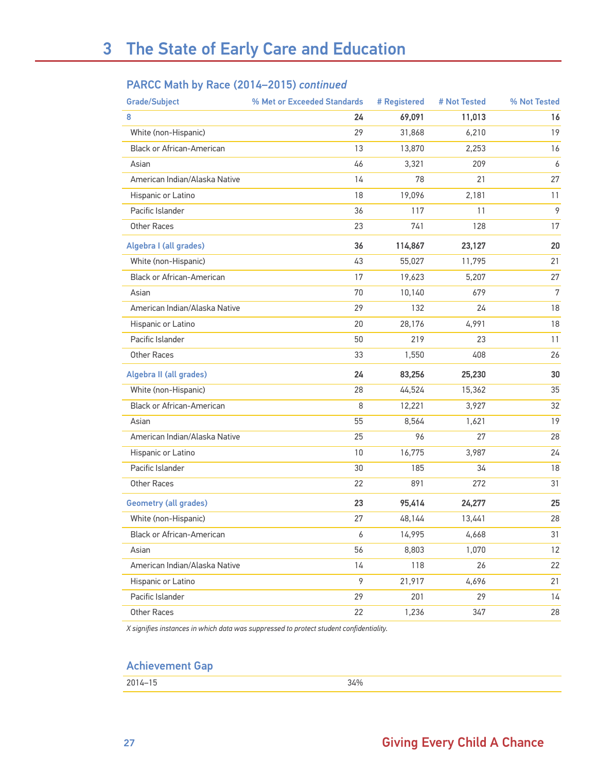# 3 The State of Early Care and Education

## PARCC Math by Race (2014–2015) *continued*

| Grade/Subject | % Met or Exceeded Standards | # Registered | # Not Tested | % Not Tested |
|---|---|---|---|---|
| **8** | **24** | **69,091** | **11,013** | **16** |
| White (non-Hispanic) | 29 | 31,868 | 6,210 | 19 |
| Black or African-American | 13 | 13,870 | 2,253 | 16 |
| Asian | 46 | 3,321 | 209 | 6 |
| American Indian/Alaska Native | 14 | 78 | 21 | 27 |
| Hispanic or Latino | 18 | 19,096 | 2,181 | 11 |
| Pacific Islander | 36 | 117 | 11 | 9 |
| Other Races | 23 | 741 | 128 | 17 |
| **Algebra I (all grades)** | **36** | **114,867** | **23,127** | **20** |
| White (non-Hispanic) | 43 | 55,027 | 11,795 | 21 |
| Black or African-American | 17 | 19,623 | 5,207 | 27 |
| Asian | 70 | 10,140 | 679 | 7 |
| American Indian/Alaska Native | 29 | 132 | 24 | 18 |
| Hispanic or Latino | 20 | 28,176 | 4,991 | 18 |
| Pacific Islander | 50 | 219 | 23 | 11 |
| Other Races | 33 | 1,550 | 408 | 26 |
| **Algebra II (all grades)** | **24** | **83,256** | **25,230** | **30** |
| White (non-Hispanic) | 28 | 44,524 | 15,362 | 35 |
| Black or African-American | 8 | 12,221 | 3,927 | 32 |
| Asian | 55 | 8,564 | 1,621 | 19 |
| American Indian/Alaska Native | 25 | 96 | 27 | 28 |
| Hispanic or Latino | 10 | 16,775 | 3,987 | 24 |
| Pacific Islander | 30 | 185 | 34 | 18 |
| Other Races | 22 | 891 | 272 | 31 |
| **Geometry (all grades)** | **23** | **95,414** | **24,277** | **25** |
| White (non-Hispanic) | 27 | 48,144 | 13,441 | 28 |
| Black or African-American | 6 | 14,995 | 4,668 | 31 |
| Asian | 56 | 8,803 | 1,070 | 12 |
| American Indian/Alaska Native | 14 | 118 | 26 | 22 |
| Hispanic or Latino | 9 | 21,917 | 4,696 | 21 |
| Pacific Islander | 29 | 201 | 29 | 14 |
| Other Races | 22 | 1,236 | 347 | 28 |

*X signifies instances in which data was suppressed to protect student confidentiality.*

## Achievement Gap

| | |
|---|---|
| 2014–15 | 34% |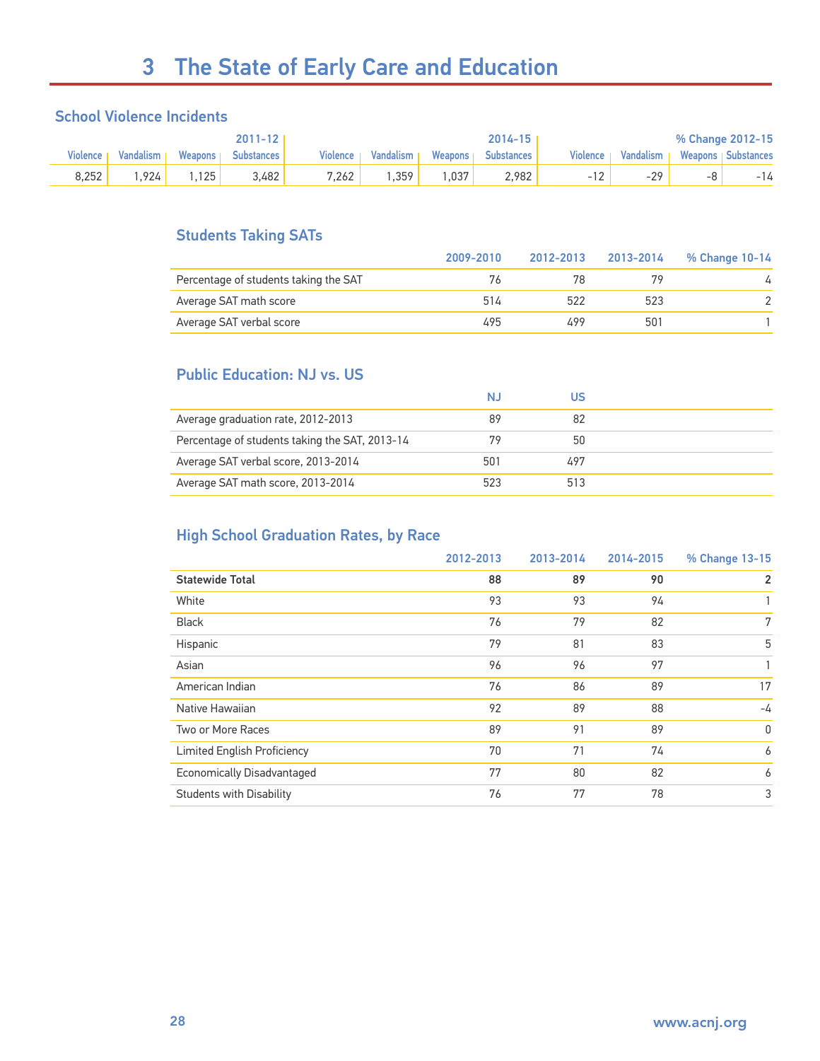# 3 The State of Early Care and Education

## School Violence Incidents

| 2011-12 | | | | 2014-15 | | | | % Change 2012-15 | | | |
|---|---|---|---|---|---|---|---|---|---|---|---|
| Violence | Vandalism | Weapons | Substances | Violence | Vandalism | Weapons | Substances | Violence | Vandalism | Weapons | Substances |
| 8,252 | 1,924 | 1,125 | 3,482 | 7,262 | 1,359 | 1,037 | 2,982 | -12 | -29 | -8 | -14 |

## Students Taking SATs

| | 2009-2010 | 2012-2013 | 2013-2014 | % Change 10-14 |
|---|---|---|---|---|
| Percentage of students taking the SAT | 76 | 78 | 79 | 4 |
| Average SAT math score | 514 | 522 | 523 | 2 |
| Average SAT verbal score | 495 | 499 | 501 | 1 |

## Public Education: NJ vs. US

| | NJ | US |
|---|---|---|
| Average graduation rate, 2012-2013 | 89 | 82 |
| Percentage of students taking the SAT, 2013-14 | 79 | 50 |
| Average SAT verbal score, 2013-2014 | 501 | 497 |
| Average SAT math score, 2013-2014 | 523 | 513 |

## High School Graduation Rates, by Race

| | 2012-2013 | 2013-2014 | 2014-2015 | % Change 13-15 |
|---|---|---|---|---|
| **Statewide Total** | **88** | **89** | **90** | **2** |
| White | 93 | 93 | 94 | 1 |
| Black | 76 | 79 | 82 | 7 |
| Hispanic | 79 | 81 | 83 | 5 |
| Asian | 96 | 96 | 97 | 1 |
| American Indian | 76 | 86 | 89 | 17 |
| Native Hawaiian | 92 | 89 | 88 | -4 |
| Two or More Races | 89 | 91 | 89 | 0 |
| Limited English Proficiency | 70 | 71 | 74 | 6 |
| Economically Disadvantaged | 77 | 80 | 82 | 6 |
| Students with Disability | 76 | 77 | 78 | 3 |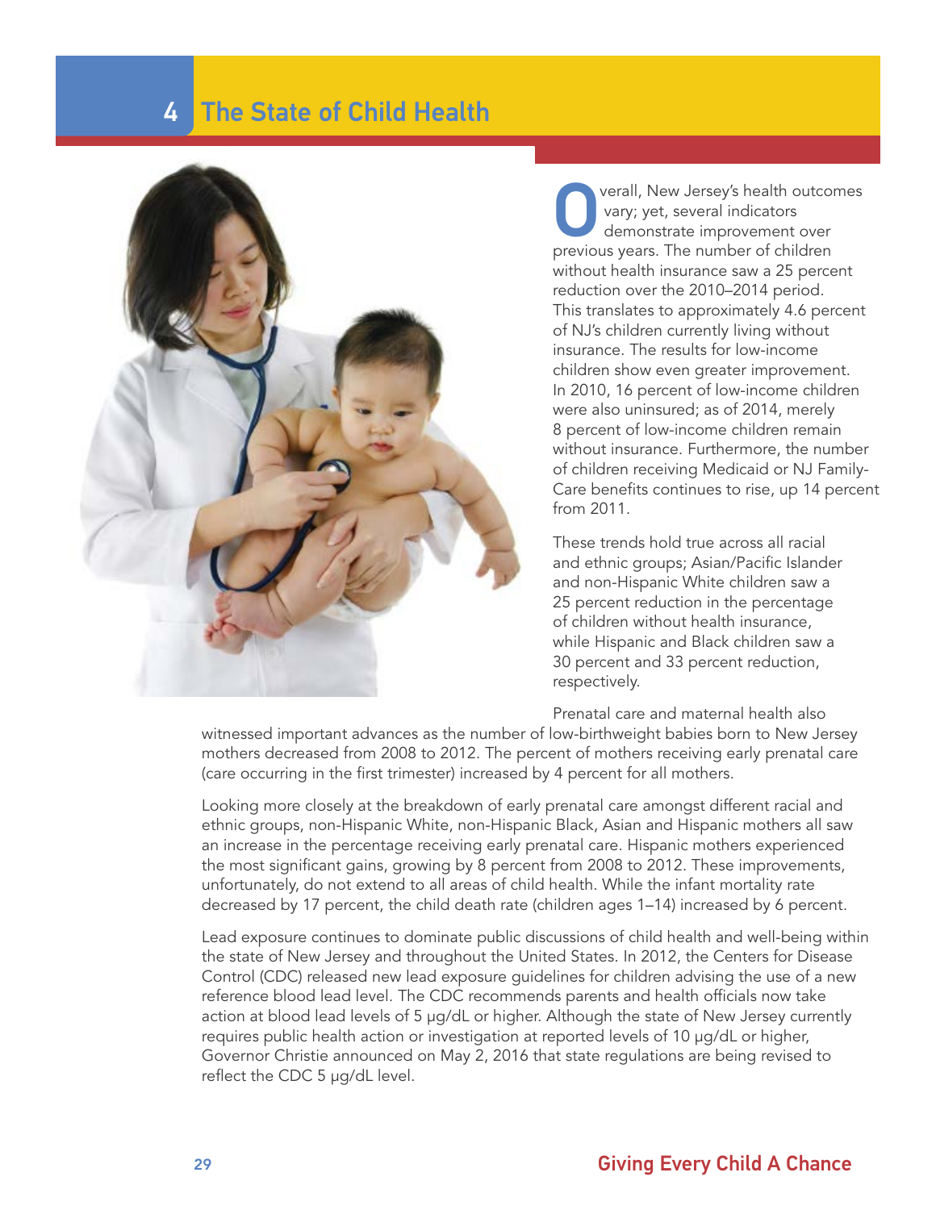# 4 The State of Child Health

Overall, New Jersey's health outcomes vary; yet, several indicators demonstrate improvement over previous years. The number of children without health insurance saw a 25 percent reduction over the 2010–2014 period. This translates to approximately 4.6 percent of NJ's children currently living without insurance. The results for low-income children show even greater improvement. In 2010, 16 percent of low-income children were also uninsured; as of 2014, merely 8 percent of low-income children remain without insurance. Furthermore, the number of children receiving Medicaid or NJ Family-Care benefits continues to rise, up 14 percent from 2011.

These trends hold true across all racial and ethnic groups; Asian/Pacific Islander and non-Hispanic White children saw a 25 percent reduction in the percentage of children without health insurance, while Hispanic and Black children saw a 30 percent and 33 percent reduction, respectively.

Prenatal care and maternal health also witnessed important advances as the number of low-birthweight babies born to New Jersey mothers decreased from 2008 to 2012. The percent of mothers receiving early prenatal care (care occurring in the first trimester) increased by 4 percent for all mothers.

Looking more closely at the breakdown of early prenatal care amongst different racial and ethnic groups, non-Hispanic White, non-Hispanic Black, Asian and Hispanic mothers all saw an increase in the percentage receiving early prenatal care. Hispanic mothers experienced the most significant gains, growing by 8 percent from 2008 to 2012. These improvements, unfortunately, do not extend to all areas of child health. While the infant mortality rate decreased by 17 percent, the child death rate (children ages 1–14) increased by 6 percent.

Lead exposure continues to dominate public discussions of child health and well-being within the state of New Jersey and throughout the United States. In 2012, the Centers for Disease Control (CDC) released new lead exposure guidelines for children advising the use of a new reference blood lead level. The CDC recommends parents and health officials now take action at blood lead levels of 5 µg/dL or higher. Although the state of New Jersey currently requires public health action or investigation at reported levels of 10 µg/dL or higher, Governor Christie announced on May 2, 2016 that state regulations are being revised to reflect the CDC 5 µg/dL level.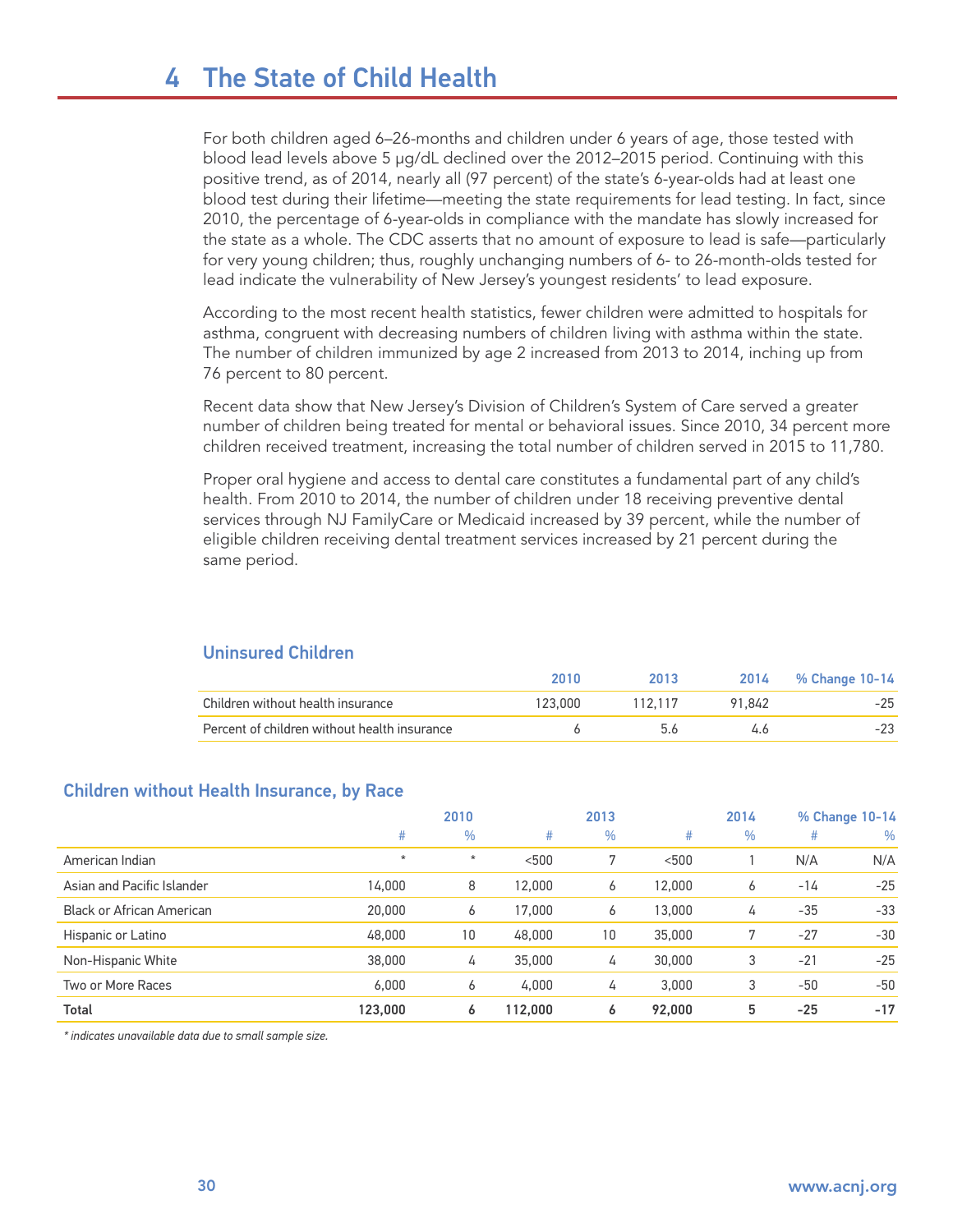# 4 The State of Child Health

For both children aged 6–26-months and children under 6 years of age, those tested with blood lead levels above 5 μg/dL declined over the 2012–2015 period. Continuing with this positive trend, as of 2014, nearly all (97 percent) of the state's 6-year-olds had at least one blood test during their lifetime—meeting the state requirements for lead testing. In fact, since 2010, the percentage of 6-year-olds in compliance with the mandate has slowly increased for the state as a whole. The CDC asserts that no amount of exposure to lead is safe—particularly for very young children; thus, roughly unchanging numbers of 6- to 26-month-olds tested for lead indicate the vulnerability of New Jersey's youngest residents' to lead exposure.

According to the most recent health statistics, fewer children were admitted to hospitals for asthma, congruent with decreasing numbers of children living with asthma within the state. The number of children immunized by age 2 increased from 2013 to 2014, inching up from 76 percent to 80 percent.

Recent data show that New Jersey's Division of Children's System of Care served a greater number of children being treated for mental or behavioral issues. Since 2010, 34 percent more children received treatment, increasing the total number of children served in 2015 to 11,780.

Proper oral hygiene and access to dental care constitutes a fundamental part of any child's health. From 2010 to 2014, the number of children under 18 receiving preventive dental services through NJ FamilyCare or Medicaid increased by 39 percent, while the number of eligible children receiving dental treatment services increased by 21 percent during the same period.

## Uninsured Children

| | 2010 | 2013 | 2014 | % Change 10-14 |
|---|---|---|---|---|
| Children without health insurance | 123,000 | 112,117 | 91,842 | -25 |
| Percent of children without health insurance | 6 | 5.6 | 4.6 | -23 |

## Children without Health Insurance, by Race

| | 2010 | | 2013 | | 2014 | | % Change 10-14 | |
|---|---|---|---|---|---|---|---|---|
| | # | % | # | % | # | % | # | % |
| American Indian | * | * | <500 | 7 | <500 | 1 | N/A | N/A |
| Asian and Pacific Islander | 14,000 | 8 | 12,000 | 6 | 12,000 | 6 | -14 | -25 |
| Black or African American | 20,000 | 6 | 17,000 | 6 | 13,000 | 4 | -35 | -33 |
| Hispanic or Latino | 48,000 | 10 | 48,000 | 10 | 35,000 | 7 | -27 | -30 |
| Non-Hispanic White | 38,000 | 4 | 35,000 | 4 | 30,000 | 3 | -21 | -25 |
| Two or More Races | 6,000 | 6 | 4,000 | 4 | 3,000 | 3 | -50 | -50 |
| **Total** | **123,000** | **6** | **112,000** | **6** | **92,000** | **5** | **-25** | **-17** |

*\* indicates unavailable data due to small sample size.*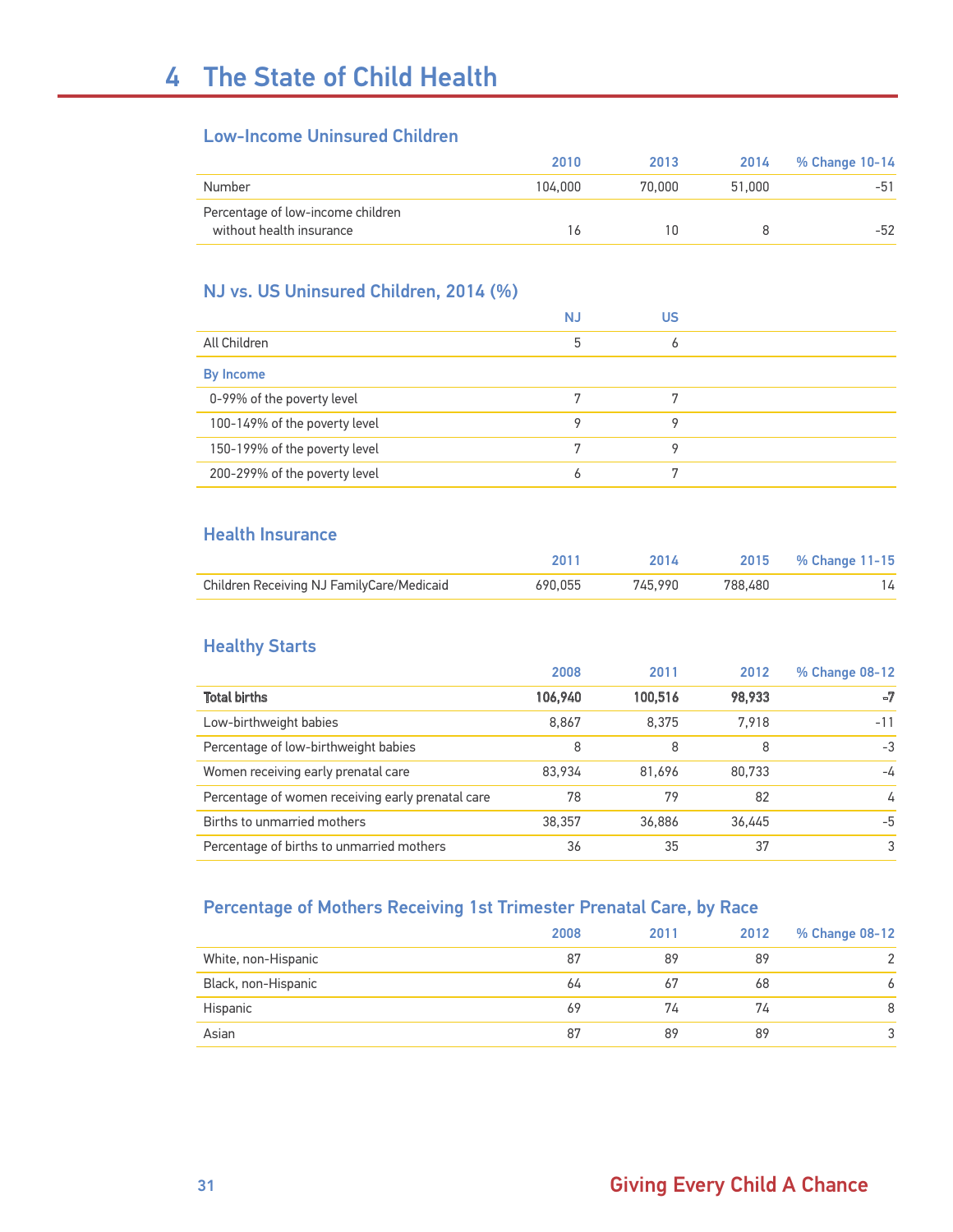# 4 The State of Child Health

## Low-Income Uninsured Children

| | 2010 | 2013 | 2014 | % Change 10-14 |
|---|---|---|---|---|
| Number | 104,000 | 70,000 | 51,000 | -51 |
| Percentage of low-income children without health insurance | 16 | 10 | 8 | -52 |

## NJ vs. US Uninsured Children, 2014 (%)

| | NJ | US |
|---|---|---|
| All Children | 5 | 6 |
| **By Income** | | |
| 0-99% of the poverty level | 7 | 7 |
| 100-149% of the poverty level | 9 | 9 |
| 150-199% of the poverty level | 7 | 9 |
| 200-299% of the poverty level | 6 | 7 |

## Health Insurance

| | 2011 | 2014 | 2015 | % Change 11-15 |
|---|---|---|---|---|
| Children Receiving NJ FamilyCare/Medicaid | 690,055 | 745,990 | 788,480 | 14 |

## Healthy Starts

| | 2008 | 2011 | 2012 | % Change 08-12 |
|---|---|---|---|---|
| **Total births** | **106,940** | **100,516** | **98,933** | **-7** |
| Low-birthweight babies | 8,867 | 8,375 | 7,918 | -11 |
| Percentage of low-birthweight babies | 8 | 8 | 8 | -3 |
| Women receiving early prenatal care | 83,934 | 81,696 | 80,733 | -4 |
| Percentage of women receiving early prenatal care | 78 | 79 | 82 | 4 |
| Births to unmarried mothers | 38,357 | 36,886 | 36,445 | -5 |
| Percentage of births to unmarried mothers | 36 | 35 | 37 | 3 |

## Percentage of Mothers Receiving 1st Trimester Prenatal Care, by Race

| | 2008 | 2011 | 2012 | % Change 08-12 |
|---|---|---|---|---|
| White, non-Hispanic | 87 | 89 | 89 | 2 |
| Black, non-Hispanic | 64 | 67 | 68 | 6 |
| Hispanic | 69 | 74 | 74 | 8 |
| Asian | 87 | 89 | 89 | 3 |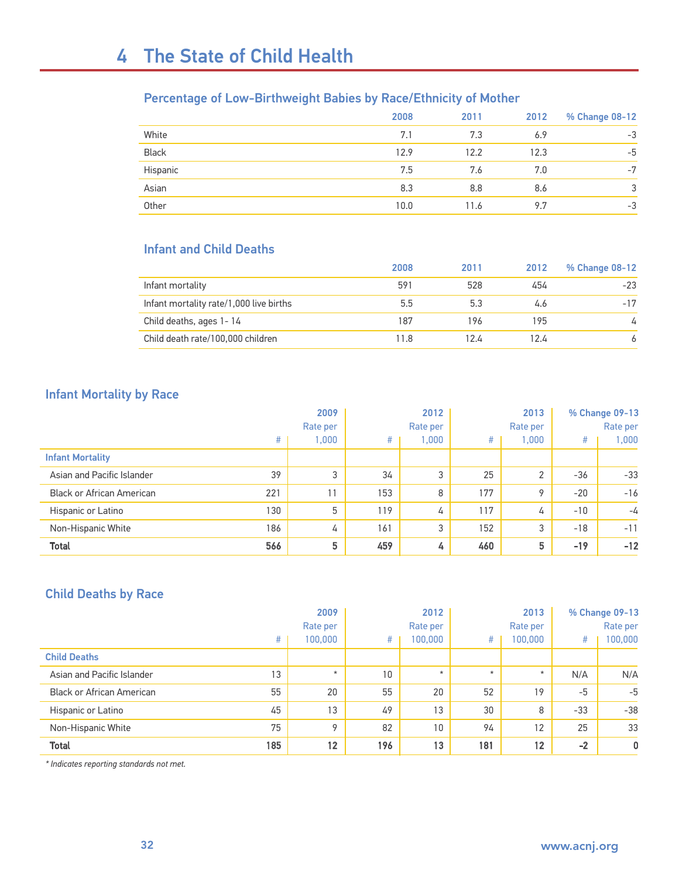# 4 The State of Child Health

## Percentage of Low-Birthweight Babies by Race/Ethnicity of Mother

| | 2008 | 2011 | 2012 | % Change 08-12 |
|---|---|---|---|---|
| White | 7.1 | 7.3 | 6.9 | -3 |
| Black | 12.9 | 12.2 | 12.3 | -5 |
| Hispanic | 7.5 | 7.6 | 7.0 | -7 |
| Asian | 8.3 | 8.8 | 8.6 | 3 |
| Other | 10.0 | 11.6 | 9.7 | -3 |

## Infant and Child Deaths

| | 2008 | 2011 | 2012 | % Change 08-12 |
|---|---|---|---|---|
| Infant mortality | 591 | 528 | 454 | -23 |
| Infant mortality rate/1,000 live births | 5.5 | 5.3 | 4.6 | -17 |
| Child deaths, ages 1- 14 | 187 | 196 | 195 | 4 |
| Child death rate/100,000 children | 11.8 | 12.4 | 12.4 | 6 |

## Infant Mortality by Race

| | 2009 | | 2012 | | 2013 | | % Change 09-13 | |
|---|---|---|---|---|---|---|---|---|
| | # | Rate per 1,000 | # | Rate per 1,000 | # | Rate per 1,000 | # | Rate per 1,000 |
| **Infant Mortality** | | | | | | | | |
| Asian and Pacific Islander | 39 | 3 | 34 | 3 | 25 | 2 | -36 | -33 |
| Black or African American | 221 | 11 | 153 | 8 | 177 | 9 | -20 | -16 |
| Hispanic or Latino | 130 | 5 | 119 | 4 | 117 | 4 | -10 | -4 |
| Non-Hispanic White | 186 | 4 | 161 | 3 | 152 | 3 | -18 | -11 |
| **Total** | **566** | **5** | **459** | **4** | **460** | **5** | **-19** | **-12** |

## Child Deaths by Race

| | 2009 | | 2012 | | 2013 | | % Change 09-13 | |
|---|---|---|---|---|---|---|---|---|
| | # | Rate per 100,000 | # | Rate per 100,000 | # | Rate per 100,000 | # | Rate per 100,000 |
| **Child Deaths** | | | | | | | | |
| Asian and Pacific Islander | 13 | * | 10 | * | * | * | N/A | N/A |
| Black or African American | 55 | 20 | 55 | 20 | 52 | 19 | -5 | -5 |
| Hispanic or Latino | 45 | 13 | 49 | 13 | 30 | 8 | -33 | -38 |
| Non-Hispanic White | 75 | 9 | 82 | 10 | 94 | 12 | 25 | 33 |
| **Total** | **185** | **12** | **196** | **13** | **181** | **12** | **-2** | **0** |

*\* Indicates reporting standards not met.*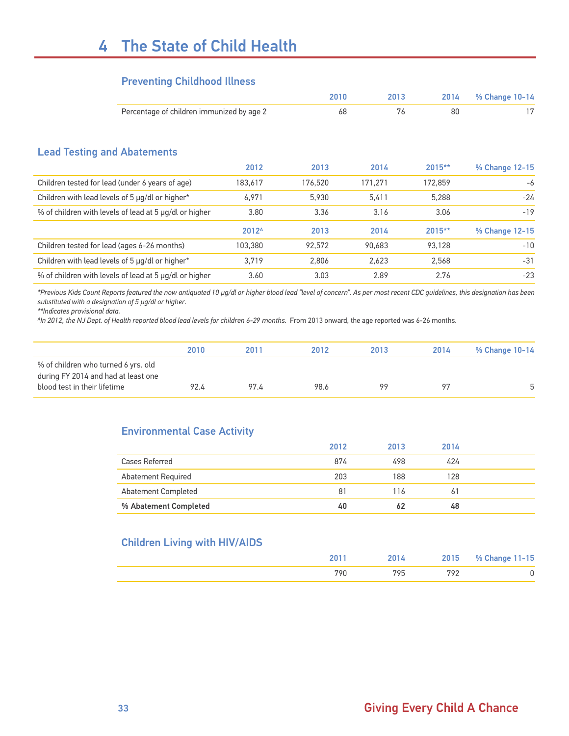# 4 The State of Child Health

## Preventing Childhood Illness

| | 2010 | 2013 | 2014 | % Change 10-14 |
|---|---|---|---|---|
| Percentage of children immunized by age 2 | 68 | 76 | 80 | 17 |

## Lead Testing and Abatements

| | 2012 | 2013 | 2014 | 2015** | % Change 12-15 |
|---|---|---|---|---|---|
| Children tested for lead (under 6 years of age) | 183,617 | 176,520 | 171,271 | 172,859 | -6 |
| Children with lead levels of 5 µg/dl or higher* | 6,971 | 5,930 | 5,411 | 5,288 | -24 |
| % of children with levels of lead at 5 µg/dl or higher | 3.80 | 3.36 | 3.16 | 3.06 | -19 |
| | **2012^** | **2013** | **2014** | **2015**** | **% Change 12-15** |
| Children tested for lead (ages 6-26 months) | 103,380 | 92,572 | 90,683 | 93,128 | -10 |
| Children with lead levels of 5 µg/dl or higher* | 3,719 | 2,806 | 2,623 | 2,568 | -31 |
| % of children with levels of lead at 5 µg/dl or higher | 3.60 | 3.03 | 2.89 | 2.76 | -23 |

*\*Previous Kids Count Reports featured the now antiquated 10 µg/dl or higher blood lead "level of concern". As per most recent CDC guidelines, this designation has been substituted with a designation of 5 µg/dl or higher.*
*\*\*Indicates provisional data.*
*^In 2012, the NJ Dept. of Health reported blood lead levels for children 6-29 months.* From 2013 onward, the age reported was 6-26 months.

| | 2010 | 2011 | 2012 | 2013 | 2014 | % Change 10-14 |
|---|---|---|---|---|---|---|
| % of children who turned 6 yrs. old during FY 2014 and had at least one blood test in their lifetime | 92.4 | 97.4 | 98.6 | 99 | 97 | 5 |

## Environmental Case Activity

| | 2012 | 2013 | 2014 |
|---|---|---|---|
| Cases Referred | 874 | 498 | 424 |
| Abatement Required | 203 | 188 | 128 |
| Abatement Completed | 81 | 116 | 61 |
| **% Abatement Completed** | **40** | **62** | **48** |

## Children Living with HIV/AIDS

| | 2011 | 2014 | 2015 | % Change 11-15 |
|---|---|---|---|---|
| | 790 | 795 | 792 | 0 |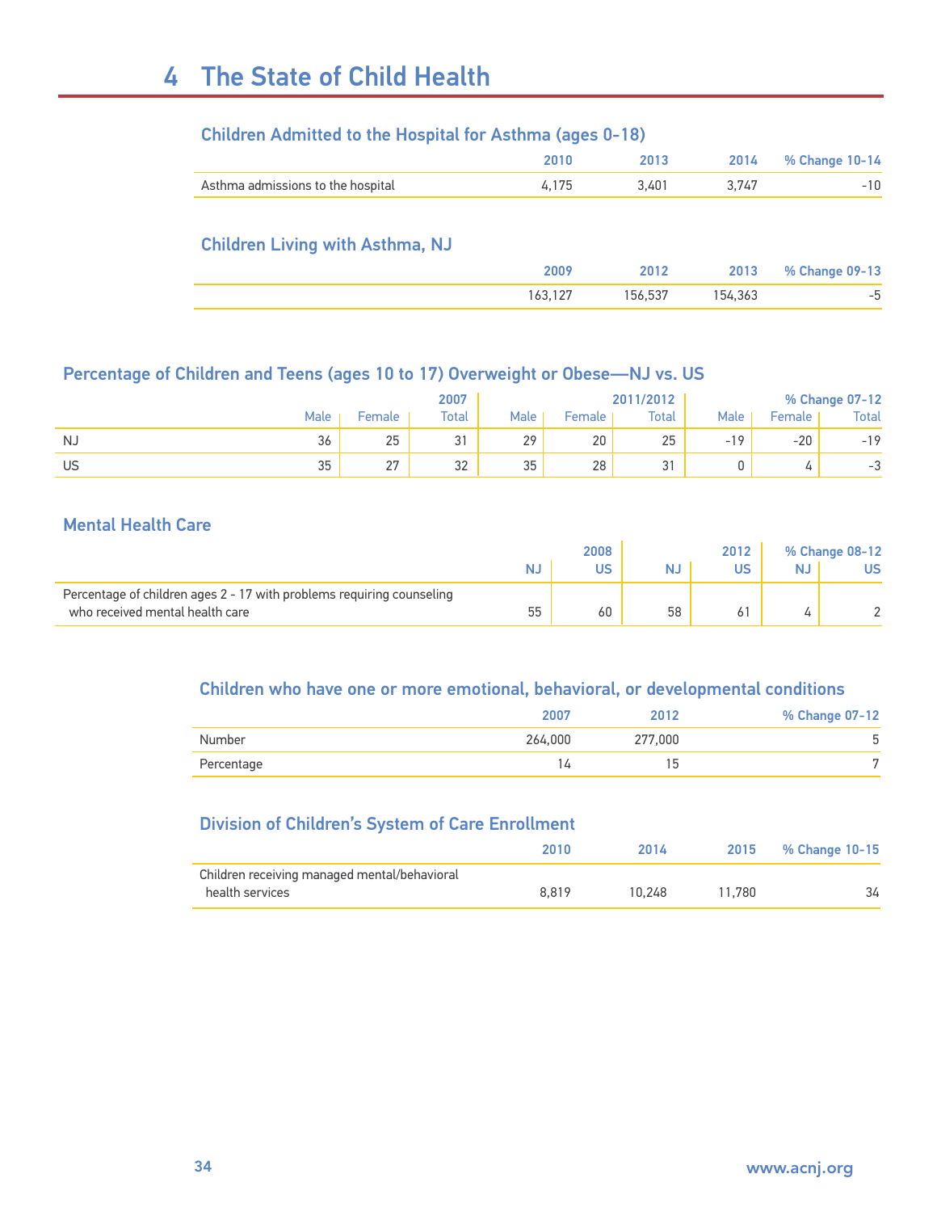# 4 The State of Child Health

### Children Admitted to the Hospital for Asthma (ages 0-18)

| | 2010 | 2013 | 2014 | % Change 10-14 |
|---|---|---|---|---|
| Asthma admissions to the hospital | 4,175 | 3,401 | 3,747 | -10 |

### Children Living with Asthma, NJ

| | 2009 | 2012 | 2013 | % Change 09-13 |
|---|---|---|---|---|
| | 163,127 | 156,537 | 154,363 | -5 |

### Percentage of Children and Teens (ages 10 to 17) Overweight or Obese—NJ vs. US

| | 2007 | | | 2011/2012 | | | % Change 07-12 | | |
|---|---|---|---|---|---|---|---|---|---|
| | Male | Female | Total | Male | Female | Total | Male | Female | Total |
| NJ | 36 | 25 | 31 | 29 | 20 | 25 | -19 | -20 | -19 |
| US | 35 | 27 | 32 | 35 | 28 | 31 | 0 | 4 | -3 |

### Mental Health Care

| | 2008 | | 2012 | | % Change 08-12 | |
|---|---|---|---|---|---|---|
| | NJ | US | NJ | US | NJ | US |
| Percentage of children ages 2 - 17 with problems requiring counseling who received mental health care | 55 | 60 | 58 | 61 | 4 | 2 |

### Children who have one or more emotional, behavioral, or developmental conditions

| | 2007 | 2012 | % Change 07-12 |
|---|---|---|---|
| Number | 264,000 | 277,000 | 5 |
| Percentage | 14 | 15 | 7 |

### Division of Children's System of Care Enrollment

| | 2010 | 2014 | 2015 | % Change 10-15 |
|---|---|---|---|---|
| Children receiving managed mental/behavioral health services | 8,819 | 10,248 | 11,780 | 34 |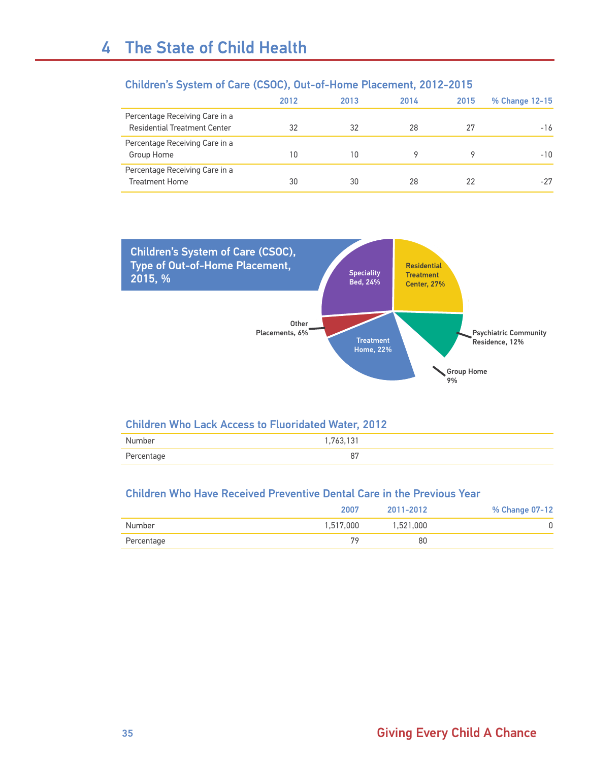# 4 The State of Child Health

## Children's System of Care (CSOC), Out-of-Home Placement, 2012-2015

| | 2012 | 2013 | 2014 | 2015 | % Change 12-15 |
|---|---|---|---|---|---|
| Percentage Receiving Care in a Residential Treatment Center | 32 | 32 | 28 | 27 | -16 |
| Percentage Receiving Care in a Group Home | 10 | 10 | 9 | 9 | -10 |
| Percentage Receiving Care in a Treatment Home | 30 | 30 | 28 | 22 | -27 |

## Children's System of Care (CSOC), Type of Out-of-Home Placement, 2015, %

| Type of Placement | % |
|---|---|
| Residential Treatment Center | 27 |
| Speciality Bed | 24 |
| Treatment Home | 22 |
| Psychiatric Community Residence | 12 |
| Group Home | 9 |
| Other Placements | 6 |

## Children Who Lack Access to Fluoridated Water, 2012

| | |
|---|---|
| Number | 1,763,131 |
| Percentage | 87 |

## Children Who Have Received Preventive Dental Care in the Previous Year

| | 2007 | 2011-2012 | % Change 07-12 |
|---|---|---|---|
| Number | 1,517,000 | 1,521,000 | 0 |
| Percentage | 79 | 80 | |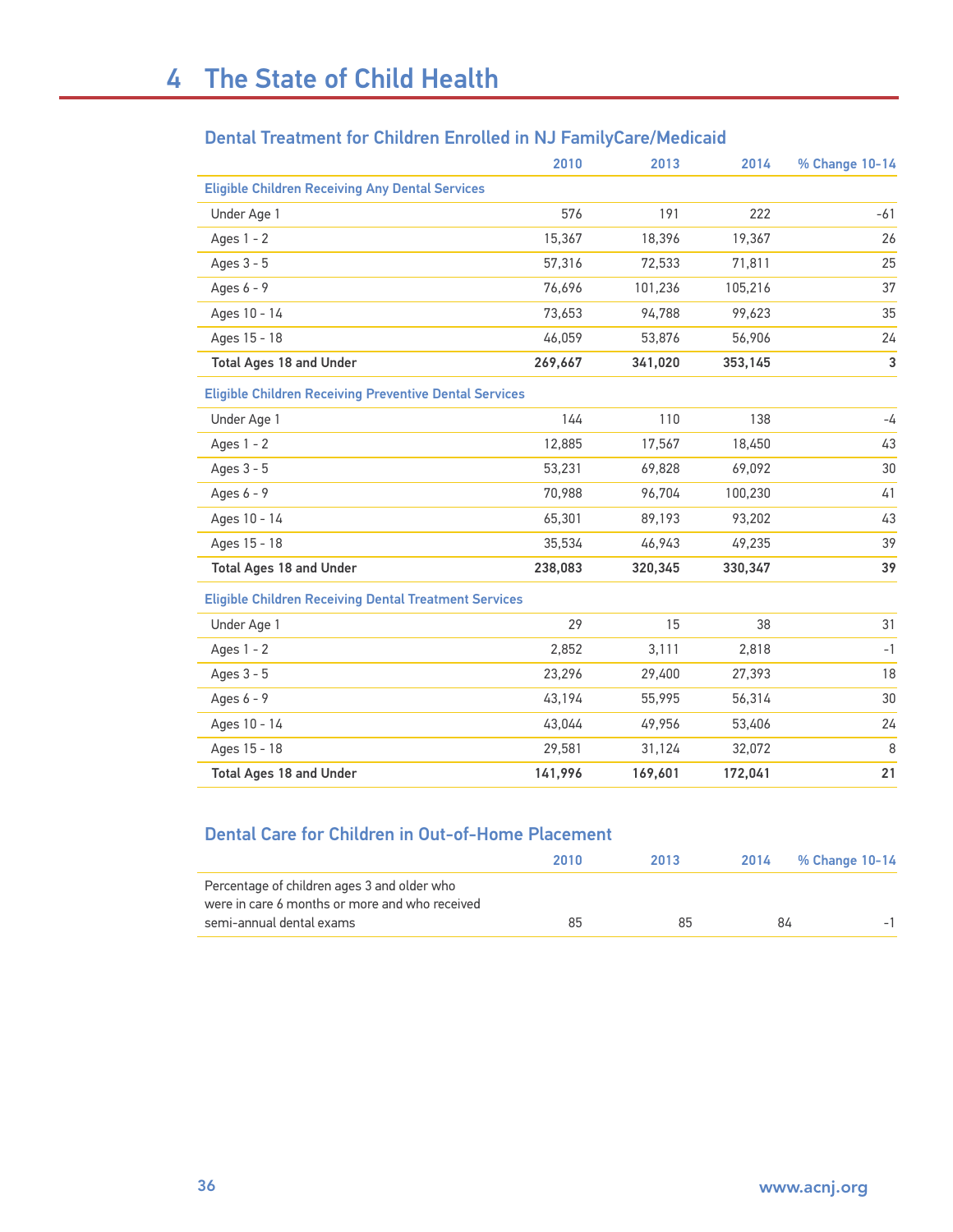# 4 The State of Child Health

## Dental Treatment for Children Enrolled in NJ FamilyCare/Medicaid

| | 2010 | 2013 | 2014 | % Change 10-14 |
|---|---|---|---|---|
| **Eligible Children Receiving Any Dental Services** | | | | |
| Under Age 1 | 576 | 191 | 222 | -61 |
| Ages 1 - 2 | 15,367 | 18,396 | 19,367 | 26 |
| Ages 3 - 5 | 57,316 | 72,533 | 71,811 | 25 |
| Ages 6 - 9 | 76,696 | 101,236 | 105,216 | 37 |
| Ages 10 - 14 | 73,653 | 94,788 | 99,623 | 35 |
| Ages 15 - 18 | 46,059 | 53,876 | 56,906 | 24 |
| **Total Ages 18 and Under** | **269,667** | **341,020** | **353,145** | **3** |
| **Eligible Children Receiving Preventive Dental Services** | | | | |
| Under Age 1 | 144 | 110 | 138 | -4 |
| Ages 1 - 2 | 12,885 | 17,567 | 18,450 | 43 |
| Ages 3 - 5 | 53,231 | 69,828 | 69,092 | 30 |
| Ages 6 - 9 | 70,988 | 96,704 | 100,230 | 41 |
| Ages 10 - 14 | 65,301 | 89,193 | 93,202 | 43 |
| Ages 15 - 18 | 35,534 | 46,943 | 49,235 | 39 |
| **Total Ages 18 and Under** | **238,083** | **320,345** | **330,347** | **39** |
| **Eligible Children Receiving Dental Treatment Services** | | | | |
| Under Age 1 | 29 | 15 | 38 | 31 |
| Ages 1 - 2 | 2,852 | 3,111 | 2,818 | -1 |
| Ages 3 - 5 | 23,296 | 29,400 | 27,393 | 18 |
| Ages 6 - 9 | 43,194 | 55,995 | 56,314 | 30 |
| Ages 10 - 14 | 43,044 | 49,956 | 53,406 | 24 |
| Ages 15 - 18 | 29,581 | 31,124 | 32,072 | 8 |
| **Total Ages 18 and Under** | **141,996** | **169,601** | **172,041** | **21** |

## Dental Care for Children in Out-of-Home Placement

| | 2010 | 2013 | 2014 | % Change 10-14 |
|---|---|---|---|---|
| Percentage of children ages 3 and older who were in care 6 months or more and who received semi-annual dental exams | 85 | 85 | 84 | -1 |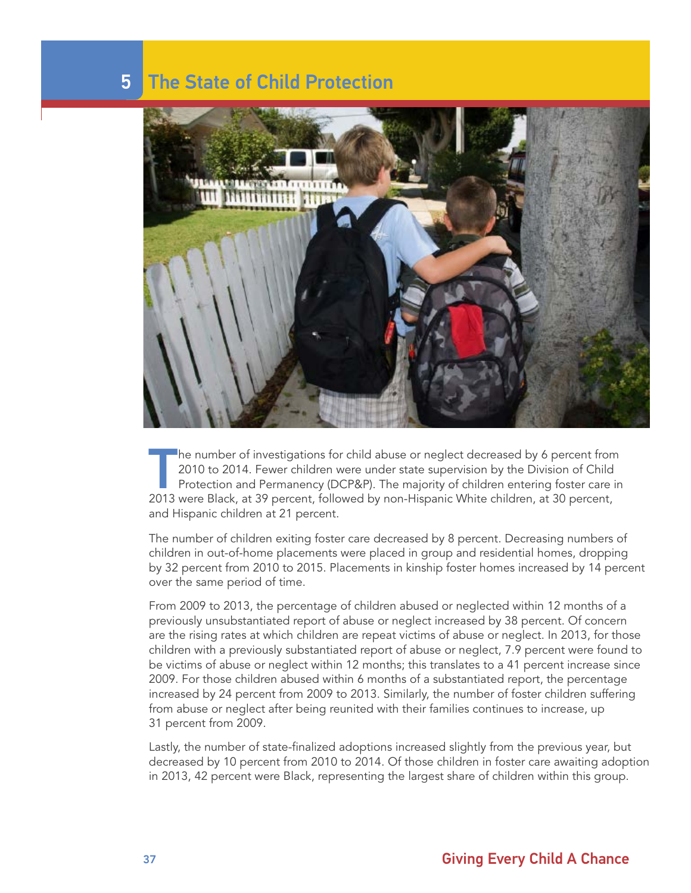# 5 The State of Child Protection

The number of investigations for child abuse or neglect decreased by 6 percent from 2010 to 2014. Fewer children were under state supervision by the Division of Child Protection and Permanency (DCP&P). The majority of children entering foster care in 2013 were Black, at 39 percent, followed by non-Hispanic White children, at 30 percent, and Hispanic children at 21 percent.

The number of children exiting foster care decreased by 8 percent. Decreasing numbers of children in out-of-home placements were placed in group and residential homes, dropping by 32 percent from 2010 to 2015. Placements in kinship foster homes increased by 14 percent over the same period of time.

From 2009 to 2013, the percentage of children abused or neglected within 12 months of a previously unsubstantiated report of abuse or neglect increased by 38 percent. Of concern are the rising rates at which children are repeat victims of abuse or neglect. In 2013, for those children with a previously substantiated report of abuse or neglect, 7.9 percent were found to be victims of abuse or neglect within 12 months; this translates to a 41 percent increase since 2009. For those children abused within 6 months of a substantiated report, the percentage increased by 24 percent from 2009 to 2013. Similarly, the number of foster children suffering from abuse or neglect after being reunited with their families continues to increase, up 31 percent from 2009.

Lastly, the number of state-finalized adoptions increased slightly from the previous year, but decreased by 10 percent from 2010 to 2014. Of those children in foster care awaiting adoption in 2013, 42 percent were Black, representing the largest share of children within this group.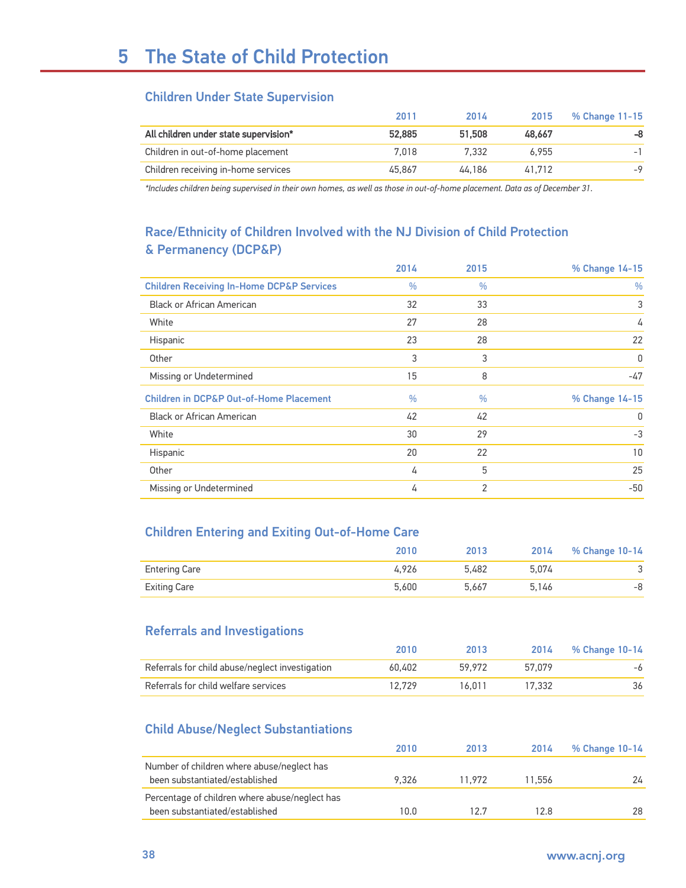# 5 The State of Child Protection

## Children Under State Supervision

| | 2011 | 2014 | 2015 | % Change 11-15 |
|---|---|---|---|---|
| **All children under state supervision*** | **52,885** | **51,508** | **48,667** | **-8** |
| Children in out-of-home placement | 7,018 | 7,332 | 6,955 | -1 |
| Children receiving in-home services | 45,867 | 44,186 | 41,712 | -9 |

*\*Includes children being supervised in their own homes, as well as those in out-of-home placement. Data as of December 31.*

## Race/Ethnicity of Children Involved with the NJ Division of Child Protection & Permanency (DCP&P)

| | 2014 | 2015 | % Change 14-15 |
|---|---|---|---|
| **Children Receiving In-Home DCP&P Services** | **%** | **%** | **%** |
| Black or African American | 32 | 33 | 3 |
| White | 27 | 28 | 4 |
| Hispanic | 23 | 28 | 22 |
| Other | 3 | 3 | 0 |
| Missing or Undetermined | 15 | 8 | -47 |
| **Children in DCP&P Out-of-Home Placement** | **%** | **%** | **% Change 14-15** |
| Black or African American | 42 | 42 | 0 |
| White | 30 | 29 | -3 |
| Hispanic | 20 | 22 | 10 |
| Other | 4 | 5 | 25 |
| Missing or Undetermined | 4 | 2 | -50 |

## Children Entering and Exiting Out-of-Home Care

| | 2010 | 2013 | 2014 | % Change 10-14 |
|---|---|---|---|---|
| Entering Care | 4,926 | 5,482 | 5,074 | 3 |
| Exiting Care | 5,600 | 5,667 | 5,146 | -8 |

## Referrals and Investigations

| | 2010 | 2013 | 2014 | % Change 10-14 |
|---|---|---|---|---|
| Referrals for child abuse/neglect investigation | 60,402 | 59,972 | 57,079 | -6 |
| Referrals for child welfare services | 12,729 | 16,011 | 17,332 | 36 |

## Child Abuse/Neglect Substantiations

| | 2010 | 2013 | 2014 | % Change 10-14 |
|---|---|---|---|---|
| Number of children where abuse/neglect has been substantiated/established | 9,326 | 11,972 | 11,556 | 24 |
| Percentage of children where abuse/neglect has been substantiated/established | 10.0 | 12.7 | 12.8 | 28 |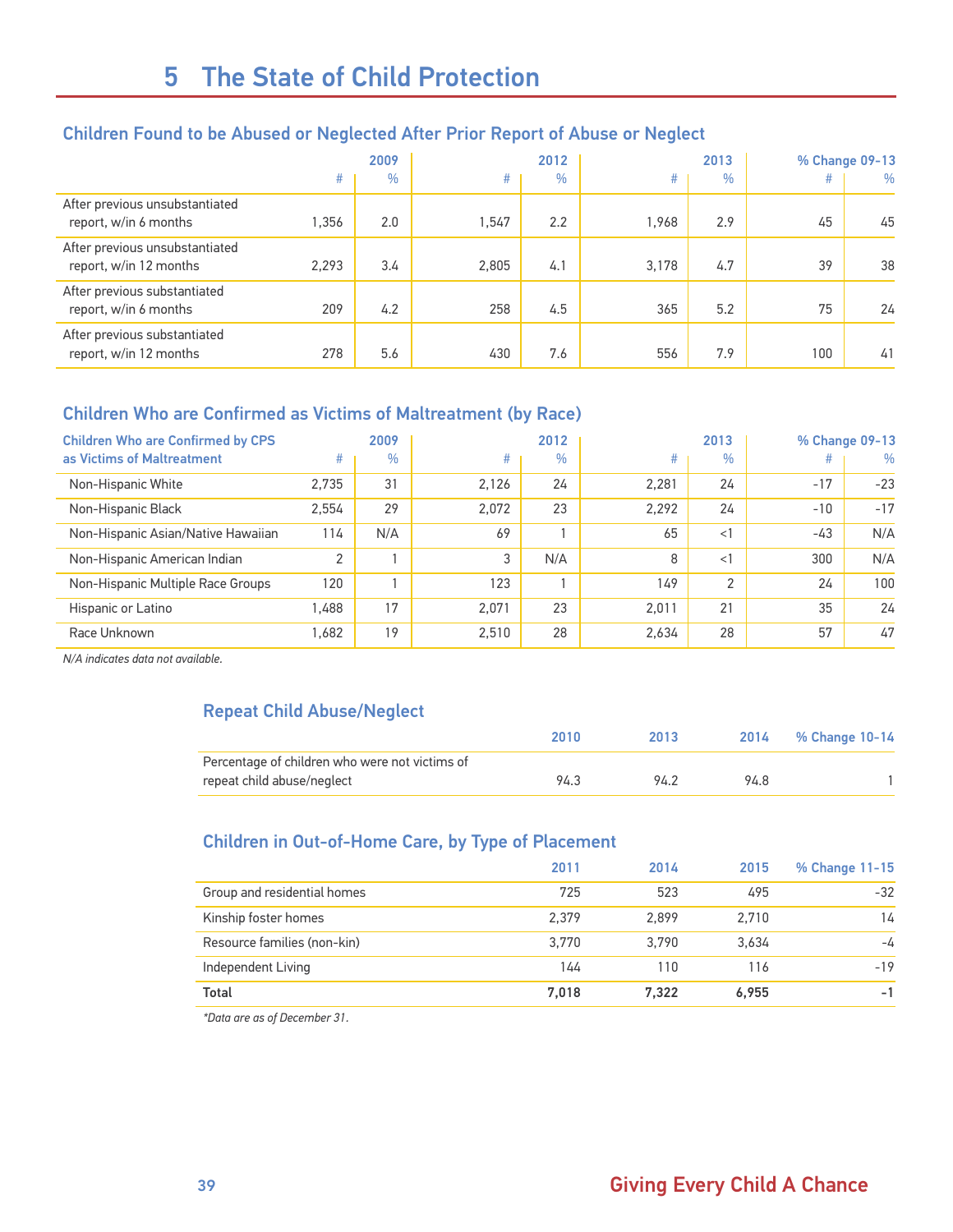# 5 The State of Child Protection

## Children Found to be Abused or Neglected After Prior Report of Abuse or Neglect

| | 2009 | | 2012 | | 2013 | | % Change 09-13 | |
|---|---|---|---|---|---|---|---|---|
| | # | % | # | % | # | % | # | % |
| After previous unsubstantiated report, w/in 6 months | 1,356 | 2.0 | 1,547 | 2.2 | 1,968 | 2.9 | 45 | 45 |
| After previous unsubstantiated report, w/in 12 months | 2,293 | 3.4 | 2,805 | 4.1 | 3,178 | 4.7 | 39 | 38 |
| After previous substantiated report, w/in 6 months | 209 | 4.2 | 258 | 4.5 | 365 | 5.2 | 75 | 24 |
| After previous substantiated report, w/in 12 months | 278 | 5.6 | 430 | 7.6 | 556 | 7.9 | 100 | 41 |

## Children Who are Confirmed as Victims of Maltreatment (by Race)

| Children Who are Confirmed by CPS as Victims of Maltreatment | 2009 | | 2012 | | 2013 | | % Change 09-13 | |
|---|---|---|---|---|---|---|---|---|
| | # | % | # | % | # | % | # | % |
| Non-Hispanic White | 2,735 | 31 | 2,126 | 24 | 2,281 | 24 | -17 | -23 |
| Non-Hispanic Black | 2,554 | 29 | 2,072 | 23 | 2,292 | 24 | -10 | -17 |
| Non-Hispanic Asian/Native Hawaiian | 114 | N/A | 69 | 1 | 65 | <1 | -43 | N/A |
| Non-Hispanic American Indian | 2 | 1 | 3 | N/A | 8 | <1 | 300 | N/A |
| Non-Hispanic Multiple Race Groups | 120 | 1 | 123 | 1 | 149 | 2 | 24 | 100 |
| Hispanic or Latino | 1,488 | 17 | 2,071 | 23 | 2,011 | 21 | 35 | 24 |
| Race Unknown | 1,682 | 19 | 2,510 | 28 | 2,634 | 28 | 57 | 47 |

*N/A indicates data not available.*

## Repeat Child Abuse/Neglect

| | 2010 | 2013 | 2014 | % Change 10-14 |
|---|---|---|---|---|
| Percentage of children who were not victims of repeat child abuse/neglect | 94.3 | 94.2 | 94.8 | 1 |

## Children in Out-of-Home Care, by Type of Placement

| | 2011 | 2014 | 2015 | % Change 11-15 |
|---|---|---|---|---|
| Group and residential homes | 725 | 523 | 495 | -32 |
| Kinship foster homes | 2,379 | 2,899 | 2,710 | 14 |
| Resource families (non-kin) | 3,770 | 3,790 | 3,634 | -4 |
| Independent Living | 144 | 110 | 116 | -19 |
| **Total** | **7,018** | **7,322** | **6,955** | **-1** |

*\*Data are as of December 31.*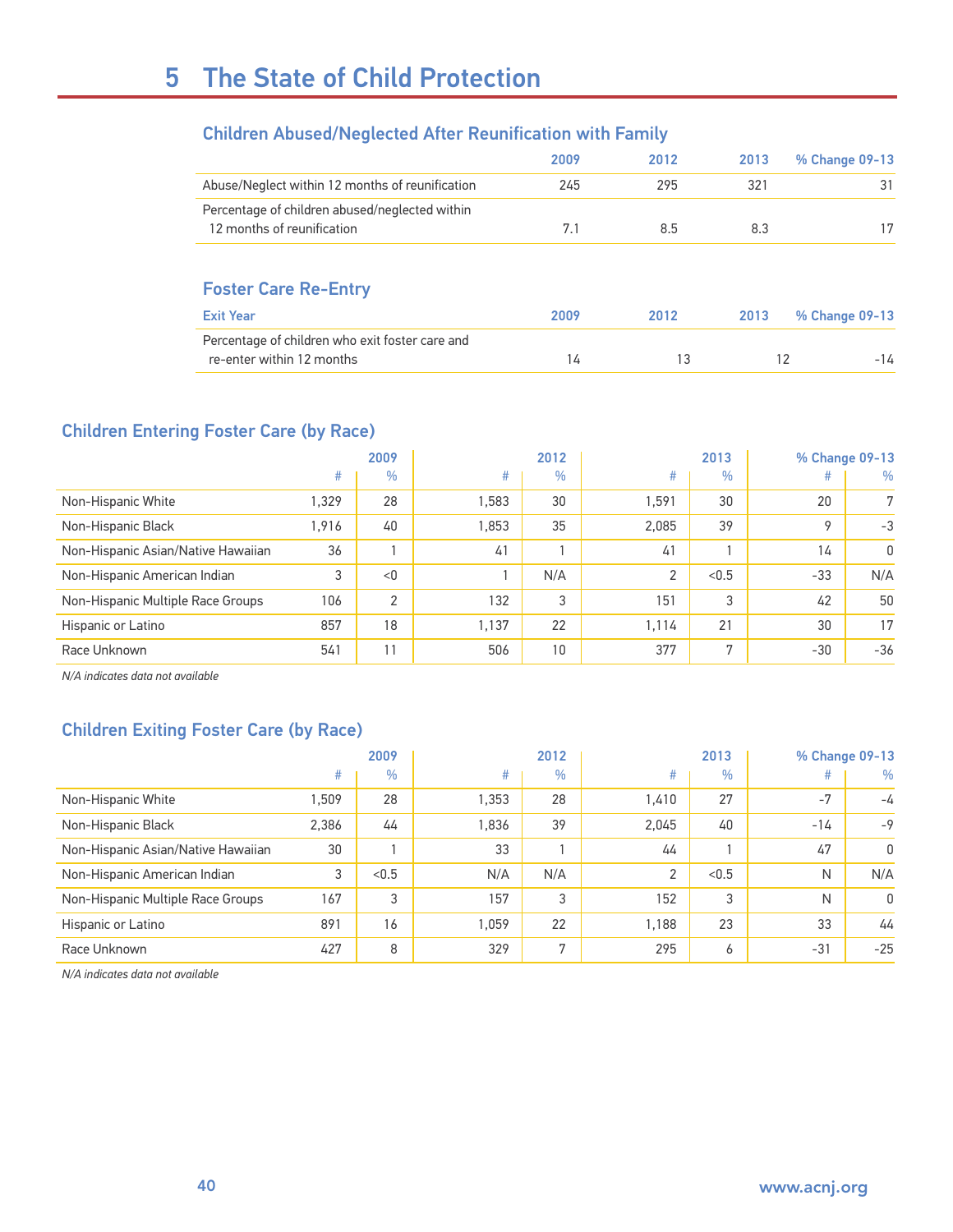# 5 The State of Child Protection

## Children Abused/Neglected After Reunification with Family

| | 2009 | 2012 | 2013 | % Change 09-13 |
|---|---|---|---|---|
| Abuse/Neglect within 12 months of reunification | 245 | 295 | 321 | 31 |
| Percentage of children abused/neglected within 12 months of reunification | 7.1 | 8.5 | 8.3 | 17 |

## Foster Care Re-Entry

| Exit Year | 2009 | 2012 | 2013 | % Change 09-13 |
|---|---|---|---|---|
| Percentage of children who exit foster care and re-enter within 12 months | 14 | 13 | 12 | -14 |

## Children Entering Foster Care (by Race)

| | 2009 | | 2012 | | 2013 | | % Change 09-13 | |
|---|---|---|---|---|---|---|---|---|
| | # | % | # | % | # | % | # | % |
| Non-Hispanic White | 1,329 | 28 | 1,583 | 30 | 1,591 | 30 | 20 | 7 |
| Non-Hispanic Black | 1,916 | 40 | 1,853 | 35 | 2,085 | 39 | 9 | -3 |
| Non-Hispanic Asian/Native Hawaiian | 36 | 1 | 41 | 1 | 41 | 1 | 14 | 0 |
| Non-Hispanic American Indian | 3 | <0 | 1 | N/A | 2 | <0.5 | -33 | N/A |
| Non-Hispanic Multiple Race Groups | 106 | 2 | 132 | 3 | 151 | 3 | 42 | 50 |
| Hispanic or Latino | 857 | 18 | 1,137 | 22 | 1,114 | 21 | 30 | 17 |
| Race Unknown | 541 | 11 | 506 | 10 | 377 | 7 | -30 | -36 |

*N/A indicates data not available*

## Children Exiting Foster Care (by Race)

| | 2009 | | 2012 | | 2013 | | % Change 09-13 | |
|---|---|---|---|---|---|---|---|---|
| | # | % | # | % | # | % | # | % |
| Non-Hispanic White | 1,509 | 28 | 1,353 | 28 | 1,410 | 27 | -7 | -4 |
| Non-Hispanic Black | 2,386 | 44 | 1,836 | 39 | 2,045 | 40 | -14 | -9 |
| Non-Hispanic Asian/Native Hawaiian | 30 | 1 | 33 | 1 | 44 | 1 | 47 | 0 |
| Non-Hispanic American Indian | 3 | <0.5 | N/A | N/A | 2 | <0.5 | N | N/A |
| Non-Hispanic Multiple Race Groups | 167 | 3 | 157 | 3 | 152 | 3 | N | 0 |
| Hispanic or Latino | 891 | 16 | 1,059 | 22 | 1,188 | 23 | 33 | 44 |
| Race Unknown | 427 | 8 | 329 | 7 | 295 | 6 | -31 | -25 |

*N/A indicates data not available*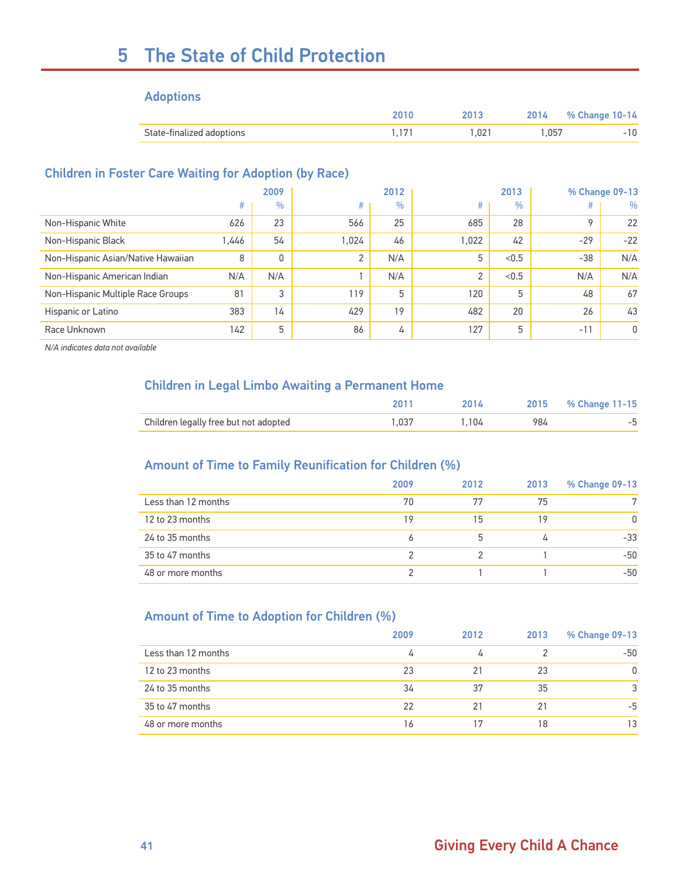# 5 The State of Child Protection

### Adoptions

| | 2010 | 2013 | 2014 | % Change 10-14 |
|---|---|---|---|---|
| State-finalized adoptions | 1,171 | 1,021 | 1,057 | -10 |

### Children in Foster Care Waiting for Adoption (by Race)

| | 2009 | | 2012 | | 2013 | | % Change 09-13 | |
|---|---|---|---|---|---|---|---|---|
| | # | % | # | % | # | % | # | % |
| Non-Hispanic White | 626 | 23 | 566 | 25 | 685 | 28 | 9 | 22 |
| Non-Hispanic Black | 1,446 | 54 | 1,024 | 46 | 1,022 | 42 | -29 | -22 |
| Non-Hispanic Asian/Native Hawaiian | 8 | 0 | 2 | N/A | 5 | <0.5 | -38 | N/A |
| Non-Hispanic American Indian | N/A | N/A | 1 | N/A | 2 | <0.5 | N/A | N/A |
| Non-Hispanic Multiple Race Groups | 81 | 3 | 119 | 5 | 120 | 5 | 48 | 67 |
| Hispanic or Latino | 383 | 14 | 429 | 19 | 482 | 20 | 26 | 43 |
| Race Unknown | 142 | 5 | 86 | 4 | 127 | 5 | -11 | 0 |

*N/A indicates data not available*

### Children in Legal Limbo Awaiting a Permanent Home

| | 2011 | 2014 | 2015 | % Change 11-15 |
|---|---|---|---|---|
| Children legally free but not adopted | 1,037 | 1,104 | 984 | -5 |

### Amount of Time to Family Reunification for Children (%)

| | 2009 | 2012 | 2013 | % Change 09-13 |
|---|---|---|---|---|
| Less than 12 months | 70 | 77 | 75 | 7 |
| 12 to 23 months | 19 | 15 | 19 | 0 |
| 24 to 35 months | 6 | 5 | 4 | -33 |
| 35 to 47 months | 2 | 2 | 1 | -50 |
| 48 or more months | 2 | 1 | 1 | -50 |

### Amount of Time to Adoption for Children (%)

| | 2009 | 2012 | 2013 | % Change 09-13 |
|---|---|---|---|---|
| Less than 12 months | 4 | 4 | 2 | -50 |
| 12 to 23 months | 23 | 21 | 23 | 0 |
| 24 to 35 months | 34 | 37 | 35 | 3 |
| 35 to 47 months | 22 | 21 | 21 | -5 |
| 48 or more months | 16 | 17 | 18 | 13 |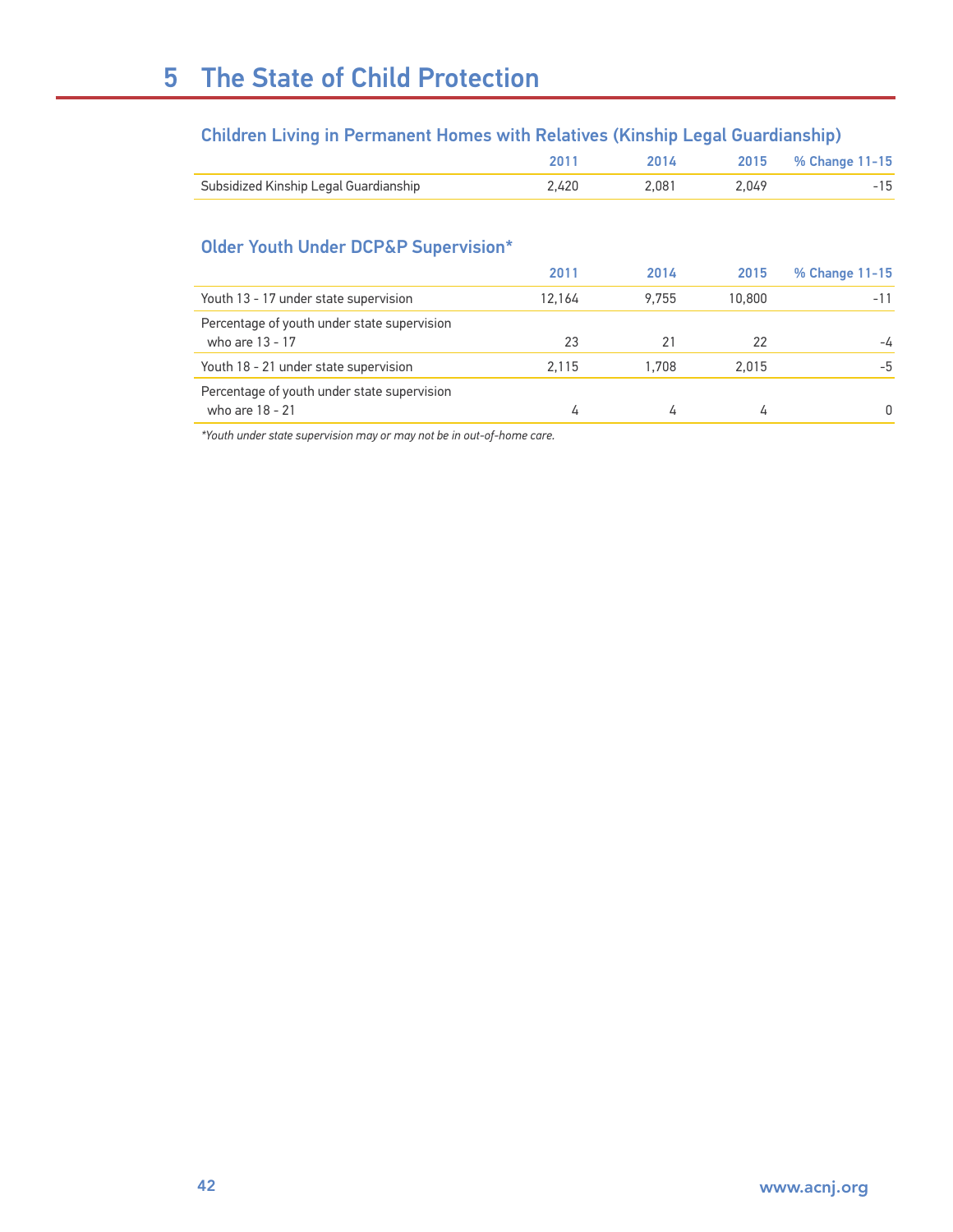# 5 The State of Child Protection

## Children Living in Permanent Homes with Relatives (Kinship Legal Guardianship)

| | 2011 | 2014 | 2015 | % Change 11-15 |
|---|---|---|---|---|
| Subsidized Kinship Legal Guardianship | 2,420 | 2,081 | 2,049 | -15 |

## Older Youth Under DCP&P Supervision*

| | 2011 | 2014 | 2015 | % Change 11-15 |
|---|---|---|---|---|
| Youth 13 - 17 under state supervision | 12,164 | 9,755 | 10,800 | -11 |
| Percentage of youth under state supervision who are 13 - 17 | 23 | 21 | 22 | -4 |
| Youth 18 - 21 under state supervision | 2,115 | 1,708 | 2,015 | -5 |
| Percentage of youth under state supervision who are 18 - 21 | 4 | 4 | 4 | 0 |

*Youth under state supervision may or may not be in out-of-home care.*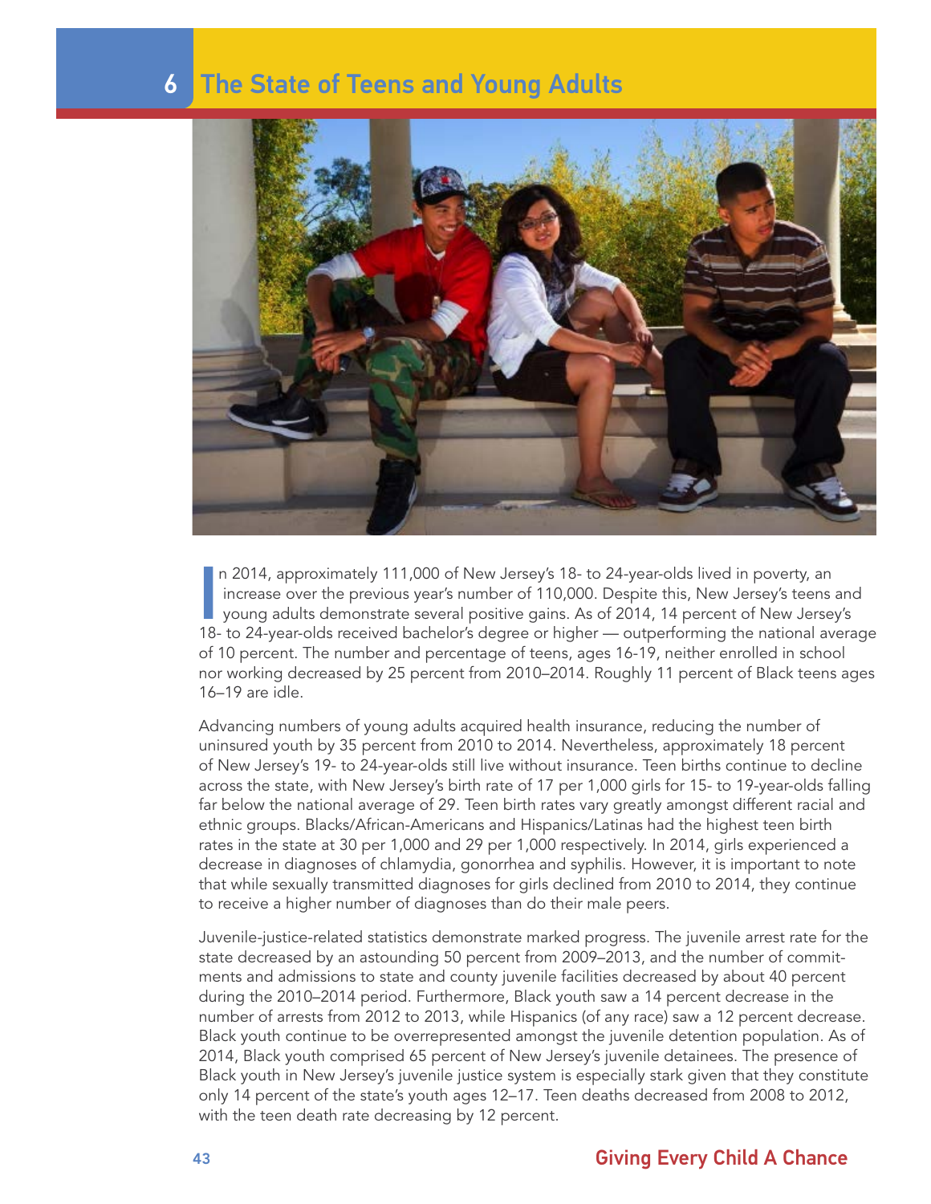# 6 The State of Teens and Young Adults

In 2014, approximately 111,000 of New Jersey's 18- to 24-year-olds lived in poverty, an increase over the previous year's number of 110,000. Despite this, New Jersey's teens and young adults demonstrate several positive gains. As of 2014, 14 percent of New Jersey's 18- to 24-year-olds received bachelor's degree or higher — outperforming the national average of 10 percent. The number and percentage of teens, ages 16-19, neither enrolled in school nor working decreased by 25 percent from 2010–2014. Roughly 11 percent of Black teens ages 16–19 are idle.

Advancing numbers of young adults acquired health insurance, reducing the number of uninsured youth by 35 percent from 2010 to 2014. Nevertheless, approximately 18 percent of New Jersey's 19- to 24-year-olds still live without insurance. Teen births continue to decline across the state, with New Jersey's birth rate of 17 per 1,000 girls for 15- to 19-year-olds falling far below the national average of 29. Teen birth rates vary greatly amongst different racial and ethnic groups. Blacks/African-Americans and Hispanics/Latinas had the highest teen birth rates in the state at 30 per 1,000 and 29 per 1,000 respectively. In 2014, girls experienced a decrease in diagnoses of chlamydia, gonorrhea and syphilis. However, it is important to note that while sexually transmitted diagnoses for girls declined from 2010 to 2014, they continue to receive a higher number of diagnoses than do their male peers.

Juvenile-justice-related statistics demonstrate marked progress. The juvenile arrest rate for the state decreased by an astounding 50 percent from 2009–2013, and the number of commitments and admissions to state and county juvenile facilities decreased by about 40 percent during the 2010–2014 period. Furthermore, Black youth saw a 14 percent decrease in the number of arrests from 2012 to 2013, while Hispanics (of any race) saw a 12 percent decrease. Black youth continue to be overrepresented amongst the juvenile detention population. As of 2014, Black youth comprised 65 percent of New Jersey's juvenile detainees. The presence of Black youth in New Jersey's juvenile justice system is especially stark given that they constitute only 14 percent of the state's youth ages 12–17. Teen deaths decreased from 2008 to 2012, with the teen death rate decreasing by 12 percent.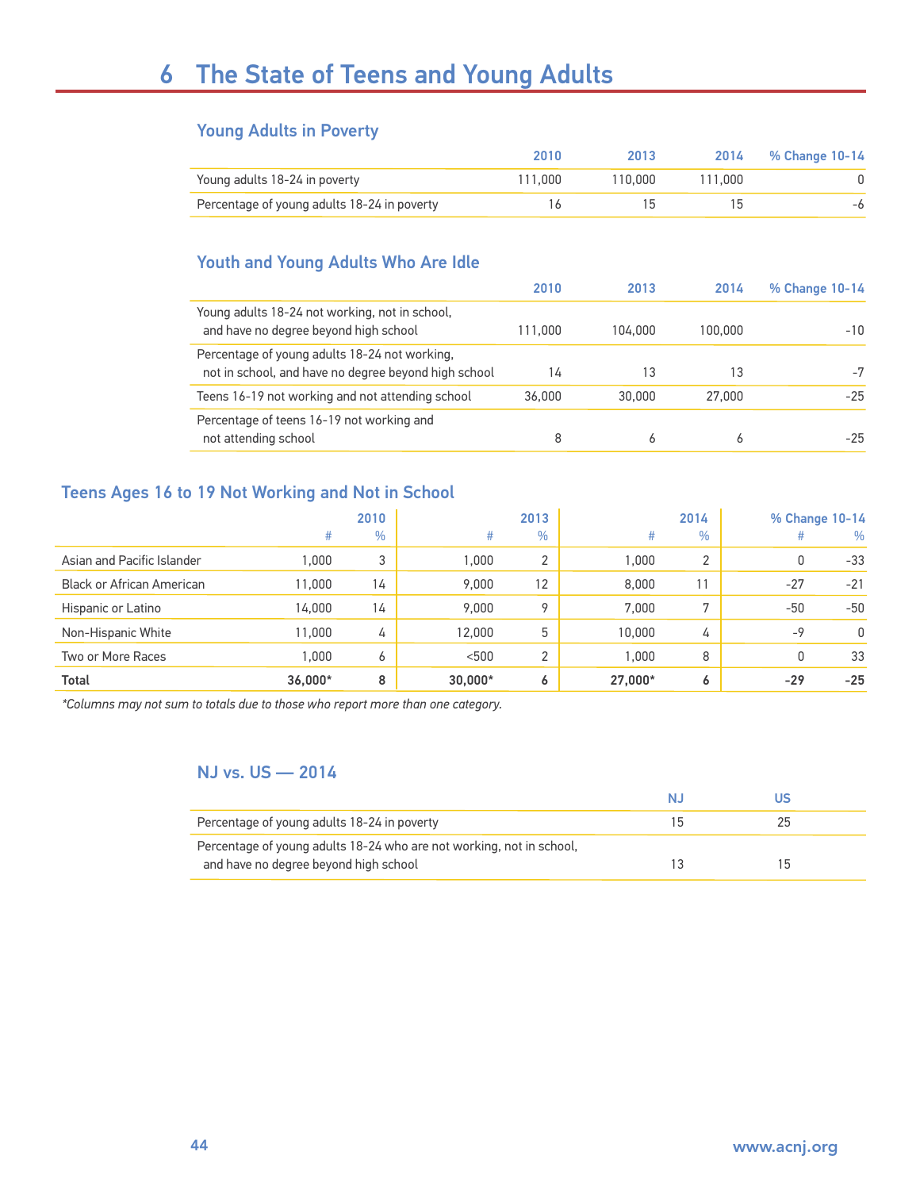# 6 The State of Teens and Young Adults

## Young Adults in Poverty

| | 2010 | 2013 | 2014 | % Change 10-14 |
|---|---|---|---|---|
| Young adults 18-24 in poverty | 111,000 | 110,000 | 111,000 | 0 |
| Percentage of young adults 18-24 in poverty | 16 | 15 | 15 | -6 |

## Youth and Young Adults Who Are Idle

| | 2010 | 2013 | 2014 | % Change 10-14 |
|---|---|---|---|---|
| Young adults 18-24 not working, not in school, and have no degree beyond high school | 111,000 | 104,000 | 100,000 | -10 |
| Percentage of young adults 18-24 not working, not in school, and have no degree beyond high school | 14 | 13 | 13 | -7 |
| Teens 16-19 not working and not attending school | 36,000 | 30,000 | 27,000 | -25 |
| Percentage of teens 16-19 not working and not attending school | 8 | 6 | 6 | -25 |

## Teens Ages 16 to 19 Not Working and Not in School

| | 2010 | | 2013 | | 2014 | | % Change 10-14 | |
|---|---|---|---|---|---|---|---|---|
| | # | % | # | % | # | % | # | % |
| Asian and Pacific Islander | 1,000 | 3 | 1,000 | 2 | 1,000 | 2 | 0 | -33 |
| Black or African American | 11,000 | 14 | 9,000 | 12 | 8,000 | 11 | -27 | -21 |
| Hispanic or Latino | 14,000 | 14 | 9,000 | 9 | 7,000 | 7 | -50 | -50 |
| Non-Hispanic White | 11,000 | 4 | 12,000 | 5 | 10,000 | 4 | -9 | 0 |
| Two or More Races | 1,000 | 6 | <500 | 2 | 1,000 | 8 | 0 | 33 |
| **Total** | **36,000*** | **8** | **30,000*** | **6** | **27,000*** | **6** | **-29** | **-25** |

*\*Columns may not sum to totals due to those who report more than one category.*

## NJ vs. US — 2014

| | NJ | US |
|---|---|---|
| Percentage of young adults 18-24 in poverty | 15 | 25 |
| Percentage of young adults 18-24 who are not working, not in school, and have no degree beyond high school | 13 | 15 |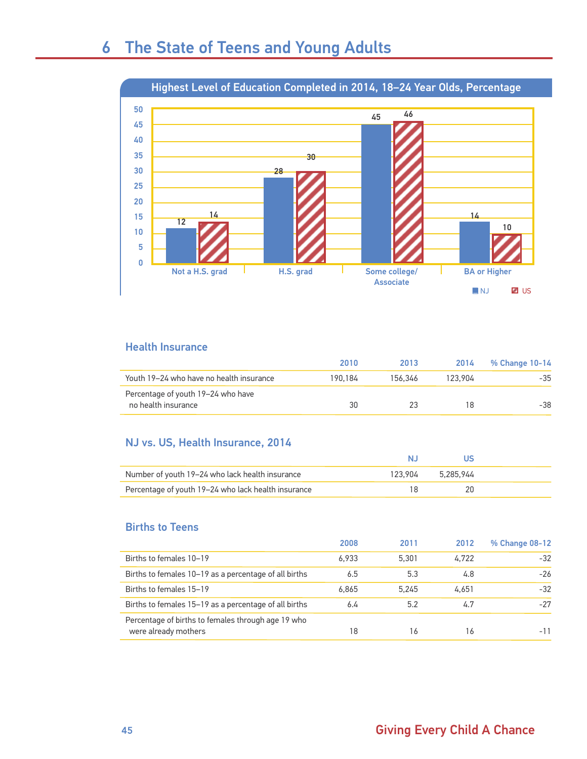# 6 The State of Teens and Young Adults

## Highest Level of Education Completed in 2014, 18–24 Year Olds, Percentage

| | NJ | US |
|---|---|---|
| Not a H.S. grad | 12 | 14 |
| H.S. grad | 28 | 30 |
| Some college/ Associate | 45 | 46 |
| BA or Higher | 14 | 10 |

### Health Insurance

| | 2010 | 2013 | 2014 | % Change 10-14 |
|---|---|---|---|---|
| Youth 19–24 who have no health insurance | 190,184 | 156,346 | 123,904 | -35 |
| Percentage of youth 19–24 who have no health insurance | 30 | 23 | 18 | -38 |

### NJ vs. US, Health Insurance, 2014

| | NJ | US |
|---|---|---|
| Number of youth 19–24 who lack health insurance | 123,904 | 5,285,944 |
| Percentage of youth 19–24 who lack health insurance | 18 | 20 |

### Births to Teens

| | 2008 | 2011 | 2012 | % Change 08-12 |
|---|---|---|---|---|
| Births to females 10–19 | 6,933 | 5,301 | 4,722 | -32 |
| Births to females 10–19 as a percentage of all births | 6.5 | 5.3 | 4.8 | -26 |
| Births to females 15–19 | 6,865 | 5,245 | 4,651 | -32 |
| Births to females 15–19 as a percentage of all births | 6.4 | 5.2 | 4.7 | -27 |
| Percentage of births to females through age 19 who were already mothers | 18 | 16 | 16 | -11 |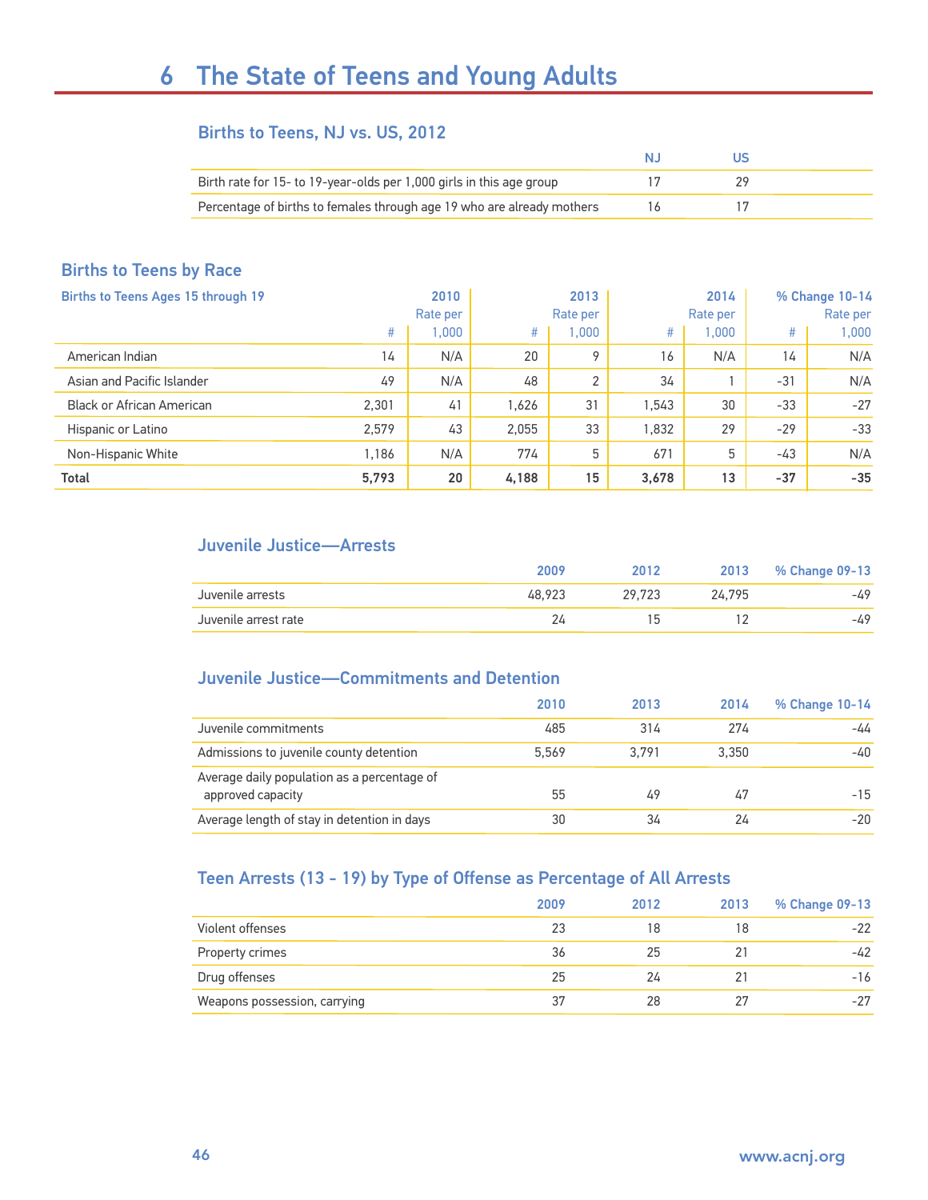# 6 The State of Teens and Young Adults

## Births to Teens, NJ vs. US, 2012

| | NJ | US |
|---|---|---|
| Birth rate for 15- to 19-year-olds per 1,000 girls in this age group | 17 | 29 |
| Percentage of births to females through age 19 who are already mothers | 16 | 17 |

## Births to Teens by Race

| Births to Teens Ages 15 through 19 | 2010 | | 2013 | | 2014 | | % Change 10-14 | |
|---|---|---|---|---|---|---|---|---|
| | # | Rate per 1,000 | # | Rate per 1,000 | # | Rate per 1,000 | # | Rate per 1,000 |
| American Indian | 14 | N/A | 20 | 9 | 16 | N/A | 14 | N/A |
| Asian and Pacific Islander | 49 | N/A | 48 | 2 | 34 | 1 | -31 | N/A |
| Black or African American | 2,301 | 41 | 1,626 | 31 | 1,543 | 30 | -33 | -27 |
| Hispanic or Latino | 2,579 | 43 | 2,055 | 33 | 1,832 | 29 | -29 | -33 |
| Non-Hispanic White | 1,186 | N/A | 774 | 5 | 671 | 5 | -43 | N/A |
| **Total** | **5,793** | **20** | **4,188** | **15** | **3,678** | **13** | **-37** | **-35** |

## Juvenile Justice—Arrests

| | 2009 | 2012 | 2013 | % Change 09-13 |
|---|---|---|---|---|
| Juvenile arrests | 48,923 | 29,723 | 24,795 | -49 |
| Juvenile arrest rate | 24 | 15 | 12 | -49 |

## Juvenile Justice—Commitments and Detention

| | 2010 | 2013 | 2014 | % Change 10-14 |
|---|---|---|---|---|
| Juvenile commitments | 485 | 314 | 274 | -44 |
| Admissions to juvenile county detention | 5,569 | 3,791 | 3,350 | -40 |
| Average daily population as a percentage of approved capacity | 55 | 49 | 47 | -15 |
| Average length of stay in detention in days | 30 | 34 | 24 | -20 |

## Teen Arrests (13 - 19) by Type of Offense as Percentage of All Arrests

| | 2009 | 2012 | 2013 | % Change 09-13 |
|---|---|---|---|---|
| Violent offenses | 23 | 18 | 18 | -22 |
| Property crimes | 36 | 25 | 21 | -42 |
| Drug offenses | 25 | 24 | 21 | -16 |
| Weapons possession, carrying | 37 | 28 | 27 | -27 |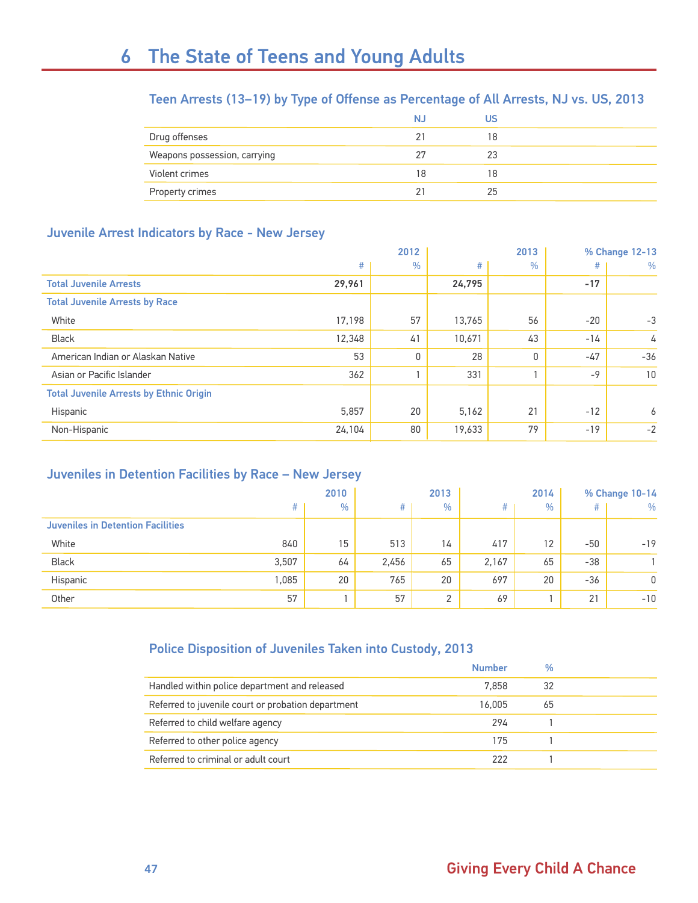# 6 The State of Teens and Young Adults

### Teen Arrests (13–19) by Type of Offense as Percentage of All Arrests, NJ vs. US, 2013

| | NJ | US |
|---|---|---|
| Drug offenses | 21 | 18 |
| Weapons possession, carrying | 27 | 23 |
| Violent crimes | 18 | 18 |
| Property crimes | 21 | 25 |

### Juvenile Arrest Indicators by Race - New Jersey

| | 2012 | | 2013 | | % Change 12-13 | |
|---|---|---|---|---|---|---|
| | # | % | # | % | # | % |
| **Total Juvenile Arrests** | **29,961** | | **24,795** | | **-17** | |
| **Total Juvenile Arrests by Race** | | | | | | |
| White | 17,198 | 57 | 13,765 | 56 | -20 | -3 |
| Black | 12,348 | 41 | 10,671 | 43 | -14 | 4 |
| American Indian or Alaskan Native | 53 | 0 | 28 | 0 | -47 | -36 |
| Asian or Pacific Islander | 362 | 1 | 331 | 1 | -9 | 10 |
| **Total Juvenile Arrests by Ethnic Origin** | | | | | | |
| Hispanic | 5,857 | 20 | 5,162 | 21 | -12 | 6 |
| Non-Hispanic | 24,104 | 80 | 19,633 | 79 | -19 | -2 |

### Juveniles in Detention Facilities by Race – New Jersey

| | 2010 | | 2013 | | 2014 | | % Change 10-14 | |
|---|---|---|---|---|---|---|---|---|
| | # | % | # | % | # | % | # | % |
| **Juveniles in Detention Facilities** | | | | | | | | |
| White | 840 | 15 | 513 | 14 | 417 | 12 | -50 | -19 |
| Black | 3,507 | 64 | 2,456 | 65 | 2,167 | 65 | -38 | 1 |
| Hispanic | 1,085 | 20 | 765 | 20 | 697 | 20 | -36 | 0 |
| Other | 57 | 1 | 57 | 2 | 69 | 1 | 21 | -10 |

### Police Disposition of Juveniles Taken into Custody, 2013

| | Number | % |
|---|---|---|
| Handled within police department and released | 7,858 | 32 |
| Referred to juvenile court or probation department | 16,005 | 65 |
| Referred to child welfare agency | 294 | 1 |
| Referred to other police agency | 175 | 1 |
| Referred to criminal or adult court | 222 | 1 |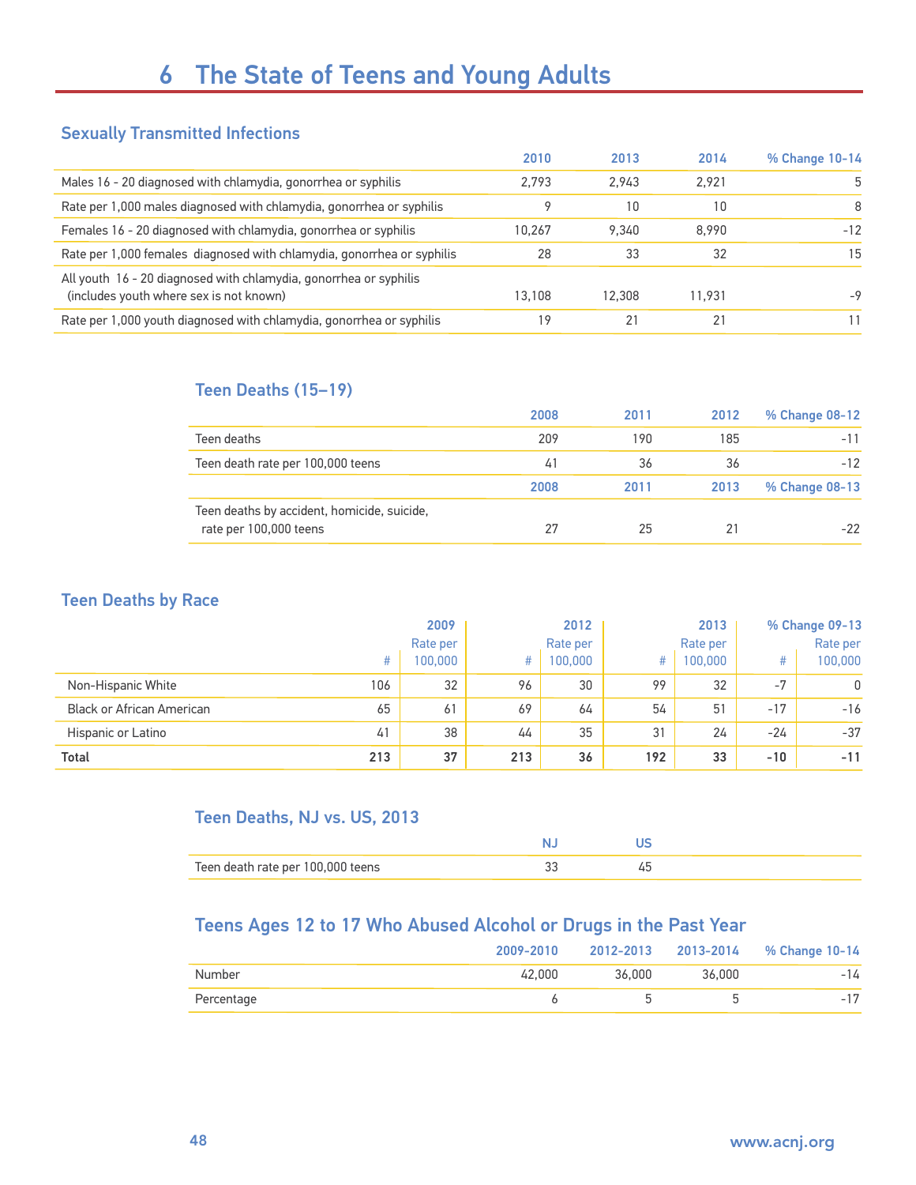# 6 The State of Teens and Young Adults

## Sexually Transmitted Infections

| | 2010 | 2013 | 2014 | % Change 10-14 |
|---|---|---|---|---|
| Males 16 - 20 diagnosed with chlamydia, gonorrhea or syphilis | 2,793 | 2,943 | 2,921 | 5 |
| Rate per 1,000 males diagnosed with chlamydia, gonorrhea or syphilis | 9 | 10 | 10 | 8 |
| Females 16 - 20 diagnosed with chlamydia, gonorrhea or syphilis | 10,267 | 9,340 | 8,990 | -12 |
| Rate per 1,000 females diagnosed with chlamydia, gonorrhea or syphilis | 28 | 33 | 32 | 15 |
| All youth 16 - 20 diagnosed with chlamydia, gonorrhea or syphilis (includes youth where sex is not known) | 13,108 | 12,308 | 11,931 | -9 |
| Rate per 1,000 youth diagnosed with chlamydia, gonorrhea or syphilis | 19 | 21 | 21 | 11 |

## Teen Deaths (15–19)

| | 2008 | 2011 | 2012 | % Change 08-12 |
|---|---|---|---|---|
| Teen deaths | 209 | 190 | 185 | -11 |
| Teen death rate per 100,000 teens | 41 | 36 | 36 | -12 |
| | **2008** | **2011** | **2013** | **% Change 08-13** |
| Teen deaths by accident, homicide, suicide, rate per 100,000 teens | 27 | 25 | 21 | -22 |

## Teen Deaths by Race

| | 2009 | | 2012 | | 2013 | | % Change 09-13 | |
|---|---|---|---|---|---|---|---|---|
| | # | Rate per 100,000 | # | Rate per 100,000 | # | Rate per 100,000 | # | Rate per 100,000 |
| Non-Hispanic White | 106 | 32 | 96 | 30 | 99 | 32 | -7 | 0 |
| Black or African American | 65 | 61 | 69 | 64 | 54 | 51 | -17 | -16 |
| Hispanic or Latino | 41 | 38 | 44 | 35 | 31 | 24 | -24 | -37 |
| **Total** | **213** | **37** | **213** | **36** | **192** | **33** | **-10** | **-11** |

## Teen Deaths, NJ vs. US, 2013

| | NJ | US |
|---|---|---|
| Teen death rate per 100,000 teens | 33 | 45 |

## Teens Ages 12 to 17 Who Abused Alcohol or Drugs in the Past Year

| | 2009-2010 | 2012-2013 | 2013-2014 | % Change 10-14 |
|---|---|---|---|---|
| Number | 42,000 | 36,000 | 36,000 | -14 |
| Percentage | 6 | 5 | 5 | -17 |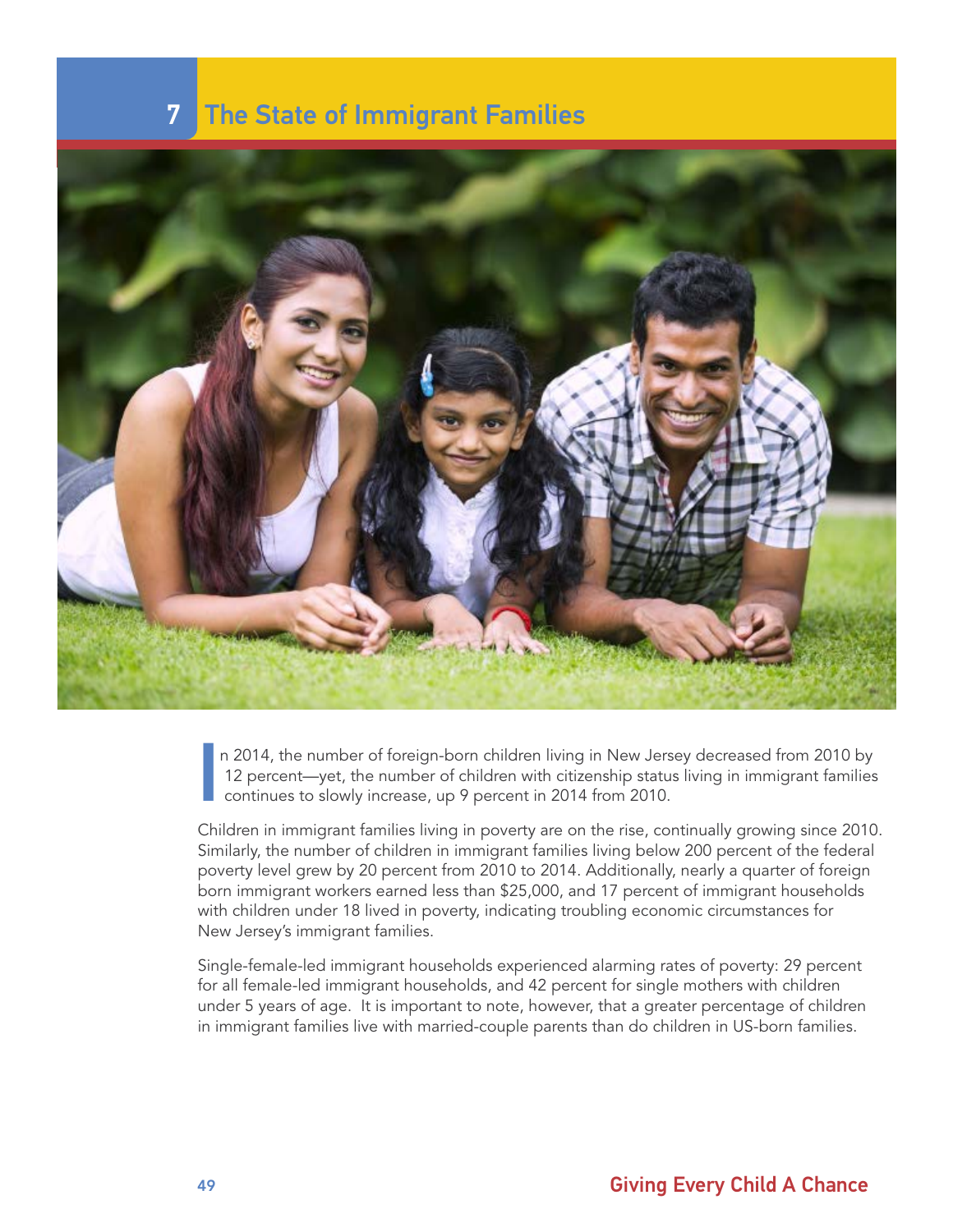# 7 The State of Immigrant Families

In 2014, the number of foreign-born children living in New Jersey decreased from 2010 by 12 percent—yet, the number of children with citizenship status living in immigrant families continues to slowly increase, up 9 percent in 2014 from 2010.

Children in immigrant families living in poverty are on the rise, continually growing since 2010. Similarly, the number of children in immigrant families living below 200 percent of the federal poverty level grew by 20 percent from 2010 to 2014. Additionally, nearly a quarter of foreign born immigrant workers earned less than $25,000, and 17 percent of immigrant households with children under 18 lived in poverty, indicating troubling economic circumstances for New Jersey's immigrant families.

Single-female-led immigrant households experienced alarming rates of poverty: 29 percent for all female-led immigrant households, and 42 percent for single mothers with children under 5 years of age. It is important to note, however, that a greater percentage of children in immigrant families live with married-couple parents than do children in US-born families.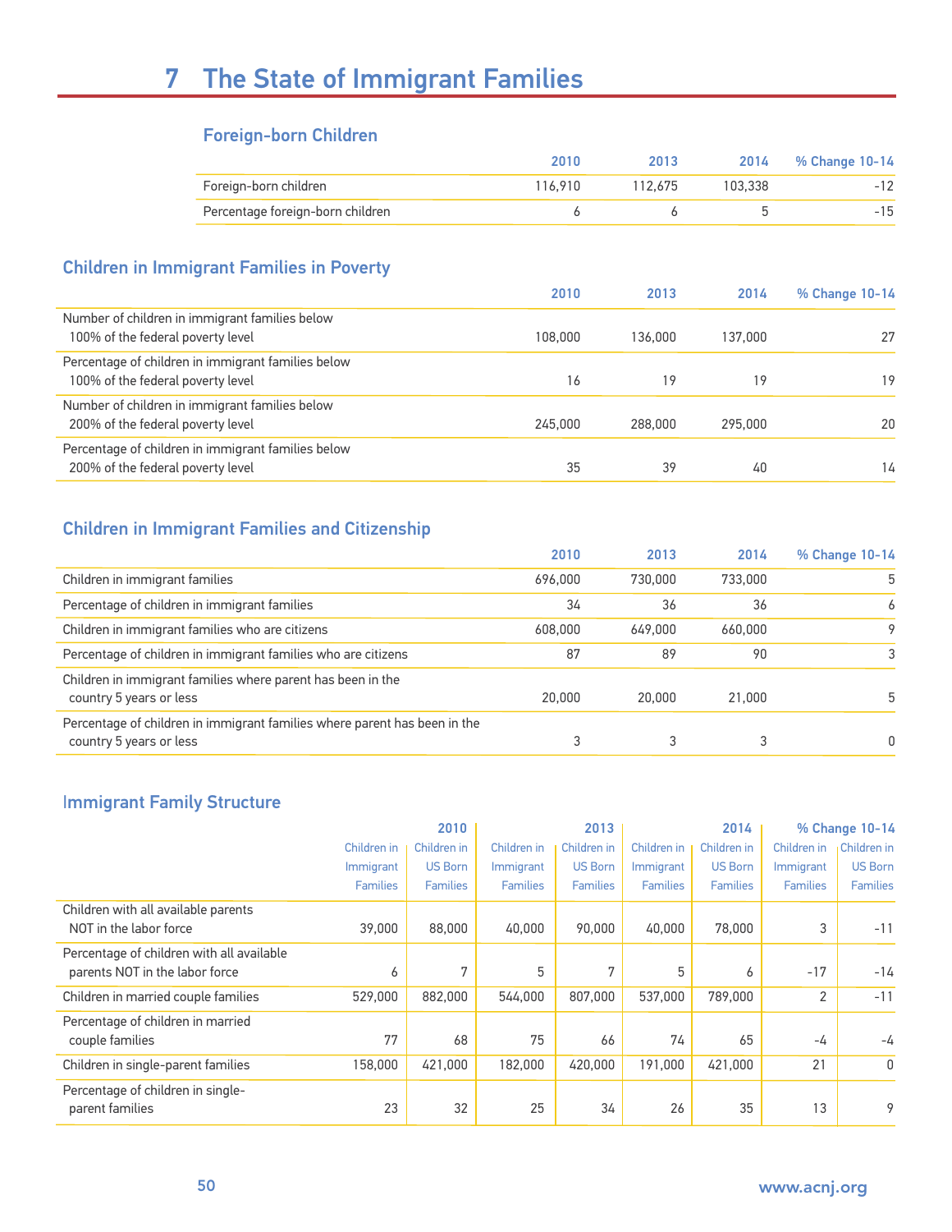# 7 The State of Immigrant Families

## Foreign-born Children

| | 2010 | 2013 | 2014 | % Change 10-14 |
|---|---|---|---|---|
| Foreign-born children | 116,910 | 112,675 | 103,338 | -12 |
| Percentage foreign-born children | 6 | 6 | 5 | -15 |

## Children in Immigrant Families in Poverty

| | 2010 | 2013 | 2014 | % Change 10-14 |
|---|---|---|---|---|
| Number of children in immigrant families below 100% of the federal poverty level | 108,000 | 136,000 | 137,000 | 27 |
| Percentage of children in immigrant families below 100% of the federal poverty level | 16 | 19 | 19 | 19 |
| Number of children in immigrant families below 200% of the federal poverty level | 245,000 | 288,000 | 295,000 | 20 |
| Percentage of children in immigrant families below 200% of the federal poverty level | 35 | 39 | 40 | 14 |

## Children in Immigrant Families and Citizenship

| | 2010 | 2013 | 2014 | % Change 10-14 |
|---|---|---|---|---|
| Children in immigrant families | 696,000 | 730,000 | 733,000 | 5 |
| Percentage of children in immigrant families | 34 | 36 | 36 | 6 |
| Children in immigrant families who are citizens | 608,000 | 649,000 | 660,000 | 9 |
| Percentage of children in immigrant families who are citizens | 87 | 89 | 90 | 3 |
| Children in immigrant families where parent has been in the country 5 years or less | 20,000 | 20,000 | 21,000 | 5 |
| Percentage of children in immigrant families where parent has been in the country 5 years or less | 3 | 3 | 3 | 0 |

## Immigrant Family Structure

| | 2010 | | 2013 | | 2014 | | % Change 10-14 | |
|---|---|---|---|---|---|---|---|---|
| | Children in Immigrant Families | Children in US Born Families | Children in Immigrant Families | Children in US Born Families | Children in Immigrant Families | Children in US Born Families | Children in Immigrant Families | Children in US Born Families |
| Children with all available parents NOT in the labor force | 39,000 | 88,000 | 40,000 | 90,000 | 40,000 | 78,000 | 3 | -11 |
| Percentage of children with all available parents NOT in the labor force | 6 | 7 | 5 | 7 | 5 | 6 | -17 | -14 |
| Children in married couple families | 529,000 | 882,000 | 544,000 | 807,000 | 537,000 | 789,000 | 2 | -11 |
| Percentage of children in married couple families | 77 | 68 | 75 | 66 | 74 | 65 | -4 | -4 |
| Children in single-parent families | 158,000 | 421,000 | 182,000 | 420,000 | 191,000 | 421,000 | 21 | 0 |
| Percentage of children in single-parent families | 23 | 32 | 25 | 34 | 26 | 35 | 13 | 9 |

www.acnj.org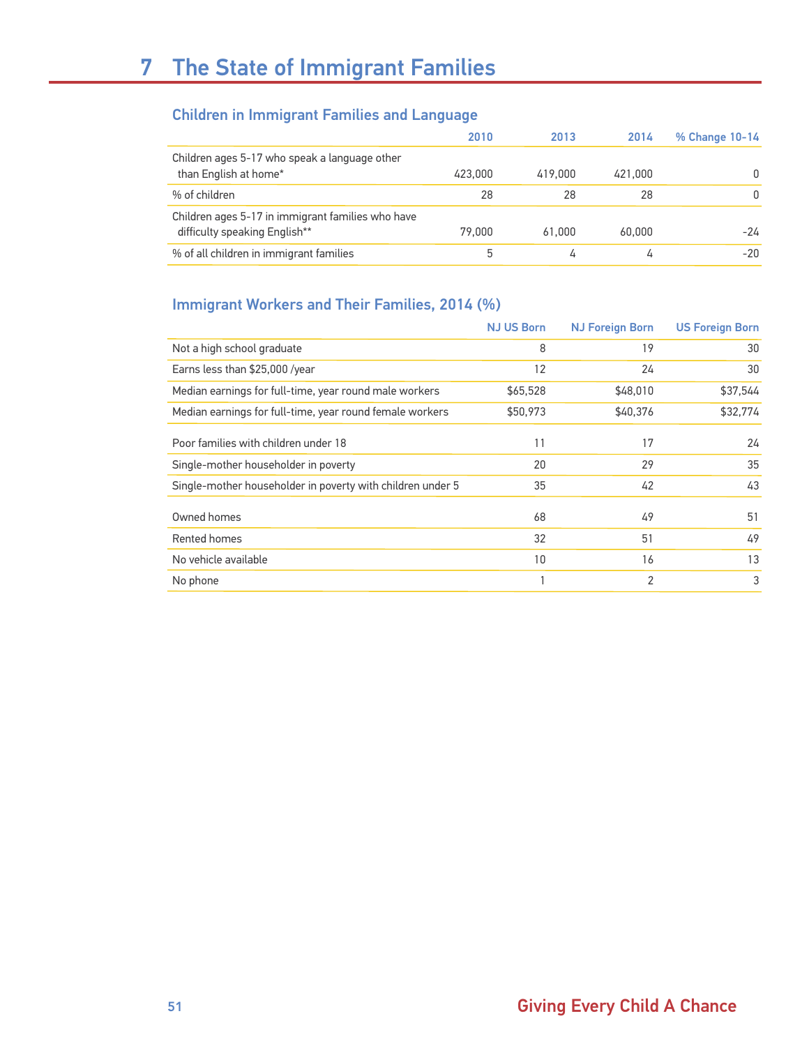# 7 The State of Immigrant Families

## Children in Immigrant Families and Language

| | 2010 | 2013 | 2014 | % Change 10-14 |
|---|---|---|---|---|
| Children ages 5-17 who speak a language other than English at home* | 423,000 | 419,000 | 421,000 | 0 |
| % of children | 28 | 28 | 28 | 0 |
| Children ages 5-17 in immigrant families who have difficulty speaking English** | 79,000 | 61,000 | 60,000 | -24 |
| % of all children in immigrant families | 5 | 4 | 4 | -20 |

## Immigrant Workers and Their Families, 2014 (%)

| | NJ US Born | NJ Foreign Born | US Foreign Born |
|---|---|---|---|
| Not a high school graduate | 8 | 19 | 30 |
| Earns less than $25,000 /year | 12 | 24 | 30 |
| Median earnings for full-time, year round male workers | $65,528 | $48,010 | $37,544 |
| Median earnings for full-time, year round female workers | $50,973 | $40,376 | $32,774 |
| Poor families with children under 18 | 11 | 17 | 24 |
| Single-mother householder in poverty | 20 | 29 | 35 |
| Single-mother householder in poverty with children under 5 | 35 | 42 | 43 |
| Owned homes | 68 | 49 | 51 |
| Rented homes | 32 | 51 | 49 |
| No vehicle available | 10 | 16 | 13 |
| No phone | 1 | 2 | 3 |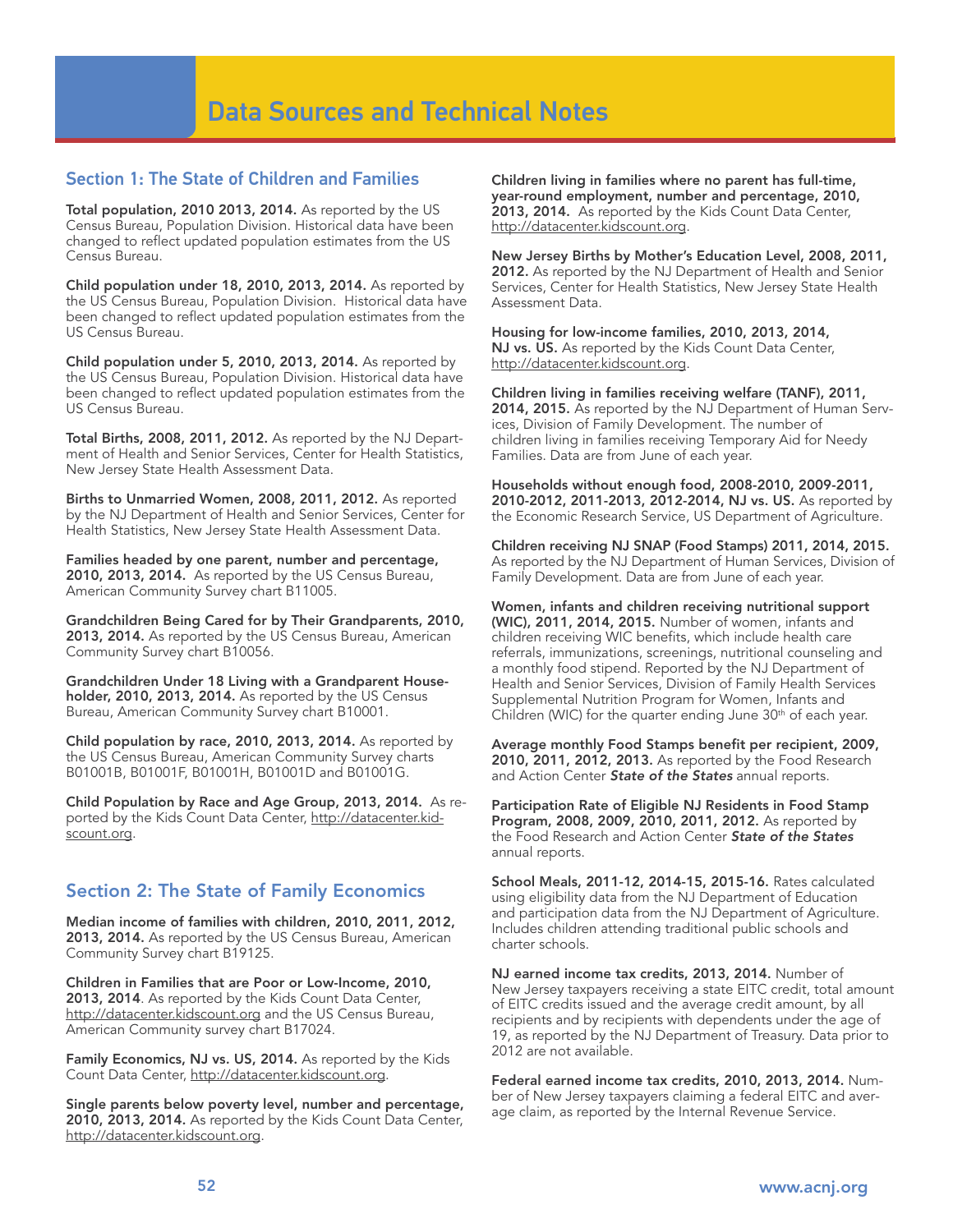# Data Sources and Technical Notes

## Section 1: The State of Children and Families

**Total population, 2010 2013, 2014.** As reported by the US Census Bureau, Population Division. Historical data have been changed to reflect updated population estimates from the US Census Bureau.

**Child population under 18, 2010, 2013, 2014.** As reported by the US Census Bureau, Population Division. Historical data have been changed to reflect updated population estimates from the US Census Bureau.

**Child population under 5, 2010, 2013, 2014.** As reported by the US Census Bureau, Population Division. Historical data have been changed to reflect updated population estimates from the US Census Bureau.

**Total Births, 2008, 2011, 2012.** As reported by the NJ Department of Health and Senior Services, Center for Health Statistics, New Jersey State Health Assessment Data.

**Births to Unmarried Women, 2008, 2011, 2012.** As reported by the NJ Department of Health and Senior Services, Center for Health Statistics, New Jersey State Health Assessment Data.

**Families headed by one parent, number and percentage, 2010, 2013, 2014.** As reported by the US Census Bureau, American Community Survey chart B11005.

**Grandchildren Being Cared for by Their Grandparents, 2010, 2013, 2014.** As reported by the US Census Bureau, American Community Survey chart B10056.

**Grandchildren Under 18 Living with a Grandparent Householder, 2010, 2013, 2014.** As reported by the US Census Bureau, American Community Survey chart B10001.

**Child population by race, 2010, 2013, 2014.** As reported by the US Census Bureau, American Community Survey charts B01001B, B01001F, B01001H, B01001D and B01001G.

**Child Population by Race and Age Group, 2013, 2014.** As reported by the Kids Count Data Center, http://datacenter.kidscount.org.

## Section 2: The State of Family Economics

**Median income of families with children, 2010, 2011, 2012, 2013, 2014.** As reported by the US Census Bureau, American Community Survey chart B19125.

**Children in Families that are Poor or Low-Income, 2010, 2013, 2014**. As reported by the Kids Count Data Center, http://datacenter.kidscount.org and the US Census Bureau, American Community survey chart B17024.

**Family Economics, NJ vs. US, 2014.** As reported by the Kids Count Data Center, http://datacenter.kidscount.org.

**Single parents below poverty level, number and percentage, 2010, 2013, 2014.** As reported by the Kids Count Data Center, http://datacenter.kidscount.org.

**Children living in families where no parent has full-time, year-round employment, number and percentage, 2010, 2013, 2014.** As reported by the Kids Count Data Center, http://datacenter.kidscount.org.

**New Jersey Births by Mother's Education Level, 2008, 2011, 2012.** As reported by the NJ Department of Health and Senior Services, Center for Health Statistics, New Jersey State Health Assessment Data.

**Housing for low-income families, 2010, 2013, 2014, NJ vs. US.** As reported by the Kids Count Data Center, http://datacenter.kidscount.org.

**Children living in families receiving welfare (TANF), 2011, 2014, 2015.** As reported by the NJ Department of Human Services, Division of Family Development. The number of children living in families receiving Temporary Aid for Needy Families. Data are from June of each year.

**Households without enough food, 2008-2010, 2009-2011, 2010-2012, 2011-2013, 2012-2014, NJ vs. US.** As reported by the Economic Research Service, US Department of Agriculture.

**Children receiving NJ SNAP (Food Stamps) 2011, 2014, 2015.** As reported by the NJ Department of Human Services, Division of Family Development. Data are from June of each year.

**Women, infants and children receiving nutritional support (WIC), 2011, 2014, 2015.** Number of women, infants and children receiving WIC benefits, which include health care referrals, immunizations, screenings, nutritional counseling and a monthly food stipend. Reported by the NJ Department of Health and Senior Services, Division of Family Health Services Supplemental Nutrition Program for Women, Infants and Children (WIC) for the quarter ending June 30th of each year.

**Average monthly Food Stamps benefit per recipient, 2009, 2010, 2011, 2012, 2013.** As reported by the Food Research and Action Center ***State of the States*** annual reports.

**Participation Rate of Eligible NJ Residents in Food Stamp Program, 2008, 2009, 2010, 2011, 2012.** As reported by the Food Research and Action Center ***State of the States*** annual reports.

**School Meals, 2011-12, 2014-15, 2015-16.** Rates calculated using eligibility data from the NJ Department of Education and participation data from the NJ Department of Agriculture. Includes children attending traditional public schools and charter schools.

**NJ earned income tax credits, 2013, 2014.** Number of New Jersey taxpayers receiving a state EITC credit, total amount of EITC credits issued and the average credit amount, by all recipients and by recipients with dependents under the age of 19, as reported by the NJ Department of Treasury. Data prior to 2012 are not available.

**Federal earned income tax credits, 2010, 2013, 2014.** Number of New Jersey taxpayers claiming a federal EITC and average claim, as reported by the Internal Revenue Service.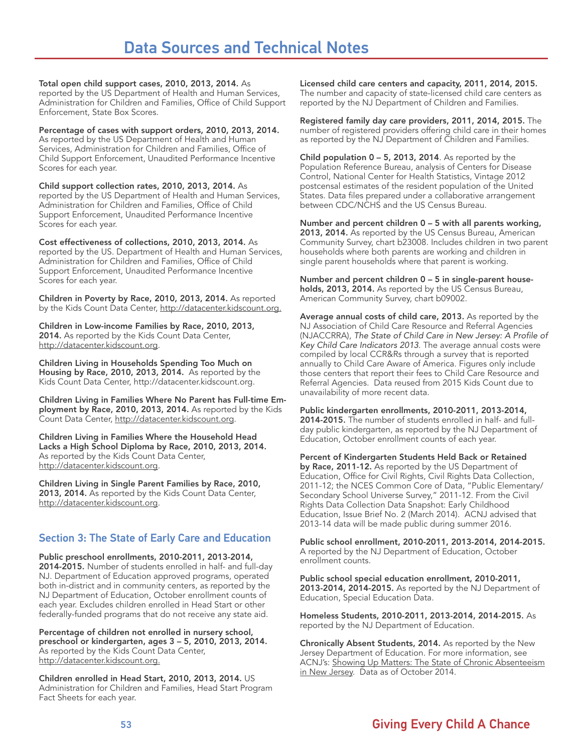# Data Sources and Technical Notes

**Total open child support cases, 2010, 2013, 2014.** As reported by the US Department of Health and Human Services, Administration for Children and Families, Office of Child Support Enforcement, State Box Scores.

**Percentage of cases with support orders, 2010, 2013, 2014.** As reported by the US Department of Health and Human Services, Administration for Children and Families, Office of Child Support Enforcement, Unaudited Performance Incentive Scores for each year.

**Child support collection rates, 2010, 2013, 2014.** As reported by the US Department of Health and Human Services, Administration for Children and Families, Office of Child Support Enforcement, Unaudited Performance Incentive Scores for each year.

**Cost effectiveness of collections, 2010, 2013, 2014.** As reported by the US. Department of Health and Human Services, Administration for Children and Families, Office of Child Support Enforcement, Unaudited Performance Incentive Scores for each year.

**Children in Poverty by Race, 2010, 2013, 2014.** As reported by the Kids Count Data Center, http://datacenter.kidscount.org.

**Children in Low-income Families by Race, 2010, 2013, 2014.** As reported by the Kids Count Data Center, http://datacenter.kidscount.org.

**Children Living in Households Spending Too Much on Housing by Race, 2010, 2013, 2014.** As reported by the Kids Count Data Center, http://datacenter.kidscount.org.

**Children Living in Families Where No Parent has Full-time Employment by Race, 2010, 2013, 2014.** As reported by the Kids Count Data Center, http://datacenter.kidscount.org.

**Children Living in Families Where the Household Head Lacks a High School Diploma by Race, 2010, 2013, 2014.** As reported by the Kids Count Data Center, http://datacenter.kidscount.org.

**Children Living in Single Parent Families by Race, 2010, 2013, 2014.** As reported by the Kids Count Data Center, http://datacenter.kidscount.org.

## Section 3: The State of Early Care and Education

**Public preschool enrollments, 2010-2011, 2013-2014, 2014-2015.** Number of students enrolled in half- and full-day NJ. Department of Education approved programs, operated both in-district and in community centers, as reported by the NJ Department of Education, October enrollment counts of each year. Excludes children enrolled in Head Start or other federally-funded programs that do not receive any state aid.

**Percentage of children not enrolled in nursery school, preschool or kindergarten, ages 3 – 5, 2010, 2013, 2014.** As reported by the Kids Count Data Center, http://datacenter.kidscount.org.

**Children enrolled in Head Start, 2010, 2013, 2014.** US Administration for Children and Families, Head Start Program Fact Sheets for each year.

**Licensed child care centers and capacity, 2011, 2014, 2015.** The number and capacity of state-licensed child care centers as reported by the NJ Department of Children and Families.

**Registered family day care providers, 2011, 2014, 2015.** The number of registered providers offering child care in their homes as reported by the NJ Department of Children and Families.

**Child population 0 – 5, 2013, 2014**. As reported by the Population Reference Bureau, analysis of Centers for Disease Control, National Center for Health Statistics, Vintage 2012 postcensal estimates of the resident population of the United States. Data files prepared under a collaborative arrangement between CDC/NCHS and the US Census Bureau.

**Number and percent children 0 – 5 with all parents working, 2013, 2014.** As reported by the US Census Bureau, American Community Survey, chart b23008. Includes children in two parent households where both parents are working and children in single parent households where that parent is working.

**Number and percent children 0 – 5 in single-parent households, 2013, 2014.** As reported by the US Census Bureau, American Community Survey, chart b09002.

**Average annual costs of child care, 2013.** As reported by the NJ Association of Child Care Resource and Referral Agencies (NJACCRRA), *The State of Child Care in New Jersey: A Profile of Key Child Care Indicators 2013*. The average annual costs were compiled by local CCR&Rs through a survey that is reported annually to Child Care Aware of America. Figures only include those centers that report their fees to Child Care Resource and Referral Agencies. Data reused from 2015 Kids Count due to unavailability of more recent data.

**Public kindergarten enrollments, 2010-2011, 2013-2014, 2014-2015.** The number of students enrolled in half- and full-day public kindergarten, as reported by the NJ Department of Education, October enrollment counts of each year.

**Percent of Kindergarten Students Held Back or Retained by Race, 2011-12.** As reported by the US Department of Education, Office for Civil Rights, Civil Rights Data Collection, 2011-12; the NCES Common Core of Data, "Public Elementary/Secondary School Universe Survey," 2011-12. From the Civil Rights Data Collection Data Snapshot: Early Childhood Education, Issue Brief No. 2 (March 2014). ACNJ advised that 2013-14 data will be made public during summer 2016.

**Public school enrollment, 2010-2011, 2013-2014, 2014-2015.** A reported by the NJ Department of Education, October enrollment counts.

**Public school special education enrollment, 2010-2011, 2013-2014, 2014-2015.** As reported by the NJ Department of Education, Special Education Data.

**Homeless Students, 2010-2011, 2013-2014, 2014-2015.** As reported by the NJ Department of Education.

**Chronically Absent Students, 2014.** As reported by the New Jersey Department of Education. For more information, see ACNJ's: Showing Up Matters: The State of Chronic Absenteeism in New Jersey. Data as of October 2014.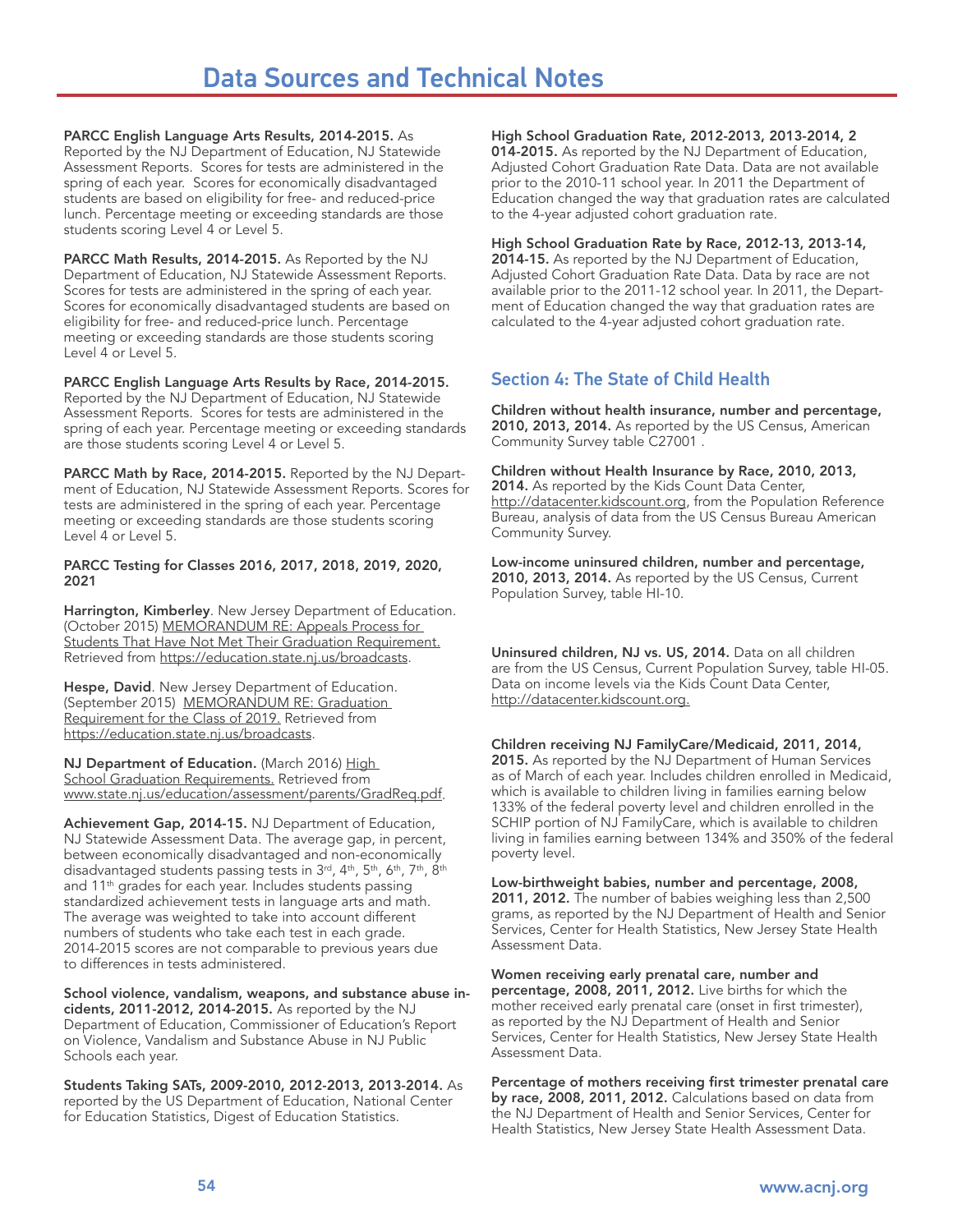# Data Sources and Technical Notes

**PARCC English Language Arts Results, 2014-2015.** As Reported by the NJ Department of Education, NJ Statewide Assessment Reports. Scores for tests are administered in the spring of each year. Scores for economically disadvantaged students are based on eligibility for free- and reduced-price lunch. Percentage meeting or exceeding standards are those students scoring Level 4 or Level 5.

**PARCC Math Results, 2014-2015.** As Reported by the NJ Department of Education, NJ Statewide Assessment Reports. Scores for tests are administered in the spring of each year. Scores for economically disadvantaged students are based on eligibility for free- and reduced-price lunch. Percentage meeting or exceeding standards are those students scoring Level 4 or Level 5.

**PARCC English Language Arts Results by Race, 2014-2015.** Reported by the NJ Department of Education, NJ Statewide Assessment Reports. Scores for tests are administered in the spring of each year. Percentage meeting or exceeding standards are those students scoring Level 4 or Level 5.

**PARCC Math by Race, 2014-2015.** Reported by the NJ Department of Education, NJ Statewide Assessment Reports. Scores for tests are administered in the spring of each year. Percentage meeting or exceeding standards are those students scoring Level 4 or Level 5.

**PARCC Testing for Classes 2016, 2017, 2018, 2019, 2020, 2021**

**Harrington, Kimberley**. New Jersey Department of Education. (October 2015) MEMORANDUM RE: Appeals Process for Students That Have Not Met Their Graduation Requirement. Retrieved from https://education.state.nj.us/broadcasts.

**Hespe, David**. New Jersey Department of Education. (September 2015) MEMORANDUM RE: Graduation Requirement for the Class of 2019. Retrieved from https://education.state.nj.us/broadcasts.

**NJ Department of Education.** (March 2016) High School Graduation Requirements. Retrieved from www.state.nj.us/education/assessment/parents/GradReq.pdf.

**Achievement Gap, 2014-15.** NJ Department of Education, NJ Statewide Assessment Data. The average gap, in percent, between economically disadvantaged and non-economically disadvantaged students passing tests in 3rd, 4th, 5th, 6th, 7th, 8th and 11th grades for each year. Includes students passing standardized achievement tests in language arts and math. The average was weighted to take into account different numbers of students who take each test in each grade. 2014-2015 scores are not comparable to previous years due to differences in tests administered.

**School violence, vandalism, weapons, and substance abuse incidents, 2011-2012, 2014-2015.** As reported by the NJ Department of Education, Commissioner of Education's Report on Violence, Vandalism and Substance Abuse in NJ Public Schools each year.

**Students Taking SATs, 2009-2010, 2012-2013, 2013-2014.** As reported by the US Department of Education, National Center for Education Statistics, Digest of Education Statistics.

**High School Graduation Rate, 2012-2013, 2013-2014, 2014-2015.** As reported by the NJ Department of Education, Adjusted Cohort Graduation Rate Data. Data are not available prior to the 2010-11 school year. In 2011 the Department of Education changed the way that graduation rates are calculated to the 4-year adjusted cohort graduation rate.

**High School Graduation Rate by Race, 2012-13, 2013-14, 2014-15.** As reported by the NJ Department of Education, Adjusted Cohort Graduation Rate Data. Data by race are not available prior to the 2011-12 school year. In 2011, the Department of Education changed the way that graduation rates are calculated to the 4-year adjusted cohort graduation rate.

## Section 4: The State of Child Health

**Children without health insurance, number and percentage, 2010, 2013, 2014.** As reported by the US Census, American Community Survey table C27001 .

**Children without Health Insurance by Race, 2010, 2013, 2014.** As reported by the Kids Count Data Center, http://datacenter.kidscount.org, from the Population Reference Bureau, analysis of data from the US Census Bureau American Community Survey.

**Low-income uninsured children, number and percentage, 2010, 2013, 2014.** As reported by the US Census, Current Population Survey, table HI-10.

**Uninsured children, NJ vs. US, 2014.** Data on all children are from the US Census, Current Population Survey, table HI-05. Data on income levels via the Kids Count Data Center, http://datacenter.kidscount.org.

**Children receiving NJ FamilyCare/Medicaid, 2011, 2014, 2015.** As reported by the NJ Department of Human Services as of March of each year. Includes children enrolled in Medicaid, which is available to children living in families earning below 133% of the federal poverty level and children enrolled in the SCHIP portion of NJ FamilyCare, which is available to children living in families earning between 134% and 350% of the federal poverty level.

**Low-birthweight babies, number and percentage, 2008, 2011, 2012.** The number of babies weighing less than 2,500 grams, as reported by the NJ Department of Health and Senior Services, Center for Health Statistics, New Jersey State Health Assessment Data.

**Women receiving early prenatal care, number and percentage, 2008, 2011, 2012.** Live births for which the mother received early prenatal care (onset in first trimester), as reported by the NJ Department of Health and Senior Services, Center for Health Statistics, New Jersey State Health Assessment Data.

**Percentage of mothers receiving first trimester prenatal care by race, 2008, 2011, 2012.** Calculations based on data from the NJ Department of Health and Senior Services, Center for Health Statistics, New Jersey State Health Assessment Data.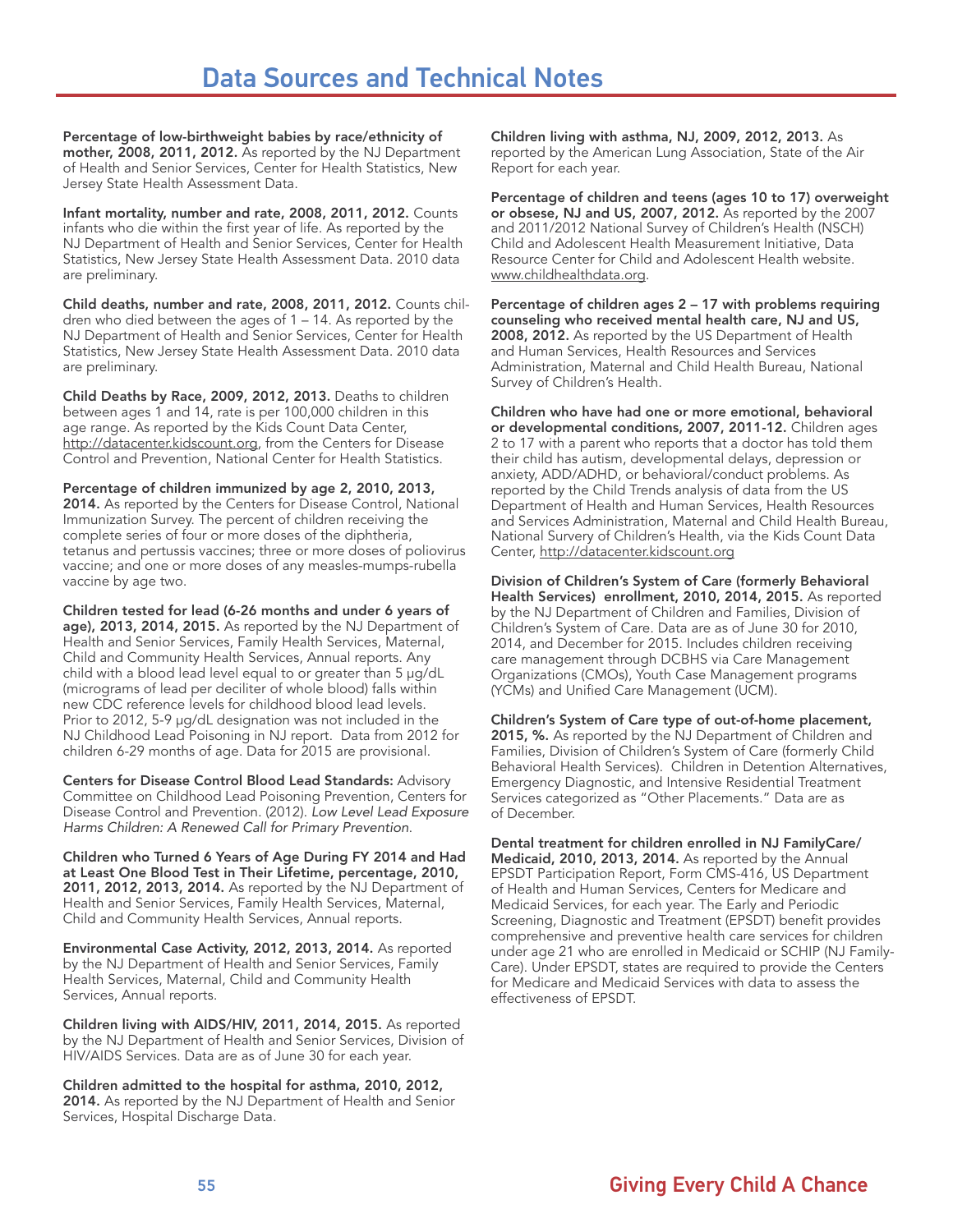# Data Sources and Technical Notes

**Percentage of low-birthweight babies by race/ethnicity of mother, 2008, 2011, 2012.** As reported by the NJ Department of Health and Senior Services, Center for Health Statistics, New Jersey State Health Assessment Data.

**Infant mortality, number and rate, 2008, 2011, 2012.** Counts infants who die within the first year of life. As reported by the NJ Department of Health and Senior Services, Center for Health Statistics, New Jersey State Health Assessment Data. 2010 data are preliminary.

**Child deaths, number and rate, 2008, 2011, 2012.** Counts children who died between the ages of 1 – 14. As reported by the NJ Department of Health and Senior Services, Center for Health Statistics, New Jersey State Health Assessment Data. 2010 data are preliminary.

**Child Deaths by Race, 2009, 2012, 2013.** Deaths to children between ages 1 and 14, rate is per 100,000 children in this age range. As reported by the Kids Count Data Center, http://datacenter.kidscount.org, from the Centers for Disease Control and Prevention, National Center for Health Statistics.

**Percentage of children immunized by age 2, 2010, 2013, 2014.** As reported by the Centers for Disease Control, National Immunization Survey. The percent of children receiving the complete series of four or more doses of the diphtheria, tetanus and pertussis vaccines; three or more doses of poliovirus vaccine; and one or more doses of any measles-mumps-rubella vaccine by age two.

**Children tested for lead (6-26 months and under 6 years of age), 2013, 2014, 2015.** As reported by the NJ Department of Health and Senior Services, Family Health Services, Maternal, Child and Community Health Services, Annual reports. Any child with a blood lead level equal to or greater than 5 µg/dL (micrograms of lead per deciliter of whole blood) falls within new CDC reference levels for childhood blood lead levels. Prior to 2012, 5-9 µg/dL designation was not included in the NJ Childhood Lead Poisoning in NJ report. Data from 2012 for children 6-29 months of age. Data for 2015 are provisional.

**Centers for Disease Control Blood Lead Standards:** Advisory Committee on Childhood Lead Poisoning Prevention, Centers for Disease Control and Prevention. (2012). *Low Level Lead Exposure Harms Children: A Renewed Call for Primary Prevention*.

**Children who Turned 6 Years of Age During FY 2014 and Had at Least One Blood Test in Their Lifetime, percentage, 2010, 2011, 2012, 2013, 2014.** As reported by the NJ Department of Health and Senior Services, Family Health Services, Maternal, Child and Community Health Services, Annual reports.

**Environmental Case Activity, 2012, 2013, 2014.** As reported by the NJ Department of Health and Senior Services, Family Health Services, Maternal, Child and Community Health Services, Annual reports.

**Children living with AIDS/HIV, 2011, 2014, 2015.** As reported by the NJ Department of Health and Senior Services, Division of HIV/AIDS Services. Data are as of June 30 for each year.

**Children admitted to the hospital for asthma, 2010, 2012, 2014.** As reported by the NJ Department of Health and Senior Services, Hospital Discharge Data.

**Children living with asthma, NJ, 2009, 2012, 2013.** As reported by the American Lung Association, State of the Air Report for each year.

**Percentage of children and teens (ages 10 to 17) overweight or obsese, NJ and US, 2007, 2012.** As reported by the 2007 and 2011/2012 National Survey of Children's Health (NSCH) Child and Adolescent Health Measurement Initiative, Data Resource Center for Child and Adolescent Health website. www.childhealthdata.org.

**Percentage of children ages 2 – 17 with problems requiring counseling who received mental health care, NJ and US, 2008, 2012.** As reported by the US Department of Health and Human Services, Health Resources and Services Administration, Maternal and Child Health Bureau, National Survey of Children's Health.

**Children who have had one or more emotional, behavioral or developmental conditions, 2007, 2011-12.** Children ages 2 to 17 with a parent who reports that a doctor has told them their child has autism, developmental delays, depression or anxiety, ADD/ADHD, or behavioral/conduct problems. As reported by the Child Trends analysis of data from the US Department of Health and Human Services, Health Resources and Services Administration, Maternal and Child Health Bureau, National Survey of Children's Health, via the Kids Count Data Center, http://datacenter.kidscount.org

**Division of Children's System of Care (formerly Behavioral Health Services) enrollment, 2010, 2014, 2015.** As reported by the NJ Department of Children and Families, Division of Children's System of Care. Data are as of June 30 for 2010, 2014, and December for 2015. Includes children receiving care management through DCBHS via Care Management Organizations (CMOs), Youth Case Management programs (YCMs) and Unified Care Management (UCM).

**Children's System of Care type of out-of-home placement, 2015, %.** As reported by the NJ Department of Children and Families, Division of Children's System of Care (formerly Child Behavioral Health Services). Children in Detention Alternatives, Emergency Diagnostic, and Intensive Residential Treatment Services categorized as "Other Placements." Data are as of December.

**Dental treatment for children enrolled in NJ FamilyCare/Medicaid, 2010, 2013, 2014.** As reported by the Annual EPSDT Participation Report, Form CMS-416, US Department of Health and Human Services, Centers for Medicare and Medicaid Services, for each year. The Early and Periodic Screening, Diagnostic and Treatment (EPSDT) benefit provides comprehensive and preventive health care services for children under age 21 who are enrolled in Medicaid or SCHIP (NJ FamilyCare). Under EPSDT, states are required to provide the Centers for Medicare and Medicaid Services with data to assess the effectiveness of EPSDT.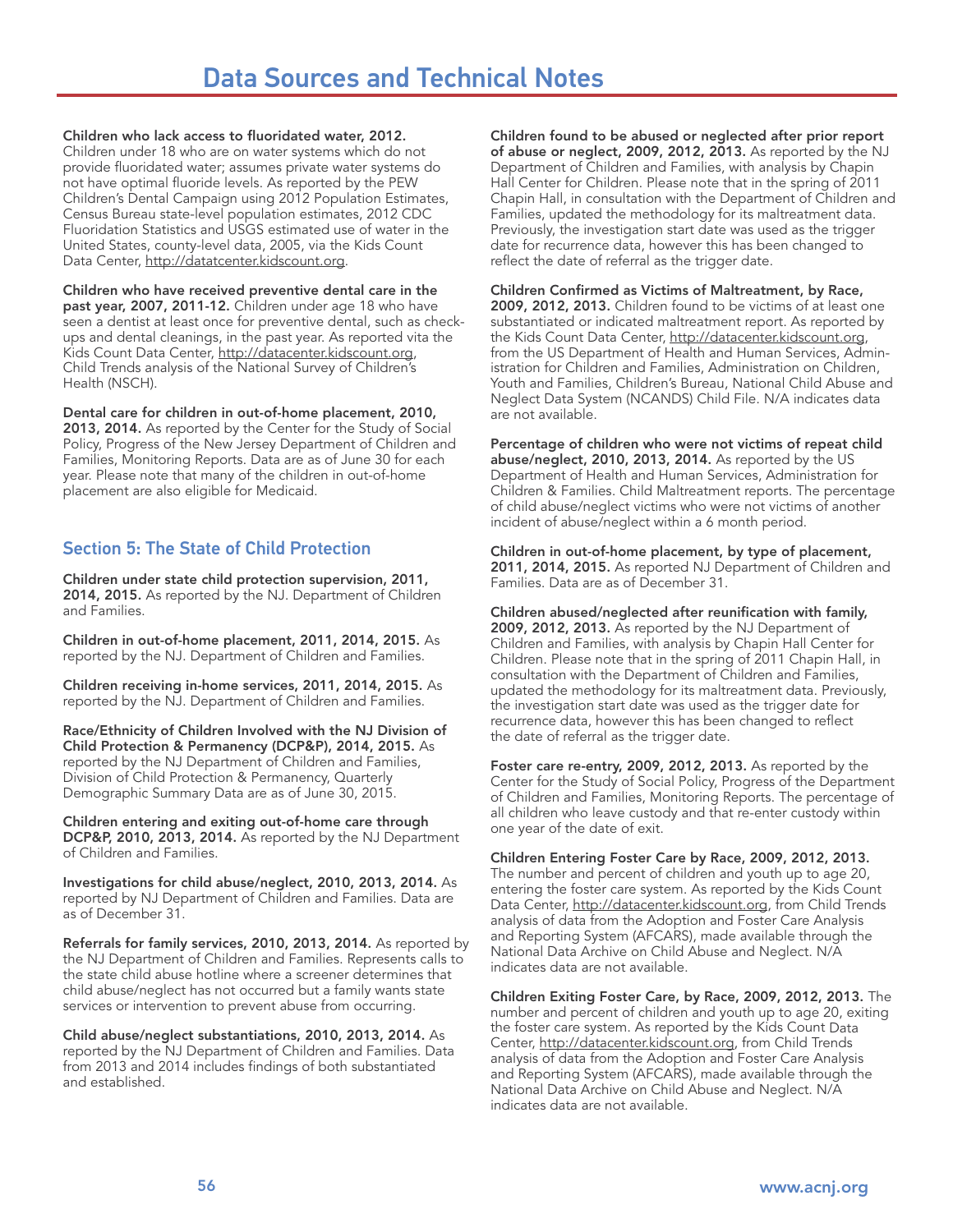# Data Sources and Technical Notes

**Children who lack access to fluoridated water, 2012.** Children under 18 who are on water systems which do not provide fluoridated water; assumes private water systems do not have optimal fluoride levels. As reported by the PEW Children's Dental Campaign using 2012 Population Estimates, Census Bureau state-level population estimates, 2012 CDC Fluoridation Statistics and USGS estimated use of water in the United States, county-level data, 2005, via the Kids Count Data Center, http://datatcenter.kidscount.org.

**Children who have received preventive dental care in the past year, 2007, 2011-12.** Children under age 18 who have seen a dentist at least once for preventive dental, such as check-ups and dental cleanings, in the past year. As reported vita the Kids Count Data Center, http://datacenter.kidscount.org, Child Trends analysis of the National Survey of Children's Health (NSCH).

**Dental care for children in out-of-home placement, 2010, 2013, 2014.** As reported by the Center for the Study of Social Policy, Progress of the New Jersey Department of Children and Families, Monitoring Reports. Data are as of June 30 for each year. Please note that many of the children in out-of-home placement are also eligible for Medicaid.

## Section 5: The State of Child Protection

**Children under state child protection supervision, 2011, 2014, 2015.** As reported by the NJ. Department of Children and Families.

**Children in out-of-home placement, 2011, 2014, 2015.** As reported by the NJ. Department of Children and Families.

**Children receiving in-home services, 2011, 2014, 2015.** As reported by the NJ. Department of Children and Families.

**Race/Ethnicity of Children Involved with the NJ Division of Child Protection & Permanency (DCP&P), 2014, 2015.** As reported by the NJ Department of Children and Families, Division of Child Protection & Permanency, Quarterly Demographic Summary Data are as of June 30, 2015.

**Children entering and exiting out-of-home care through DCP&P, 2010, 2013, 2014.** As reported by the NJ Department of Children and Families.

**Investigations for child abuse/neglect, 2010, 2013, 2014.** As reported by NJ Department of Children and Families. Data are as of December 31.

**Referrals for family services, 2010, 2013, 2014.** As reported by the NJ Department of Children and Families. Represents calls to the state child abuse hotline where a screener determines that child abuse/neglect has not occurred but a family wants state services or intervention to prevent abuse from occurring.

**Child abuse/neglect substantiations, 2010, 2013, 2014.** As reported by the NJ Department of Children and Families. Data from 2013 and 2014 includes findings of both substantiated and established.

**Children found to be abused or neglected after prior report of abuse or neglect, 2009, 2012, 2013.** As reported by the NJ Department of Children and Families, with analysis by Chapin Hall Center for Children. Please note that in the spring of 2011 Chapin Hall, in consultation with the Department of Children and Families, updated the methodology for its maltreatment data. Previously, the investigation start date was used as the trigger date for recurrence data, however this has been changed to reflect the date of referral as the trigger date.

**Children Confirmed as Victims of Maltreatment, by Race, 2009, 2012, 2013.** Children found to be victims of at least one substantiated or indicated maltreatment report. As reported by the Kids Count Data Center, http://datacenter.kidscount.org, from the US Department of Health and Human Services, Administration for Children and Families, Administration on Children, Youth and Families, Children's Bureau, National Child Abuse and Neglect Data System (NCANDS) Child File. N/A indicates data are not available.

**Percentage of children who were not victims of repeat child abuse/neglect, 2010, 2013, 2014.** As reported by the US Department of Health and Human Services, Administration for Children & Families. Child Maltreatment reports. The percentage of child abuse/neglect victims who were not victims of another incident of abuse/neglect within a 6 month period.

**Children in out-of-home placement, by type of placement, 2011, 2014, 2015.** As reported NJ Department of Children and Families. Data are as of December 31.

**Children abused/neglected after reunification with family, 2009, 2012, 2013.** As reported by the NJ Department of Children and Families, with analysis by Chapin Hall Center for Children. Please note that in the spring of 2011 Chapin Hall, in consultation with the Department of Children and Families, updated the methodology for its maltreatment data. Previously, the investigation start date was used as the trigger date for recurrence data, however this has been changed to reflect the date of referral as the trigger date.

**Foster care re-entry, 2009, 2012, 2013.** As reported by the Center for the Study of Social Policy, Progress of the Department of Children and Families, Monitoring Reports. The percentage of all children who leave custody and that re-enter custody within one year of the date of exit.

**Children Entering Foster Care by Race, 2009, 2012, 2013.** The number and percent of children and youth up to age 20, entering the foster care system. As reported by the Kids Count Data Center, http://datacenter.kidscount.org, from Child Trends analysis of data from the Adoption and Foster Care Analysis and Reporting System (AFCARS), made available through the National Data Archive on Child Abuse and Neglect. N/A indicates data are not available.

**Children Exiting Foster Care, by Race, 2009, 2012, 2013.** The number and percent of children and youth up to age 20, exiting the foster care system. As reported by the Kids Count Data Center, http://datacenter.kidscount.org, from Child Trends analysis of data from the Adoption and Foster Care Analysis and Reporting System (AFCARS), made available through the National Data Archive on Child Abuse and Neglect. N/A indicates data are not available.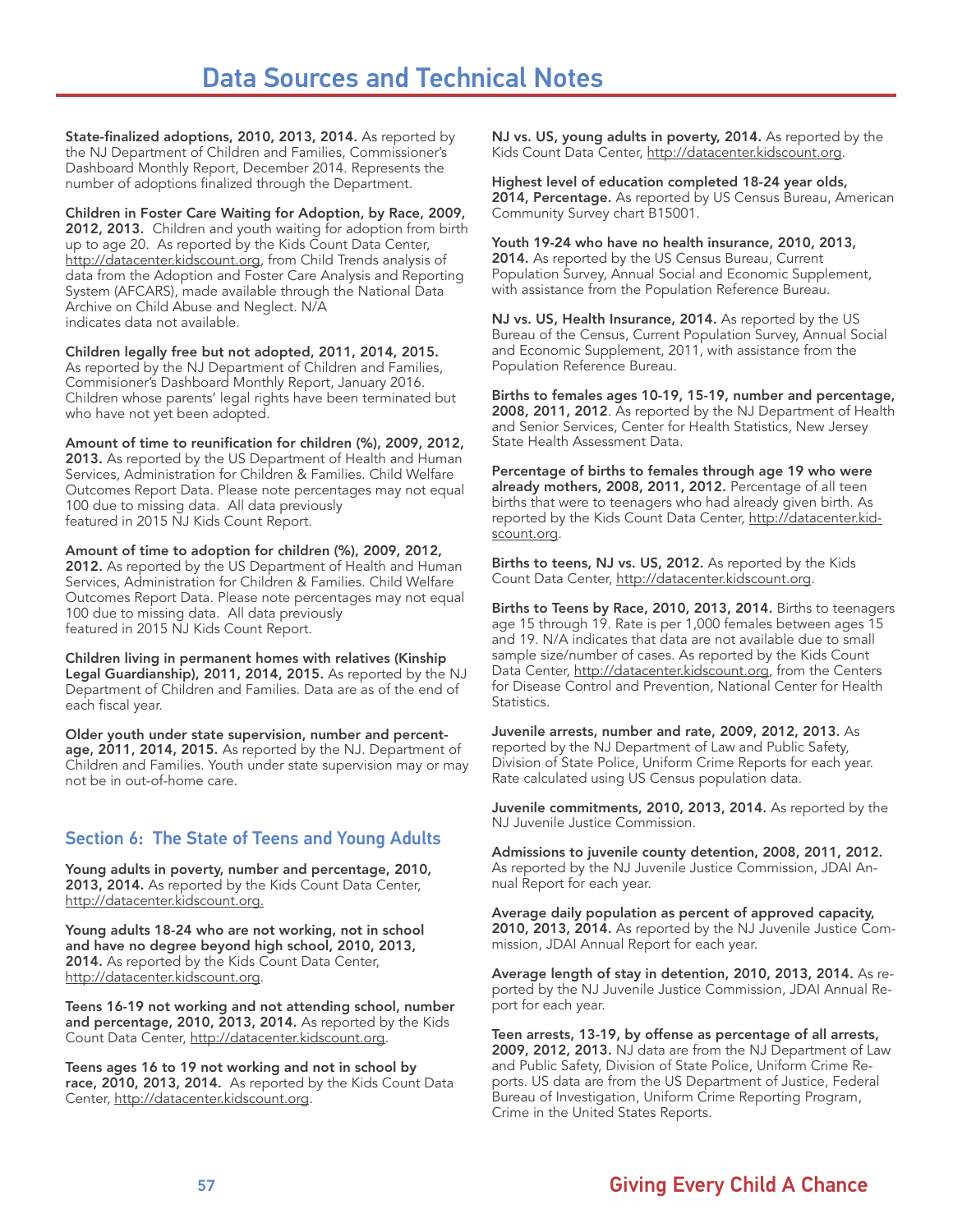# Data Sources and Technical Notes

**State-finalized adoptions, 2010, 2013, 2014.** As reported by the NJ Department of Children and Families, Commissioner's Dashboard Monthly Report, December 2014. Represents the number of adoptions finalized through the Department.

**Children in Foster Care Waiting for Adoption, by Race, 2009, 2012, 2013.** Children and youth waiting for adoption from birth up to age 20. As reported by the Kids Count Data Center, http://datacenter.kidscount.org, from Child Trends analysis of data from the Adoption and Foster Care Analysis and Reporting System (AFCARS), made available through the National Data Archive on Child Abuse and Neglect. N/A indicates data not available.

**Children legally free but not adopted, 2011, 2014, 2015.** As reported by the NJ Department of Children and Families, Commisioner's Dashboard Monthly Report, January 2016. Children whose parents' legal rights have been terminated but who have not yet been adopted.

**Amount of time to reunification for children (%), 2009, 2012, 2013.** As reported by the US Department of Health and Human Services, Administration for Children & Families. Child Welfare Outcomes Report Data. Please note percentages may not equal 100 due to missing data. All data previously featured in 2015 NJ Kids Count Report.

**Amount of time to adoption for children (%), 2009, 2012, 2012.** As reported by the US Department of Health and Human Services, Administration for Children & Families. Child Welfare Outcomes Report Data. Please note percentages may not equal 100 due to missing data. All data previously featured in 2015 NJ Kids Count Report.

**Children living in permanent homes with relatives (Kinship Legal Guardianship), 2011, 2014, 2015.** As reported by the NJ Department of Children and Families. Data are as of the end of each fiscal year.

**Older youth under state supervision, number and percentage, 2011, 2014, 2015.** As reported by the NJ. Department of Children and Families. Youth under state supervision may or may not be in out-of-home care.

## Section 6: The State of Teens and Young Adults

**Young adults in poverty, number and percentage, 2010, 2013, 2014.** As reported by the Kids Count Data Center, http://datacenter.kidscount.org.

**Young adults 18-24 who are not working, not in school and have no degree beyond high school, 2010, 2013, 2014.** As reported by the Kids Count Data Center, http://datacenter.kidscount.org.

**Teens 16-19 not working and not attending school, number and percentage, 2010, 2013, 2014.** As reported by the Kids Count Data Center, http://datacenter.kidscount.org.

**Teens ages 16 to 19 not working and not in school by race, 2010, 2013, 2014.** As reported by the Kids Count Data Center, http://datacenter.kidscount.org.

**NJ vs. US, young adults in poverty, 2014.** As reported by the Kids Count Data Center, http://datacenter.kidscount.org.

**Highest level of education completed 18-24 year olds, 2014, Percentage.** As reported by US Census Bureau, American Community Survey chart B15001.

**Youth 19-24 who have no health insurance, 2010, 2013, 2014.** As reported by the US Census Bureau, Current Population Survey, Annual Social and Economic Supplement, with assistance from the Population Reference Bureau.

**NJ vs. US, Health Insurance, 2014.** As reported by the US Bureau of the Census, Current Population Survey, Annual Social and Economic Supplement, 2011, with assistance from the Population Reference Bureau.

**Births to females ages 10-19, 15-19, number and percentage, 2008, 2011, 2012**. As reported by the NJ Department of Health and Senior Services, Center for Health Statistics, New Jersey State Health Assessment Data.

**Percentage of births to females through age 19 who were already mothers, 2008, 2011, 2012.** Percentage of all teen births that were to teenagers who had already given birth. As reported by the Kids Count Data Center, http://datacenter.kidscount.org.

**Births to teens, NJ vs. US, 2012.** As reported by the Kids Count Data Center, http://datacenter.kidscount.org.

**Births to Teens by Race, 2010, 2013, 2014.** Births to teenagers age 15 through 19. Rate is per 1,000 females between ages 15 and 19. N/A indicates that data are not available due to small sample size/number of cases. As reported by the Kids Count Data Center, http://datacenter.kidscount.org, from the Centers for Disease Control and Prevention, National Center for Health Statistics.

**Juvenile arrests, number and rate, 2009, 2012, 2013.** As reported by the NJ Department of Law and Public Safety, Division of State Police, Uniform Crime Reports for each year. Rate calculated using US Census population data.

**Juvenile commitments, 2010, 2013, 2014.** As reported by the NJ Juvenile Justice Commission.

**Admissions to juvenile county detention, 2008, 2011, 2012.** As reported by the NJ Juvenile Justice Commission, JDAI Annual Report for each year.

**Average daily population as percent of approved capacity, 2010, 2013, 2014.** As reported by the NJ Juvenile Justice Commission, JDAI Annual Report for each year.

**Average length of stay in detention, 2010, 2013, 2014.** As reported by the NJ Juvenile Justice Commission, JDAI Annual Report for each year.

**Teen arrests, 13-19, by offense as percentage of all arrests, 2009, 2012, 2013.** NJ data are from the NJ Department of Law and Public Safety, Division of State Police, Uniform Crime Reports. US data are from the US Department of Justice, Federal Bureau of Investigation, Uniform Crime Reporting Program, Crime in the United States Reports.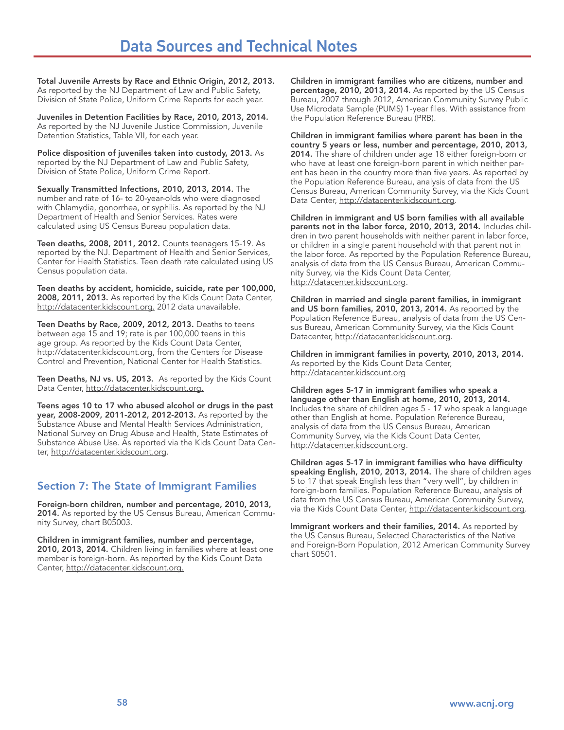# Data Sources and Technical Notes

**Total Juvenile Arrests by Race and Ethnic Origin, 2012, 2013.** As reported by the NJ Department of Law and Public Safety, Division of State Police, Uniform Crime Reports for each year.

**Juveniles in Detention Facilities by Race, 2010, 2013, 2014.** As reported by the NJ Juvenile Justice Commission, Juvenile Detention Statistics, Table VII, for each year.

**Police disposition of juveniles taken into custody, 2013.** As reported by the NJ Department of Law and Public Safety, Division of State Police, Uniform Crime Report.

**Sexually Transmitted Infections, 2010, 2013, 2014.** The number and rate of 16- to 20-year-olds who were diagnosed with Chlamydia, gonorrhea, or syphilis. As reported by the NJ Department of Health and Senior Services. Rates were calculated using US Census Bureau population data.

**Teen deaths, 2008, 2011, 2012.** Counts teenagers 15-19. As reported by the NJ. Department of Health and Senior Services, Center for Health Statistics. Teen death rate calculated using US Census population data.

**Teen deaths by accident, homicide, suicide, rate per 100,000, 2008, 2011, 2013.** As reported by the Kids Count Data Center, http://datacenter.kidscount.org. 2012 data unavailable.

**Teen Deaths by Race, 2009, 2012, 2013.** Deaths to teens between age 15 and 19; rate is per 100,000 teens in this age group. As reported by the Kids Count Data Center, http://datacenter.kidscount.org, from the Centers for Disease Control and Prevention, National Center for Health Statistics.

**Teen Deaths, NJ vs. US, 2013.** As reported by the Kids Count Data Center, http://datacenter.kidscount.org.

**Teens ages 10 to 17 who abused alcohol or drugs in the past year, 2008-2009, 2011-2012, 2012-2013.** As reported by the Substance Abuse and Mental Health Services Administration, National Survey on Drug Abuse and Health, State Estimates of Substance Abuse Use. As reported via the Kids Count Data Center, http://datacenter.kidscount.org.

## Section 7: The State of Immigrant Families

**Foreign-born children, number and percentage, 2010, 2013, 2014.** As reported by the US Census Bureau, American Community Survey, chart B05003.

**Children in immigrant families, number and percentage, 2010, 2013, 2014.** Children living in families where at least one member is foreign-born. As reported by the Kids Count Data Center, http://datacenter.kidscount.org.

**Children in immigrant families who are citizens, number and percentage, 2010, 2013, 2014.** As reported by the US Census Bureau, 2007 through 2012, American Community Survey Public Use Microdata Sample (PUMS) 1-year files. With assistance from the Population Reference Bureau (PRB).

**Children in immigrant families where parent has been in the country 5 years or less, number and percentage, 2010, 2013, 2014.** The share of children under age 18 either foreign-born or who have at least one foreign-born parent in which neither parent has been in the country more than five years. As reported by the Population Reference Bureau, analysis of data from the US Census Bureau, American Community Survey, via the Kids Count Data Center, http://datacenter.kidscount.org.

**Children in immigrant and US born families with all available parents not in the labor force, 2010, 2013, 2014.** Includes children in two parent households with neither parent in labor force, or children in a single parent household with that parent not in the labor force. As reported by the Population Reference Bureau, analysis of data from the US Census Bureau, American Community Survey, via the Kids Count Data Center, http://datacenter.kidscount.org.

**Children in married and single parent families, in immigrant and US born families, 2010, 2013, 2014.** As reported by the Population Reference Bureau, analysis of data from the US Census Bureau, American Community Survey, via the Kids Count Datacenter, http://datacenter.kidscount.org.

**Children in immigrant families in poverty, 2010, 2013, 2014.** As reported by the Kids Count Data Center, http://datacenter.kidscount.org

**Children ages 5-17 in immigrant families who speak a language other than English at home, 2010, 2013, 2014.** Includes the share of children ages 5 - 17 who speak a language other than English at home. Population Reference Bureau, analysis of data from the US Census Bureau, American Community Survey, via the Kids Count Data Center, http://datacenter.kidscount.org.

**Children ages 5-17 in immigrant families who have difficulty speaking English, 2010, 2013, 2014.** The share of children ages 5 to 17 that speak English less than "very well", by children in foreign-born families. Population Reference Bureau, analysis of data from the US Census Bureau, American Community Survey, via the Kids Count Data Center, http://datacenter.kidscount.org.

**Immigrant workers and their families, 2014.** As reported by the US Census Bureau, Selected Characteristics of the Native and Foreign-Born Population, 2012 American Community Survey chart S0501.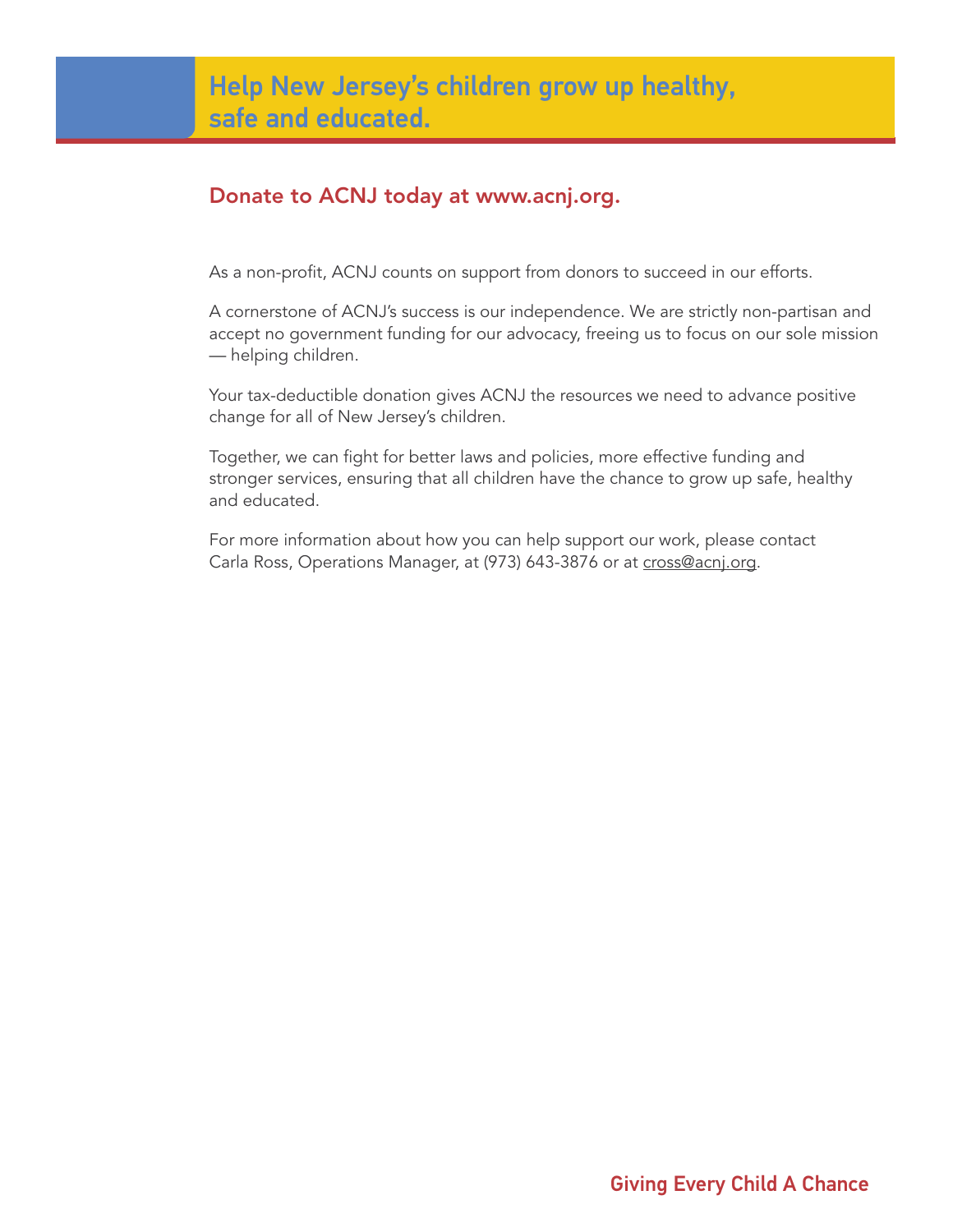# Help New Jersey's children grow up healthy, safe and educated.

## Donate to ACNJ today at www.acnj.org.

As a non-profit, ACNJ counts on support from donors to succeed in our efforts.

A cornerstone of ACNJ's success is our independence. We are strictly non-partisan and accept no government funding for our advocacy, freeing us to focus on our sole mission — helping children.

Your tax-deductible donation gives ACNJ the resources we need to advance positive change for all of New Jersey's children.

Together, we can fight for better laws and policies, more effective funding and stronger services, ensuring that all children have the chance to grow up safe, healthy and educated.

For more information about how you can help support our work, please contact Carla Ross, Operations Manager, at (973) 643-3876 or at cross@acnj.org.

**Giving Every Child A Chance**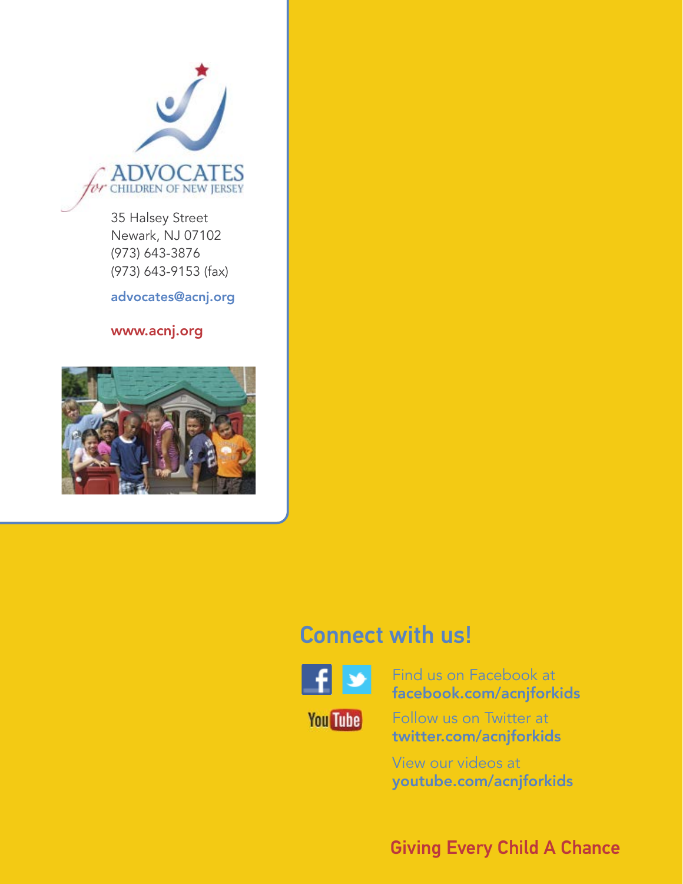ADVOCATES *for* CHILDREN OF NEW JERSEY

35 Halsey Street
Newark, NJ 07102
(973) 643-3876
(973) 643-9153 (fax)

advocates@acnj.org

www.acnj.org

## Connect with us!

Find us on Facebook at
**facebook.com/acnjforkids**

Follow us on Twitter at
**twitter.com/acnjforkids**

View our videos at
**youtube.com/acnjforkids**

**Giving Every Child A Chance**